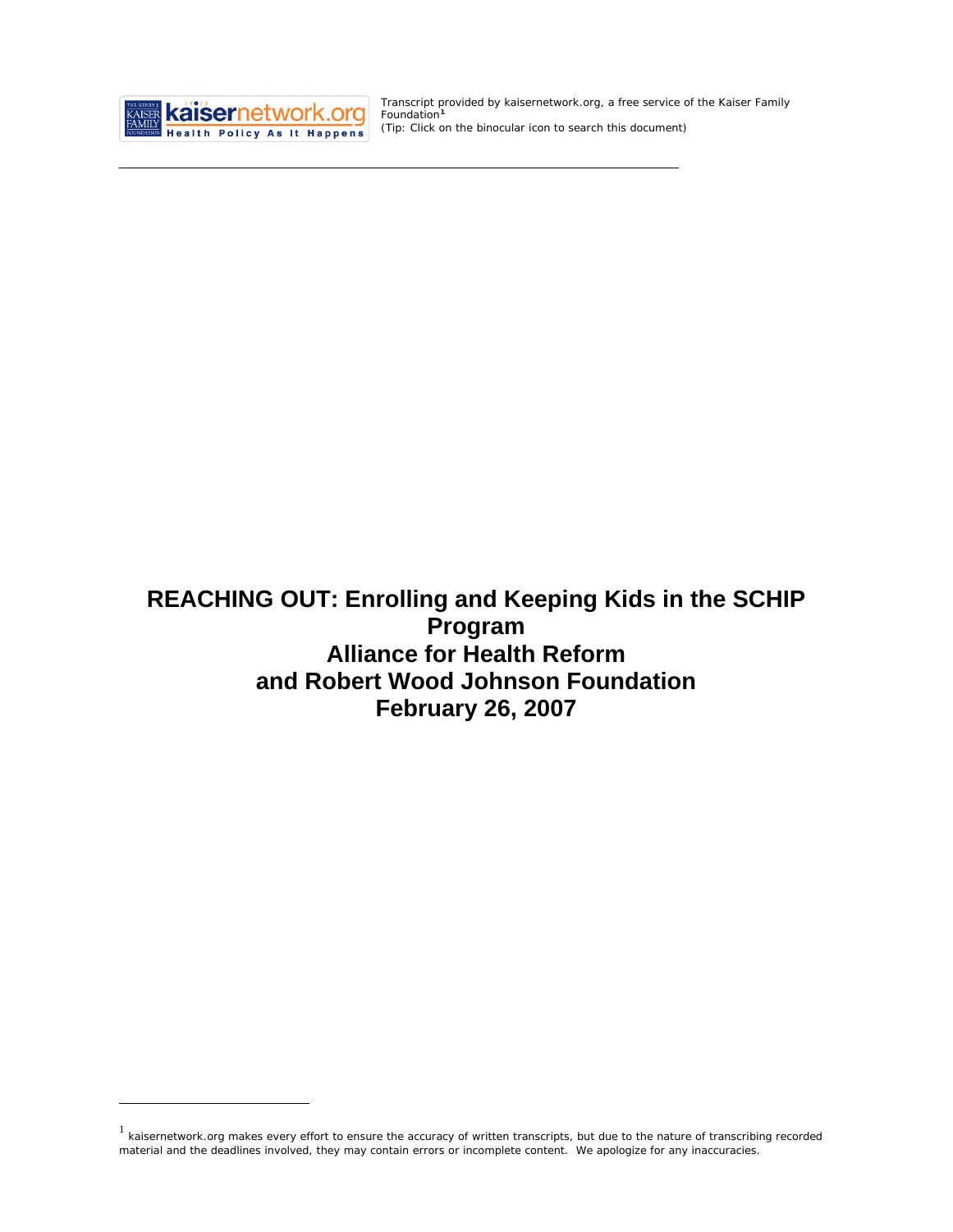Transcript provided by kaisernetwork.org, a free service of the Kaiser Family Foundation[1]
(Tip: Click on the binocular icon to search this document)

# REACHING OUT: Enrolling and Keeping Kids in the SCHIP Program
# Alliance for Health Reform and Robert Wood Johnson Foundation
# February 26, 2007

[1] kaisernetwork.org makes every effort to ensure the accuracy of written transcripts, but due to the nature of transcribing recorded material and the deadlines involved, they may contain errors or incomplete content. We apologize for any inaccuracies.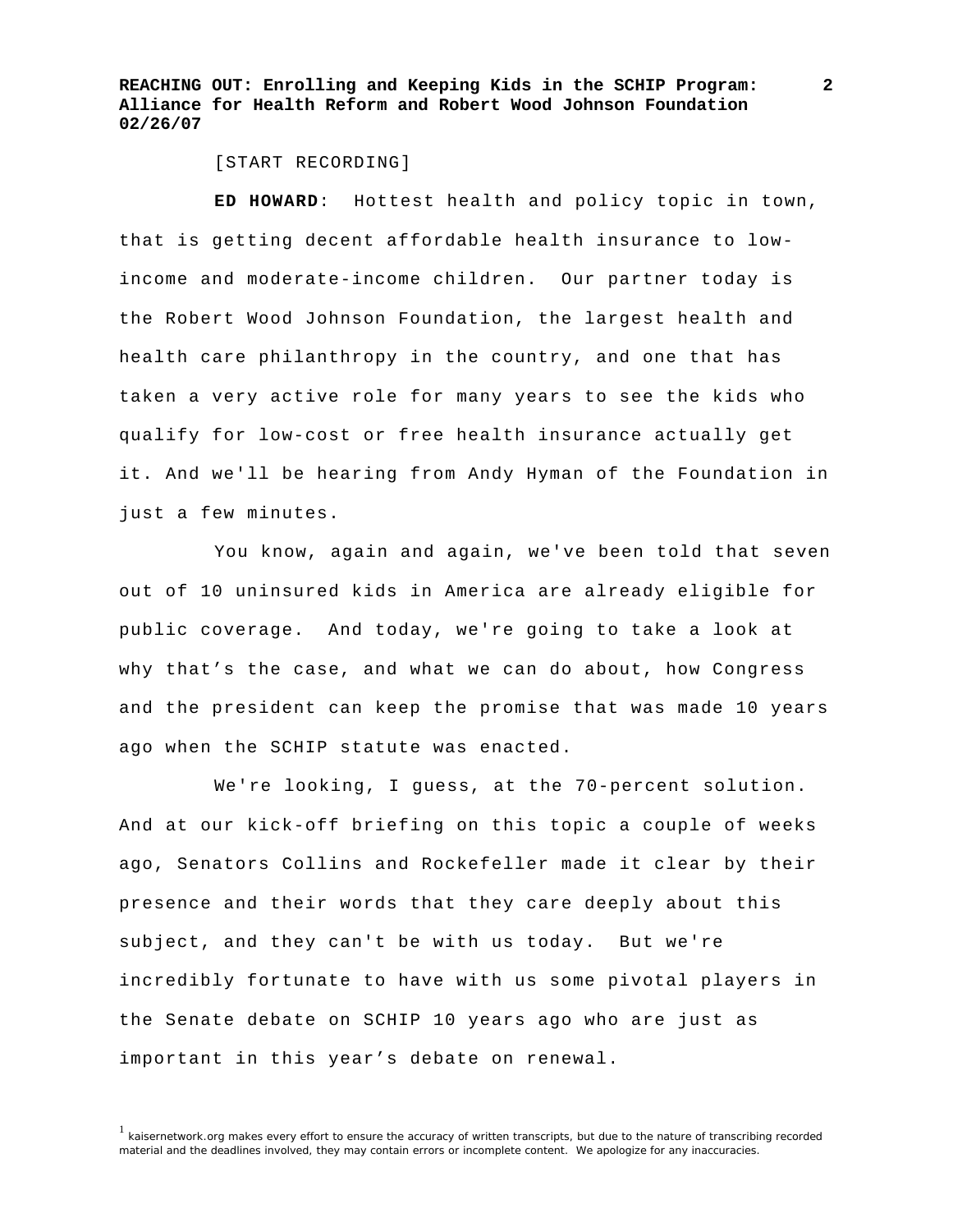[START RECORDING]

**ED HOWARD**: Hottest health and policy topic in town, that is getting decent affordable health insurance to low-income and moderate-income children. Our partner today is the Robert Wood Johnson Foundation, the largest health and health care philanthropy in the country, and one that has taken a very active role for many years to see the kids who qualify for low-cost or free health insurance actually get it. And we'll be hearing from Andy Hyman of the Foundation in just a few minutes.

You know, again and again, we've been told that seven out of 10 uninsured kids in America are already eligible for public coverage. And today, we're going to take a look at why that's the case, and what we can do about, how Congress and the president can keep the promise that was made 10 years ago when the SCHIP statute was enacted.

We're looking, I guess, at the 70-percent solution. And at our kick-off briefing on this topic a couple of weeks ago, Senators Collins and Rockefeller made it clear by their presence and their words that they care deeply about this subject, and they can't be with us today. But we're incredibly fortunate to have with us some pivotal players in the Senate debate on SCHIP 10 years ago who are just as important in this year's debate on renewal.

[1] kaisernetwork.org makes every effort to ensure the accuracy of written transcripts, but due to the nature of transcribing recorded material and the deadlines involved, they may contain errors or incomplete content. We apologize for any inaccuracies.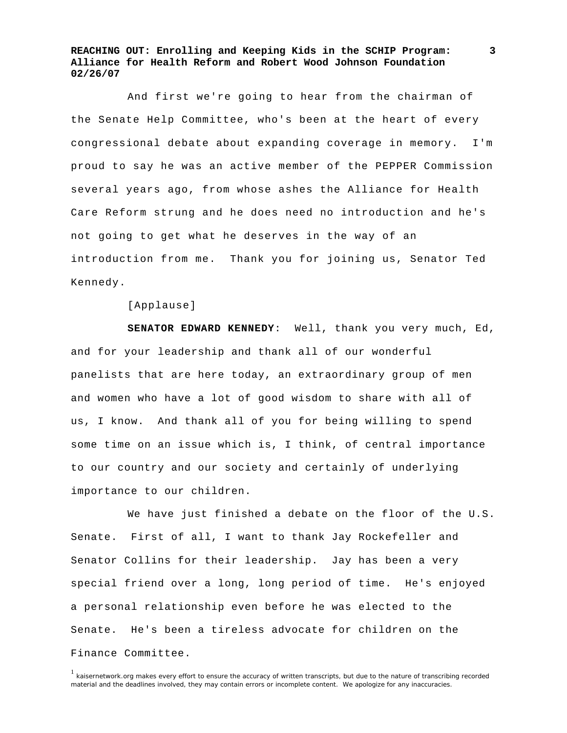And first we're going to hear from the chairman of the Senate Help Committee, who's been at the heart of every congressional debate about expanding coverage in memory. I'm proud to say he was an active member of the PEPPER Commission several years ago, from whose ashes the Alliance for Health Care Reform strung and he does need no introduction and he's not going to get what he deserves in the way of an introduction from me. Thank you for joining us, Senator Ted Kennedy.

[Applause]

**SENATOR EDWARD KENNEDY**: Well, thank you very much, Ed, and for your leadership and thank all of our wonderful panelists that are here today, an extraordinary group of men and women who have a lot of good wisdom to share with all of us, I know. And thank all of you for being willing to spend some time on an issue which is, I think, of central importance to our country and our society and certainly of underlying importance to our children.

We have just finished a debate on the floor of the U.S. Senate. First of all, I want to thank Jay Rockefeller and Senator Collins for their leadership. Jay has been a very special friend over a long, long period of time. He's enjoyed a personal relationship even before he was elected to the Senate. He's been a tireless advocate for children on the Finance Committee.

[1] kaisernetwork.org makes every effort to ensure the accuracy of written transcripts, but due to the nature of transcribing recorded material and the deadlines involved, they may contain errors or incomplete content. We apologize for any inaccuracies.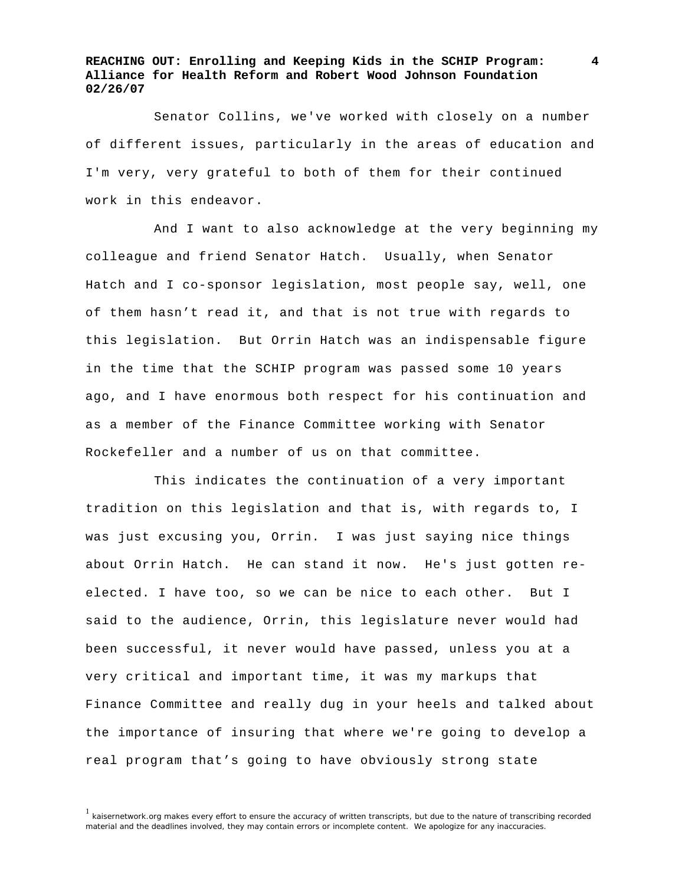Senator Collins, we've worked with closely on a number of different issues, particularly in the areas of education and I'm very, very grateful to both of them for their continued work in this endeavor.

And I want to also acknowledge at the very beginning my colleague and friend Senator Hatch. Usually, when Senator Hatch and I co-sponsor legislation, most people say, well, one of them hasn't read it, and that is not true with regards to this legislation. But Orrin Hatch was an indispensable figure in the time that the SCHIP program was passed some 10 years ago, and I have enormous both respect for his continuation and as a member of the Finance Committee working with Senator Rockefeller and a number of us on that committee.

This indicates the continuation of a very important tradition on this legislation and that is, with regards to, I was just excusing you, Orrin. I was just saying nice things about Orrin Hatch. He can stand it now. He's just gotten re-elected. I have too, so we can be nice to each other. But I said to the audience, Orrin, this legislature never would had been successful, it never would have passed, unless you at a very critical and important time, it was my markups that Finance Committee and really dug in your heels and talked about the importance of insuring that where we're going to develop a real program that's going to have obviously strong state

[1] kaisernetwork.org makes every effort to ensure the accuracy of written transcripts, but due to the nature of transcribing recorded material and the deadlines involved, they may contain errors or incomplete content. We apologize for any inaccuracies.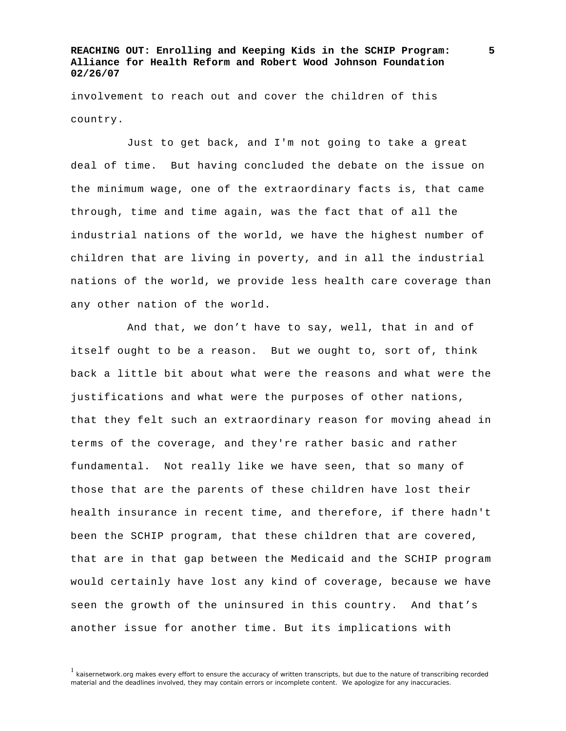involvement to reach out and cover the children of this country.

Just to get back, and I'm not going to take a great deal of time. But having concluded the debate on the issue on the minimum wage, one of the extraordinary facts is, that came through, time and time again, was the fact that of all the industrial nations of the world, we have the highest number of children that are living in poverty, and in all the industrial nations of the world, we provide less health care coverage than any other nation of the world.

And that, we don't have to say, well, that in and of itself ought to be a reason. But we ought to, sort of, think back a little bit about what were the reasons and what were the justifications and what were the purposes of other nations, that they felt such an extraordinary reason for moving ahead in terms of the coverage, and they're rather basic and rather fundamental. Not really like we have seen, that so many of those that are the parents of these children have lost their health insurance in recent time, and therefore, if there hadn't been the SCHIP program, that these children that are covered, that are in that gap between the Medicaid and the SCHIP program would certainly have lost any kind of coverage, because we have seen the growth of the uninsured in this country. And that's another issue for another time. But its implications with

[1] kaisernetwork.org makes every effort to ensure the accuracy of written transcripts, but due to the nature of transcribing recorded material and the deadlines involved, they may contain errors or incomplete content. We apologize for any inaccuracies.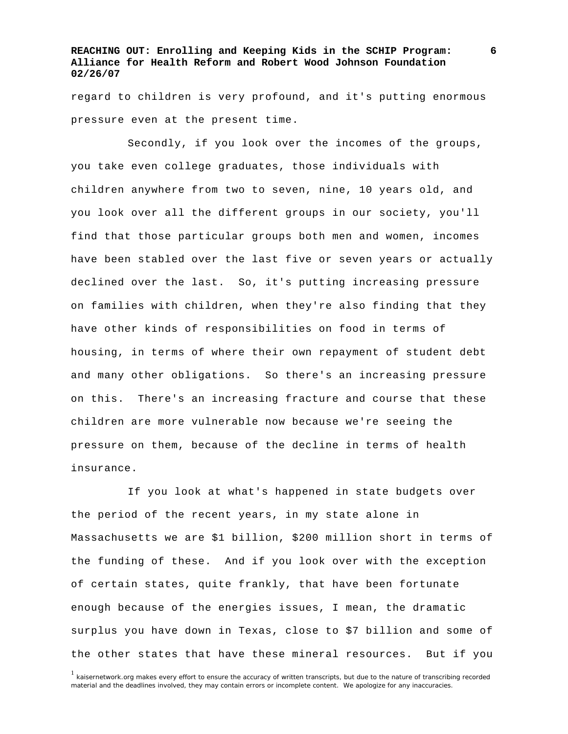regard to children is very profound, and it's putting enormous pressure even at the present time.

Secondly, if you look over the incomes of the groups, you take even college graduates, those individuals with children anywhere from two to seven, nine, 10 years old, and you look over all the different groups in our society, you'll find that those particular groups both men and women, incomes have been stabled over the last five or seven years or actually declined over the last. So, it's putting increasing pressure on families with children, when they're also finding that they have other kinds of responsibilities on food in terms of housing, in terms of where their own repayment of student debt and many other obligations. So there's an increasing pressure on this. There's an increasing fracture and course that these children are more vulnerable now because we're seeing the pressure on them, because of the decline in terms of health insurance.

If you look at what's happened in state budgets over the period of the recent years, in my state alone in Massachusetts we are $1 billion, $200 million short in terms of the funding of these. And if you look over with the exception of certain states, quite frankly, that have been fortunate enough because of the energies issues, I mean, the dramatic surplus you have down in Texas, close to $7 billion and some of the other states that have these mineral resources. But if you

[1] kaisernetwork.org makes every effort to ensure the accuracy of written transcripts, but due to the nature of transcribing recorded material and the deadlines involved, they may contain errors or incomplete content. We apologize for any inaccuracies.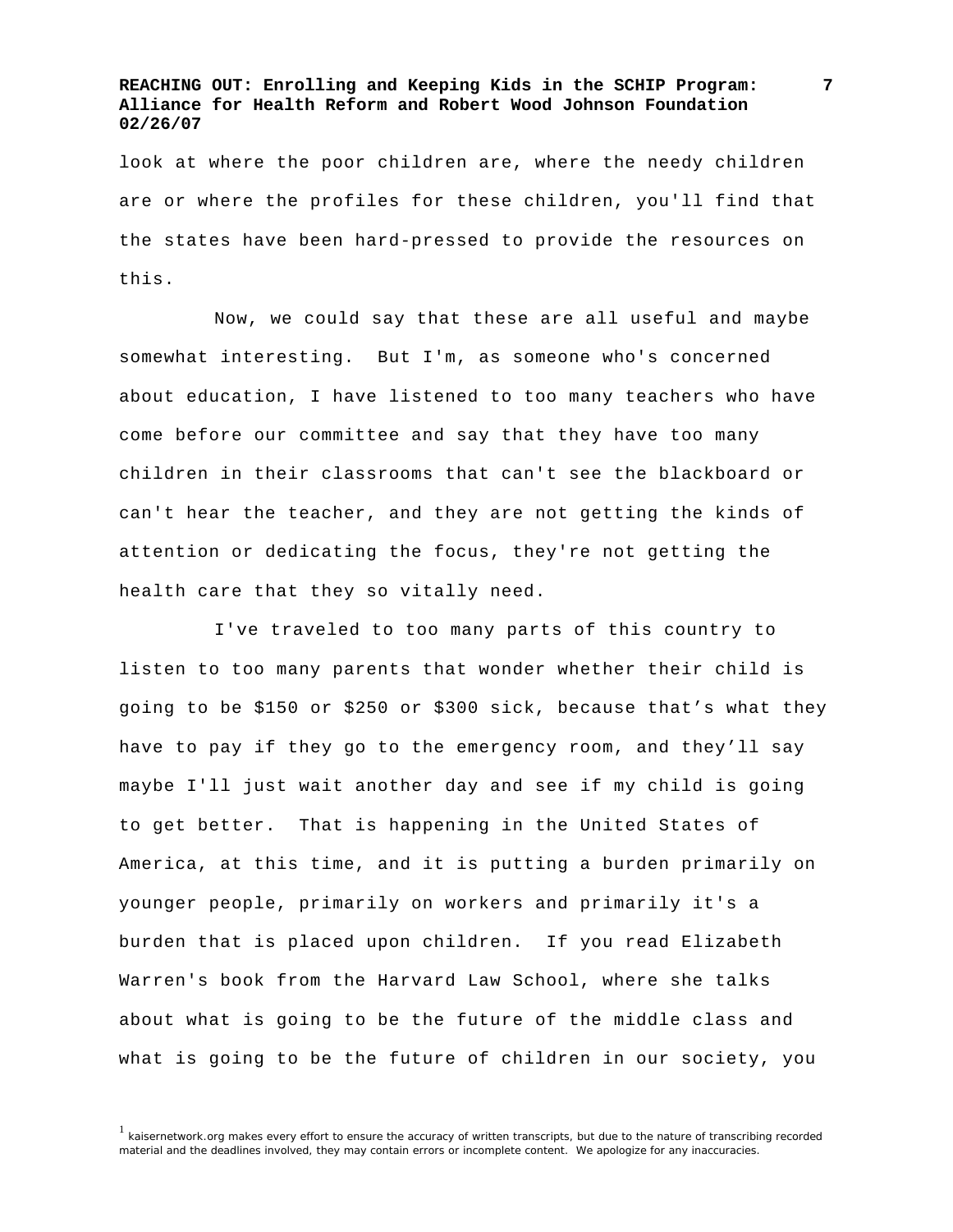look at where the poor children are, where the needy children are or where the profiles for these children, you'll find that the states have been hard-pressed to provide the resources on this.

Now, we could say that these are all useful and maybe somewhat interesting. But I'm, as someone who's concerned about education, I have listened to too many teachers who have come before our committee and say that they have too many children in their classrooms that can't see the blackboard or can't hear the teacher, and they are not getting the kinds of attention or dedicating the focus, they're not getting the health care that they so vitally need.

I've traveled to too many parts of this country to listen to too many parents that wonder whether their child is going to be $150 or $250 or $300 sick, because that's what they have to pay if they go to the emergency room, and they'll say maybe I'll just wait another day and see if my child is going to get better. That is happening in the United States of America, at this time, and it is putting a burden primarily on younger people, primarily on workers and primarily it's a burden that is placed upon children. If you read Elizabeth Warren's book from the Harvard Law School, where she talks about what is going to be the future of the middle class and what is going to be the future of children in our society, you

[1] kaisernetwork.org makes every effort to ensure the accuracy of written transcripts, but due to the nature of transcribing recorded material and the deadlines involved, they may contain errors or incomplete content. We apologize for any inaccuracies.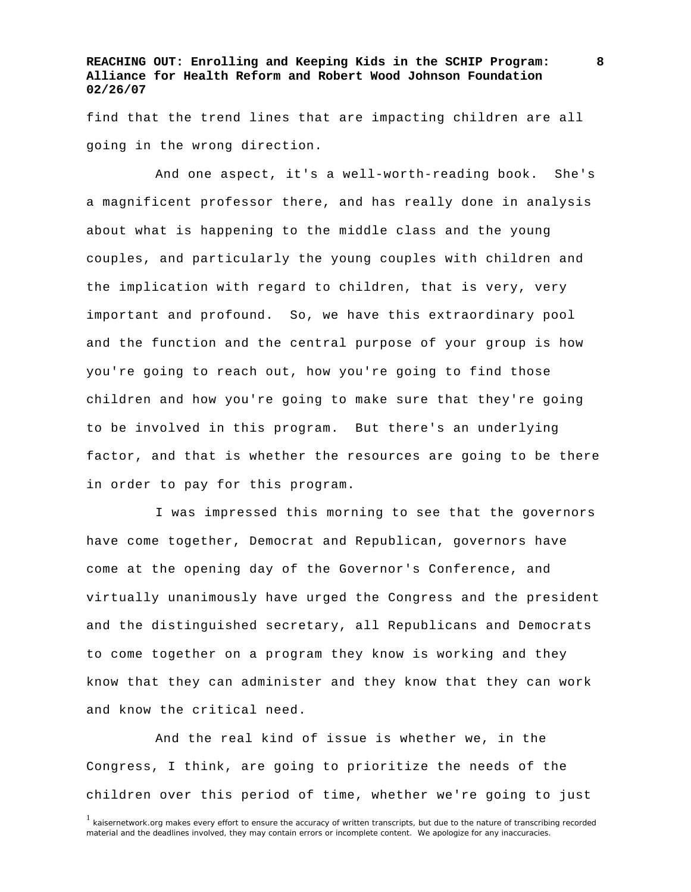find that the trend lines that are impacting children are all going in the wrong direction.

And one aspect, it's a well-worth-reading book. She's a magnificent professor there, and has really done in analysis about what is happening to the middle class and the young couples, and particularly the young couples with children and the implication with regard to children, that is very, very important and profound. So, we have this extraordinary pool and the function and the central purpose of your group is how you're going to reach out, how you're going to find those children and how you're going to make sure that they're going to be involved in this program. But there's an underlying factor, and that is whether the resources are going to be there in order to pay for this program.

I was impressed this morning to see that the governors have come together, Democrat and Republican, governors have come at the opening day of the Governor's Conference, and virtually unanimously have urged the Congress and the president and the distinguished secretary, all Republicans and Democrats to come together on a program they know is working and they know that they can administer and they know that they can work and know the critical need.

And the real kind of issue is whether we, in the Congress, I think, are going to prioritize the needs of the children over this period of time, whether we're going to just

[1] kaisernetwork.org makes every effort to ensure the accuracy of written transcripts, but due to the nature of transcribing recorded material and the deadlines involved, they may contain errors or incomplete content. We apologize for any inaccuracies.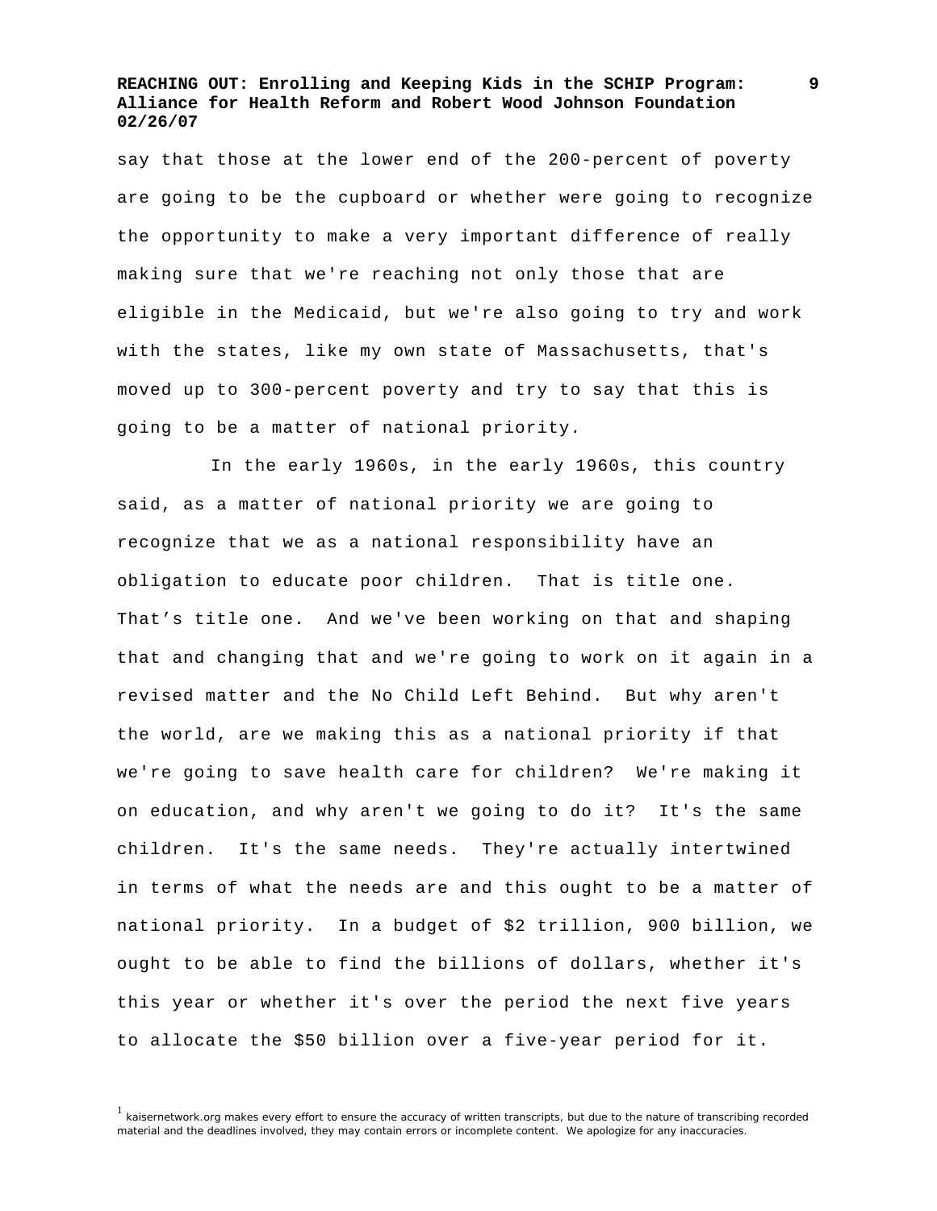say that those at the lower end of the 200-percent of poverty are going to be the cupboard or whether were going to recognize the opportunity to make a very important difference of really making sure that we're reaching not only those that are eligible in the Medicaid, but we're also going to try and work with the states, like my own state of Massachusetts, that's moved up to 300-percent poverty and try to say that this is going to be a matter of national priority.

In the early 1960s, in the early 1960s, this country said, as a matter of national priority we are going to recognize that we as a national responsibility have an obligation to educate poor children. That is title one. That's title one. And we've been working on that and shaping that and changing that and we're going to work on it again in a revised matter and the No Child Left Behind. But why aren't the world, are we making this as a national priority if that we're going to save health care for children? We're making it on education, and why aren't we going to do it? It's the same children. It's the same needs. They're actually intertwined in terms of what the needs are and this ought to be a matter of national priority. In a budget of $2 trillion, 900 billion, we ought to be able to find the billions of dollars, whether it's this year or whether it's over the period the next five years to allocate the $50 billion over a five-year period for it.

[1] kaisernetwork.org makes every effort to ensure the accuracy of written transcripts, but due to the nature of transcribing recorded material and the deadlines involved, they may contain errors or incomplete content. We apologize for any inaccuracies.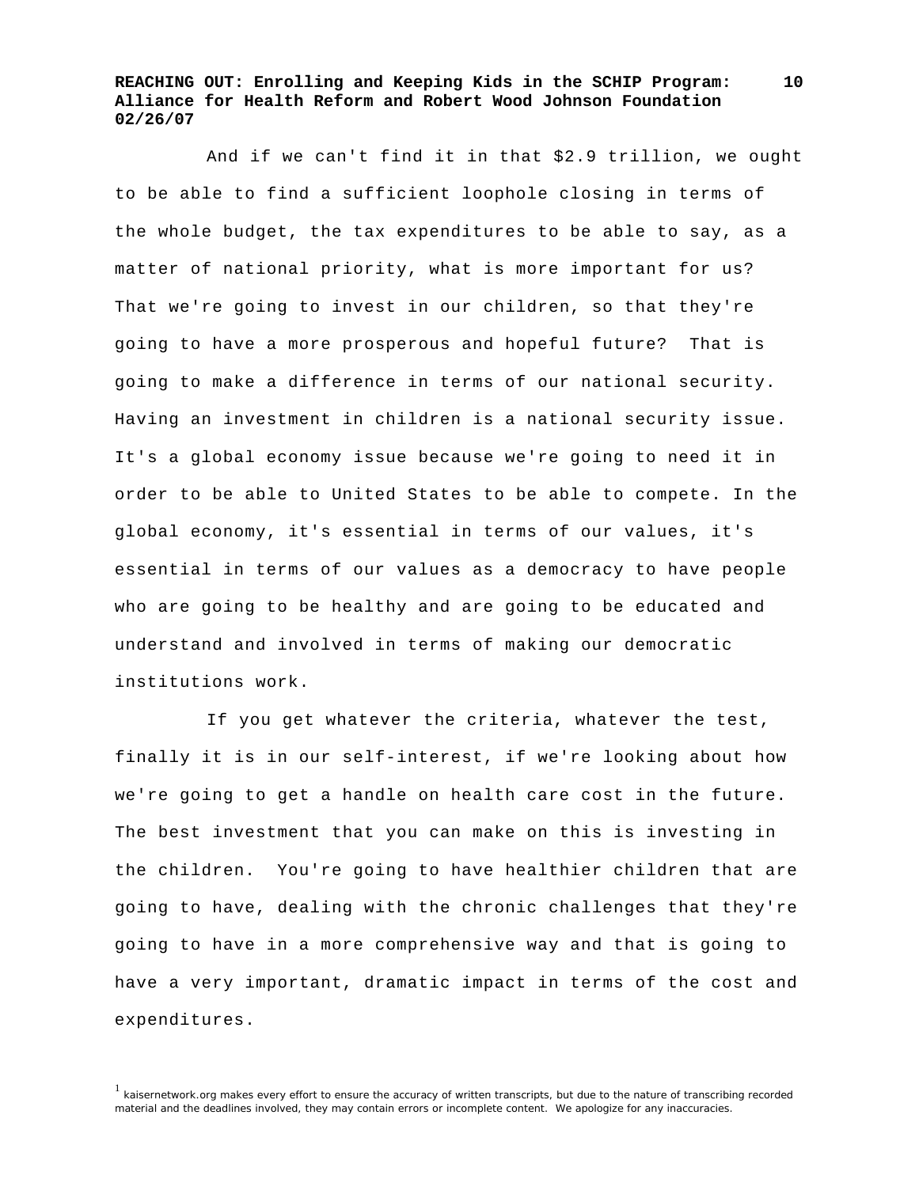And if we can't find it in that $2.9 trillion, we ought to be able to find a sufficient loophole closing in terms of the whole budget, the tax expenditures to be able to say, as a matter of national priority, what is more important for us? That we're going to invest in our children, so that they're going to have a more prosperous and hopeful future? That is going to make a difference in terms of our national security. Having an investment in children is a national security issue. It's a global economy issue because we're going to need it in order to be able to United States to be able to compete. In the global economy, it's essential in terms of our values, it's essential in terms of our values as a democracy to have people who are going to be healthy and are going to be educated and understand and involved in terms of making our democratic institutions work.

If you get whatever the criteria, whatever the test, finally it is in our self-interest, if we're looking about how we're going to get a handle on health care cost in the future. The best investment that you can make on this is investing in the children. You're going to have healthier children that are going to have, dealing with the chronic challenges that they're going to have in a more comprehensive way and that is going to have a very important, dramatic impact in terms of the cost and expenditures.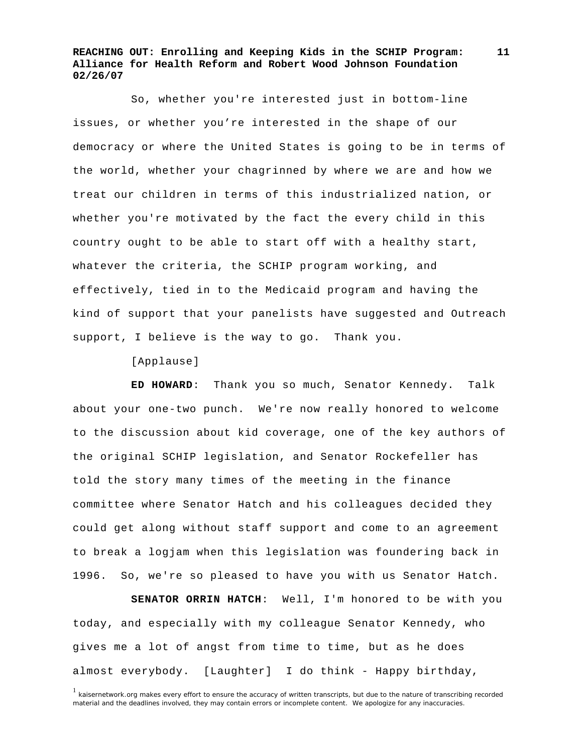So, whether you're interested just in bottom-line issues, or whether you're interested in the shape of our democracy or where the United States is going to be in terms of the world, whether your chagrinned by where we are and how we treat our children in terms of this industrialized nation, or whether you're motivated by the fact the every child in this country ought to be able to start off with a healthy start, whatever the criteria, the SCHIP program working, and effectively, tied in to the Medicaid program and having the kind of support that your panelists have suggested and Outreach support, I believe is the way to go. Thank you.

[Applause]

**ED HOWARD**: Thank you so much, Senator Kennedy. Talk about your one-two punch. We're now really honored to welcome to the discussion about kid coverage, one of the key authors of the original SCHIP legislation, and Senator Rockefeller has told the story many times of the meeting in the finance committee where Senator Hatch and his colleagues decided they could get along without staff support and come to an agreement to break a logjam when this legislation was foundering back in 1996. So, we're so pleased to have you with us Senator Hatch.

**SENATOR ORRIN HATCH**: Well, I'm honored to be with you today, and especially with my colleague Senator Kennedy, who gives me a lot of angst from time to time, but as he does almost everybody. [Laughter] I do think - Happy birthday,

[1] kaisernetwork.org makes every effort to ensure the accuracy of written transcripts, but due to the nature of transcribing recorded material and the deadlines involved, they may contain errors or incomplete content. We apologize for any inaccuracies.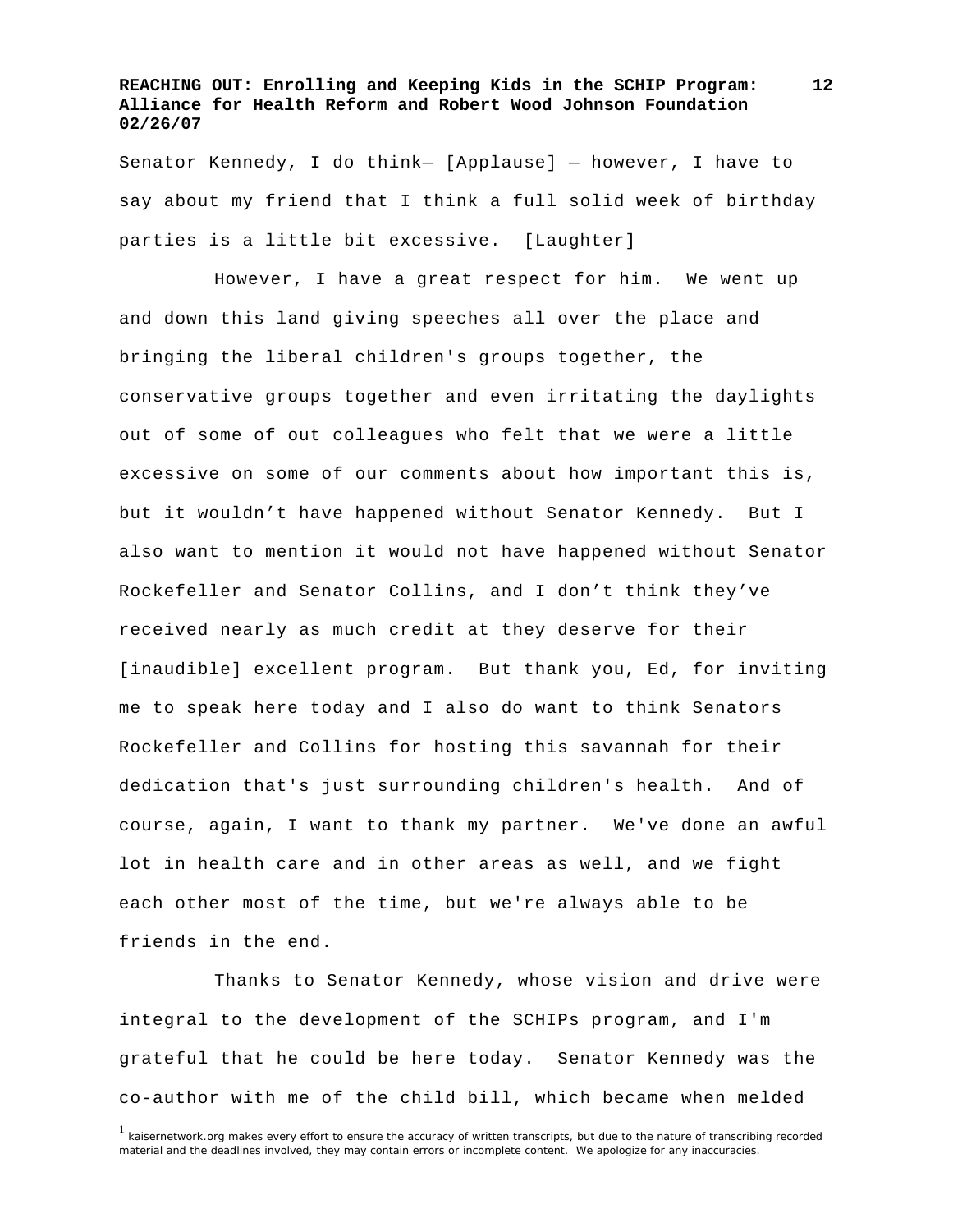Senator Kennedy, I do think— [Applause] — however, I have to say about my friend that I think a full solid week of birthday parties is a little bit excessive. [Laughter]

However, I have a great respect for him. We went up and down this land giving speeches all over the place and bringing the liberal children's groups together, the conservative groups together and even irritating the daylights out of some of out colleagues who felt that we were a little excessive on some of our comments about how important this is, but it wouldn't have happened without Senator Kennedy. But I also want to mention it would not have happened without Senator Rockefeller and Senator Collins, and I don't think they've received nearly as much credit at they deserve for their [inaudible] excellent program. But thank you, Ed, for inviting me to speak here today and I also do want to think Senators Rockefeller and Collins for hosting this savannah for their dedication that's just surrounding children's health. And of course, again, I want to thank my partner. We've done an awful lot in health care and in other areas as well, and we fight each other most of the time, but we're always able to be friends in the end.

Thanks to Senator Kennedy, whose vision and drive were integral to the development of the SCHIPs program, and I'm grateful that he could be here today. Senator Kennedy was the co-author with me of the child bill, which became when melded

[1] kaisernetwork.org makes every effort to ensure the accuracy of written transcripts, but due to the nature of transcribing recorded material and the deadlines involved, they may contain errors or incomplete content. We apologize for any inaccuracies.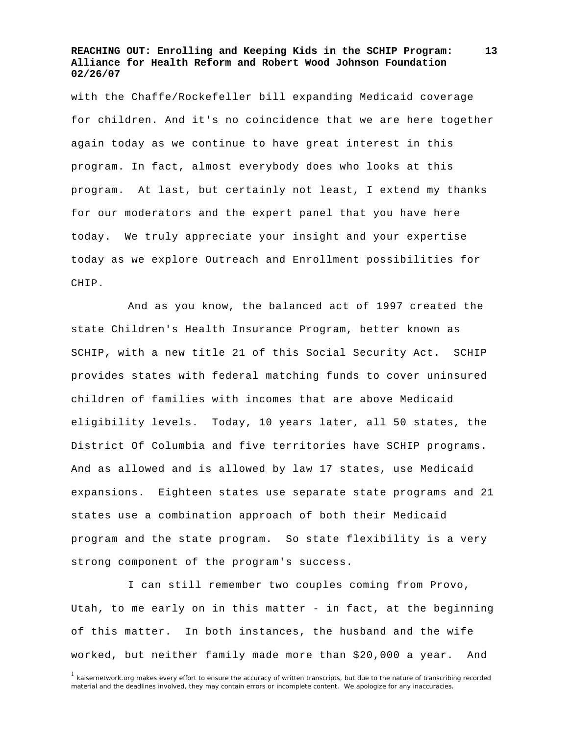with the Chaffe/Rockefeller bill expanding Medicaid coverage for children. And it's no coincidence that we are here together again today as we continue to have great interest in this program. In fact, almost everybody does who looks at this program. At last, but certainly not least, I extend my thanks for our moderators and the expert panel that you have here today. We truly appreciate your insight and your expertise today as we explore Outreach and Enrollment possibilities for CHIP.

And as you know, the balanced act of 1997 created the state Children's Health Insurance Program, better known as SCHIP, with a new title 21 of this Social Security Act. SCHIP provides states with federal matching funds to cover uninsured children of families with incomes that are above Medicaid eligibility levels. Today, 10 years later, all 50 states, the District Of Columbia and five territories have SCHIP programs. And as allowed and is allowed by law 17 states, use Medicaid expansions. Eighteen states use separate state programs and 21 states use a combination approach of both their Medicaid program and the state program. So state flexibility is a very strong component of the program's success.

I can still remember two couples coming from Provo, Utah, to me early on in this matter - in fact, at the beginning of this matter. In both instances, the husband and the wife worked, but neither family made more than $20,000 a year. And

[1] kaisernetwork.org makes every effort to ensure the accuracy of written transcripts, but due to the nature of transcribing recorded material and the deadlines involved, they may contain errors or incomplete content. We apologize for any inaccuracies.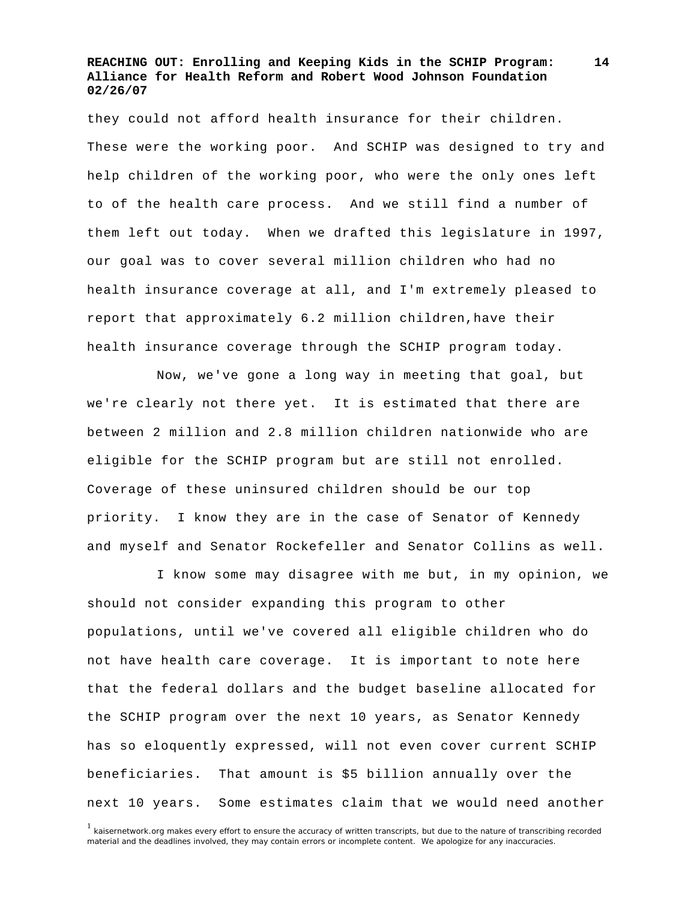they could not afford health insurance for their children. These were the working poor. And SCHIP was designed to try and help children of the working poor, who were the only ones left to of the health care process. And we still find a number of them left out today. When we drafted this legislature in 1997, our goal was to cover several million children who had no health insurance coverage at all, and I'm extremely pleased to report that approximately 6.2 million children,have their health insurance coverage through the SCHIP program today.

Now, we've gone a long way in meeting that goal, but we're clearly not there yet. It is estimated that there are between 2 million and 2.8 million children nationwide who are eligible for the SCHIP program but are still not enrolled. Coverage of these uninsured children should be our top priority. I know they are in the case of Senator of Kennedy and myself and Senator Rockefeller and Senator Collins as well.

I know some may disagree with me but, in my opinion, we should not consider expanding this program to other populations, until we've covered all eligible children who do not have health care coverage. It is important to note here that the federal dollars and the budget baseline allocated for the SCHIP program over the next 10 years, as Senator Kennedy has so eloquently expressed, will not even cover current SCHIP beneficiaries. That amount is $5 billion annually over the next 10 years. Some estimates claim that we would need another

[1] kaisernetwork.org makes every effort to ensure the accuracy of written transcripts, but due to the nature of transcribing recorded material and the deadlines involved, they may contain errors or incomplete content. We apologize for any inaccuracies.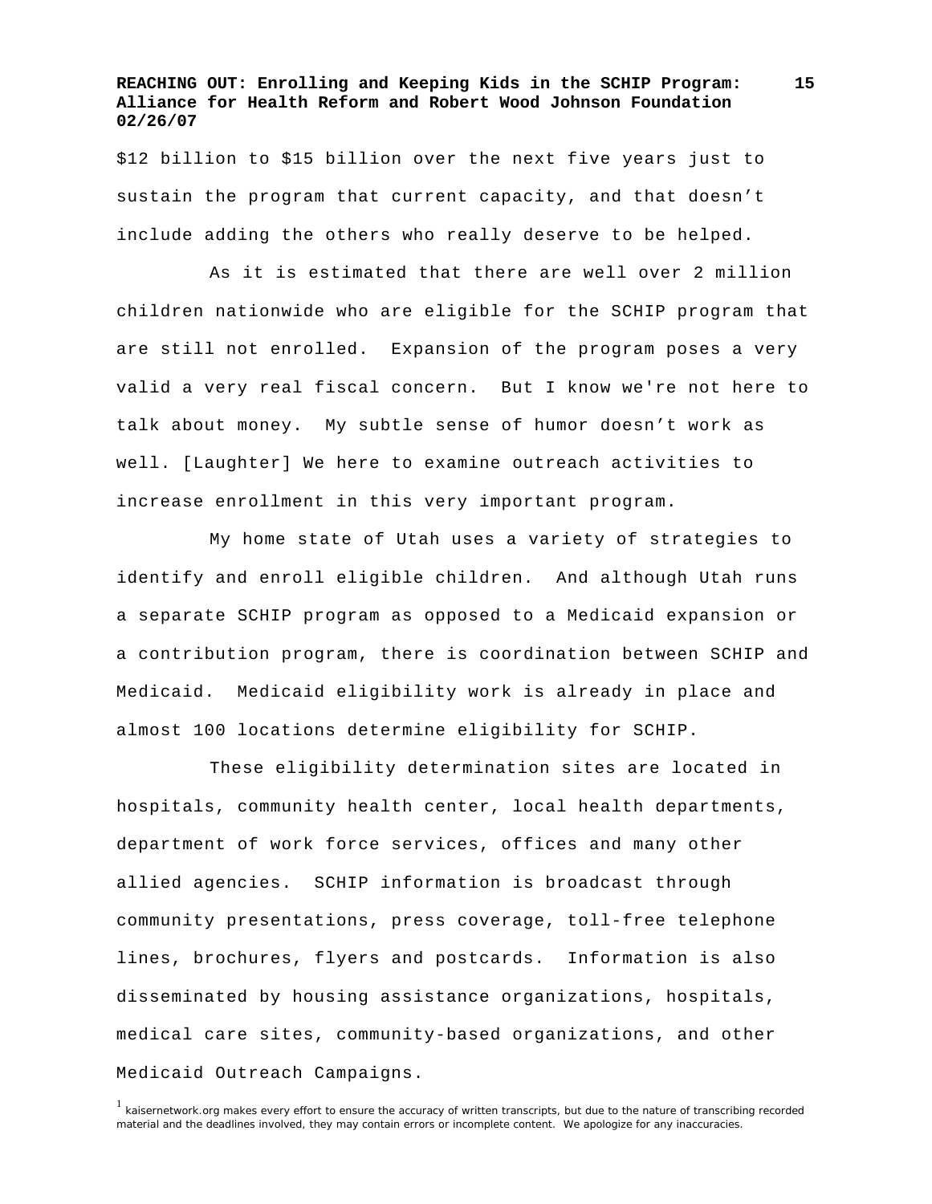$12 billion to $15 billion over the next five years just to sustain the program that current capacity, and that doesn't include adding the others who really deserve to be helped.

As it is estimated that there are well over 2 million children nationwide who are eligible for the SCHIP program that are still not enrolled. Expansion of the program poses a very valid a very real fiscal concern. But I know we're not here to talk about money. My subtle sense of humor doesn't work as well. [Laughter] We here to examine outreach activities to increase enrollment in this very important program.

My home state of Utah uses a variety of strategies to identify and enroll eligible children. And although Utah runs a separate SCHIP program as opposed to a Medicaid expansion or a contribution program, there is coordination between SCHIP and Medicaid. Medicaid eligibility work is already in place and almost 100 locations determine eligibility for SCHIP.

These eligibility determination sites are located in hospitals, community health center, local health departments, department of work force services, offices and many other allied agencies. SCHIP information is broadcast through community presentations, press coverage, toll-free telephone lines, brochures, flyers and postcards. Information is also disseminated by housing assistance organizations, hospitals, medical care sites, community-based organizations, and other Medicaid Outreach Campaigns.

[1] kaisernetwork.org makes every effort to ensure the accuracy of written transcripts, but due to the nature of transcribing recorded material and the deadlines involved, they may contain errors or incomplete content. We apologize for any inaccuracies.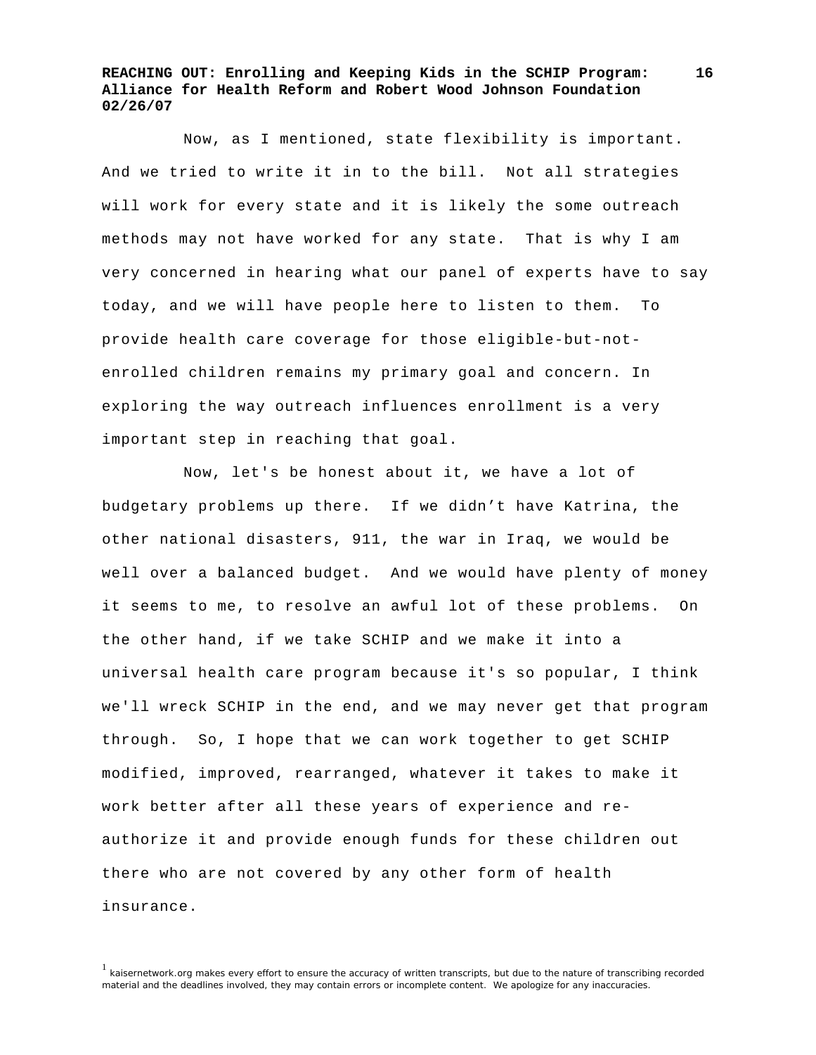Now, as I mentioned, state flexibility is important. And we tried to write it in to the bill. Not all strategies will work for every state and it is likely the some outreach methods may not have worked for any state. That is why I am very concerned in hearing what our panel of experts have to say today, and we will have people here to listen to them. To provide health care coverage for those eligible-but-not-enrolled children remains my primary goal and concern. In exploring the way outreach influences enrollment is a very important step in reaching that goal.

Now, let's be honest about it, we have a lot of budgetary problems up there. If we didn't have Katrina, the other national disasters, 911, the war in Iraq, we would be well over a balanced budget. And we would have plenty of money it seems to me, to resolve an awful lot of these problems. On the other hand, if we take SCHIP and we make it into a universal health care program because it's so popular, I think we'll wreck SCHIP in the end, and we may never get that program through. So, I hope that we can work together to get SCHIP modified, improved, rearranged, whatever it takes to make it work better after all these years of experience and re-authorize it and provide enough funds for these children out there who are not covered by any other form of health insurance.

[1] kaisernetwork.org makes every effort to ensure the accuracy of written transcripts, but due to the nature of transcribing recorded material and the deadlines involved, they may contain errors or incomplete content. We apologize for any inaccuracies.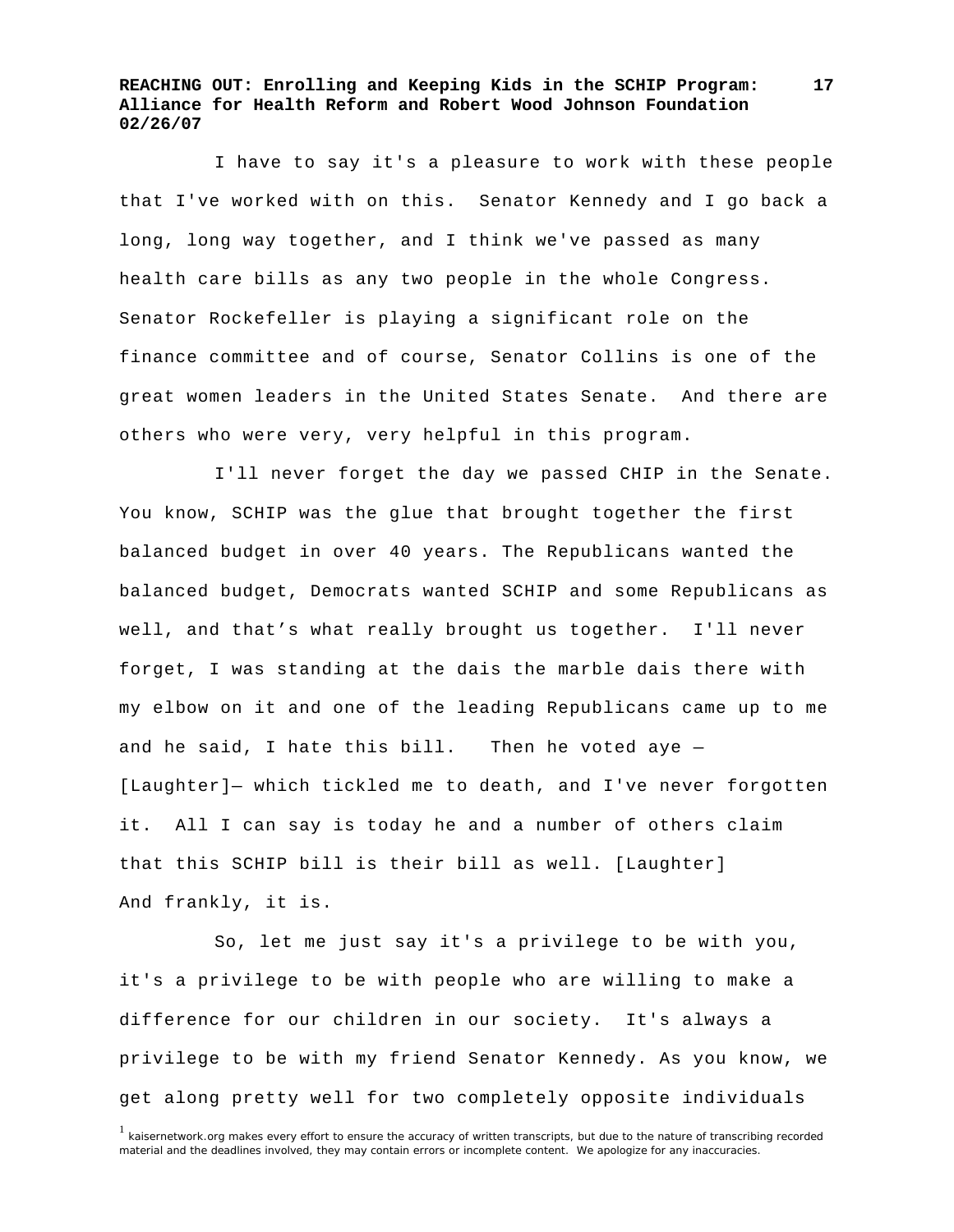I have to say it's a pleasure to work with these people that I've worked with on this. Senator Kennedy and I go back a long, long way together, and I think we've passed as many health care bills as any two people in the whole Congress. Senator Rockefeller is playing a significant role on the finance committee and of course, Senator Collins is one of the great women leaders in the United States Senate. And there are others who were very, very helpful in this program.

I'll never forget the day we passed CHIP in the Senate. You know, SCHIP was the glue that brought together the first balanced budget in over 40 years. The Republicans wanted the balanced budget, Democrats wanted SCHIP and some Republicans as well, and that's what really brought us together. I'll never forget, I was standing at the dais the marble dais there with my elbow on it and one of the leading Republicans came up to me and he said, I hate this bill. Then he voted aye — [Laughter]— which tickled me to death, and I've never forgotten it. All I can say is today he and a number of others claim that this SCHIP bill is their bill as well. [Laughter] And frankly, it is.

So, let me just say it's a privilege to be with you, it's a privilege to be with people who are willing to make a difference for our children in our society. It's always a privilege to be with my friend Senator Kennedy. As you know, we get along pretty well for two completely opposite individuals

[1] kaisernetwork.org makes every effort to ensure the accuracy of written transcripts, but due to the nature of transcribing recorded material and the deadlines involved, they may contain errors or incomplete content. We apologize for any inaccuracies.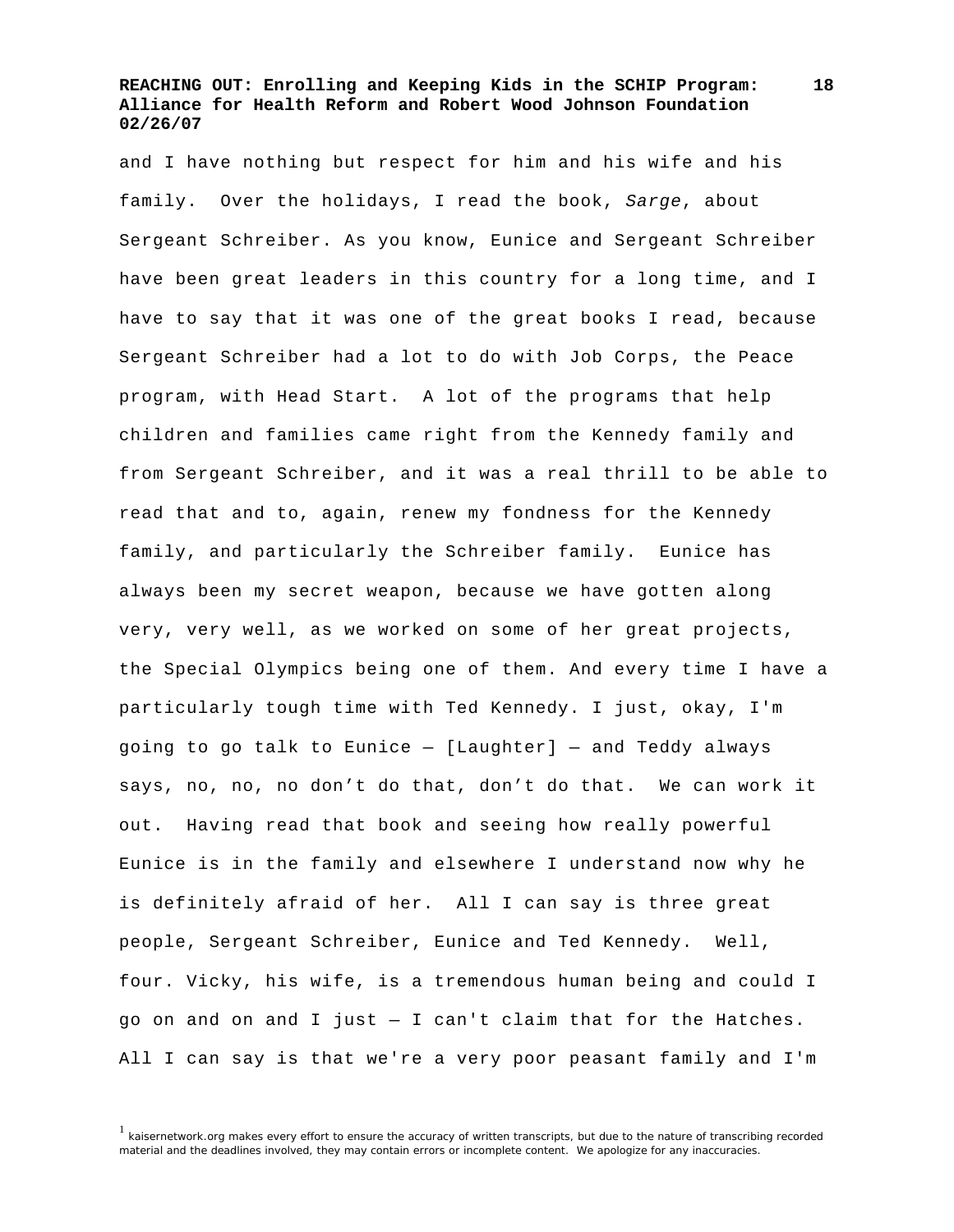and I have nothing but respect for him and his wife and his family. Over the holidays, I read the book, *Sarge*, about Sergeant Schreiber. As you know, Eunice and Sergeant Schreiber have been great leaders in this country for a long time, and I have to say that it was one of the great books I read, because Sergeant Schreiber had a lot to do with Job Corps, the Peace program, with Head Start. A lot of the programs that help children and families came right from the Kennedy family and from Sergeant Schreiber, and it was a real thrill to be able to read that and to, again, renew my fondness for the Kennedy family, and particularly the Schreiber family. Eunice has always been my secret weapon, because we have gotten along very, very well, as we worked on some of her great projects, the Special Olympics being one of them. And every time I have a particularly tough time with Ted Kennedy. I just, okay, I'm going to go talk to Eunice — [Laughter] — and Teddy always says, no, no, no don't do that, don't do that. We can work it out. Having read that book and seeing how really powerful Eunice is in the family and elsewhere I understand now why he is definitely afraid of her. All I can say is three great people, Sergeant Schreiber, Eunice and Ted Kennedy. Well, four. Vicky, his wife, is a tremendous human being and could I go on and on and I just — I can't claim that for the Hatches. All I can say is that we're a very poor peasant family and I'm

[1] kaisernetwork.org makes every effort to ensure the accuracy of written transcripts, but due to the nature of transcribing recorded material and the deadlines involved, they may contain errors or incomplete content. We apologize for any inaccuracies.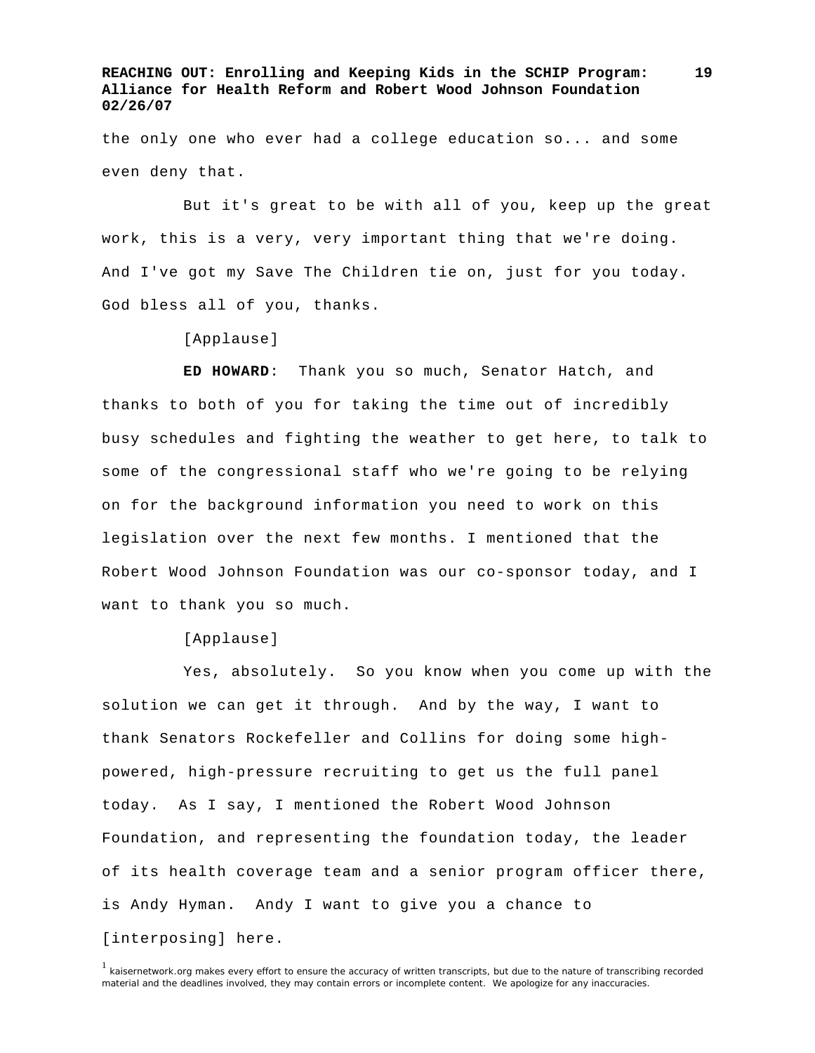the only one who ever had a college education so... and some even deny that.

But it's great to be with all of you, keep up the great work, this is a very, very important thing that we're doing. And I've got my Save The Children tie on, just for you today. God bless all of you, thanks.

[Applause]

**ED HOWARD**: Thank you so much, Senator Hatch, and thanks to both of you for taking the time out of incredibly busy schedules and fighting the weather to get here, to talk to some of the congressional staff who we're going to be relying on for the background information you need to work on this legislation over the next few months. I mentioned that the Robert Wood Johnson Foundation was our co-sponsor today, and I want to thank you so much.

[Applause]

Yes, absolutely. So you know when you come up with the solution we can get it through. And by the way, I want to thank Senators Rockefeller and Collins for doing some high-powered, high-pressure recruiting to get us the full panel today. As I say, I mentioned the Robert Wood Johnson Foundation, and representing the foundation today, the leader of its health coverage team and a senior program officer there, is Andy Hyman. Andy I want to give you a chance to [interposing] here.

[1] kaisernetwork.org makes every effort to ensure the accuracy of written transcripts, but due to the nature of transcribing recorded material and the deadlines involved, they may contain errors or incomplete content. We apologize for any inaccuracies.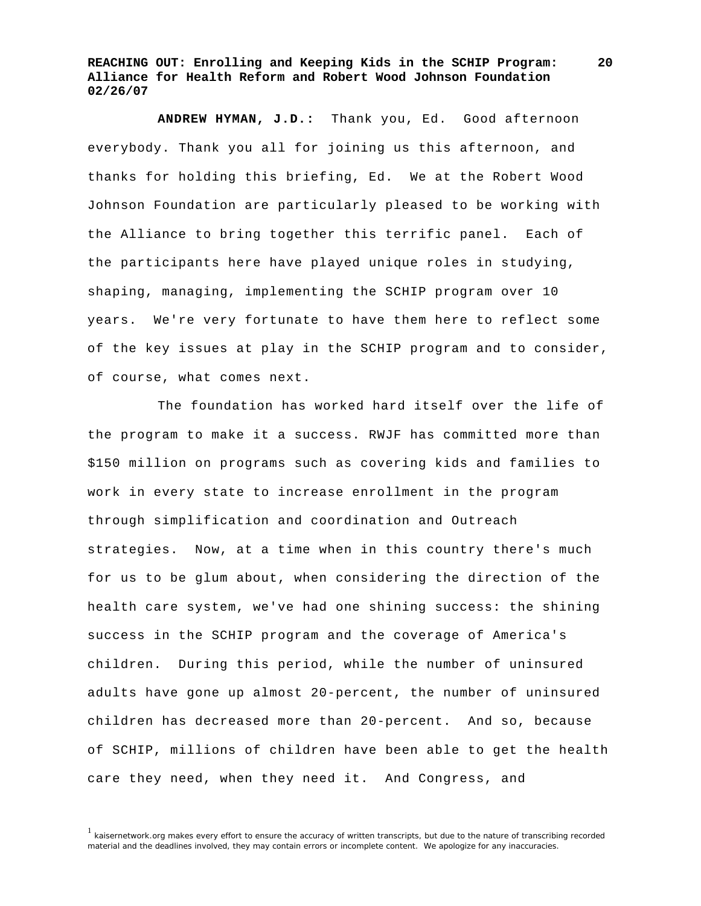**ANDREW HYMAN, J.D.:** Thank you, Ed. Good afternoon everybody. Thank you all for joining us this afternoon, and thanks for holding this briefing, Ed. We at the Robert Wood Johnson Foundation are particularly pleased to be working with the Alliance to bring together this terrific panel. Each of the participants here have played unique roles in studying, shaping, managing, implementing the SCHIP program over 10 years. We're very fortunate to have them here to reflect some of the key issues at play in the SCHIP program and to consider, of course, what comes next.

The foundation has worked hard itself over the life of the program to make it a success. RWJF has committed more than $150 million on programs such as covering kids and families to work in every state to increase enrollment in the program through simplification and coordination and Outreach strategies. Now, at a time when in this country there's much for us to be glum about, when considering the direction of the health care system, we've had one shining success: the shining success in the SCHIP program and the coverage of America's children. During this period, while the number of uninsured adults have gone up almost 20-percent, the number of uninsured children has decreased more than 20-percent. And so, because of SCHIP, millions of children have been able to get the health care they need, when they need it. And Congress, and

[1] kaisernetwork.org makes every effort to ensure the accuracy of written transcripts, but due to the nature of transcribing recorded material and the deadlines involved, they may contain errors or incomplete content. We apologize for any inaccuracies.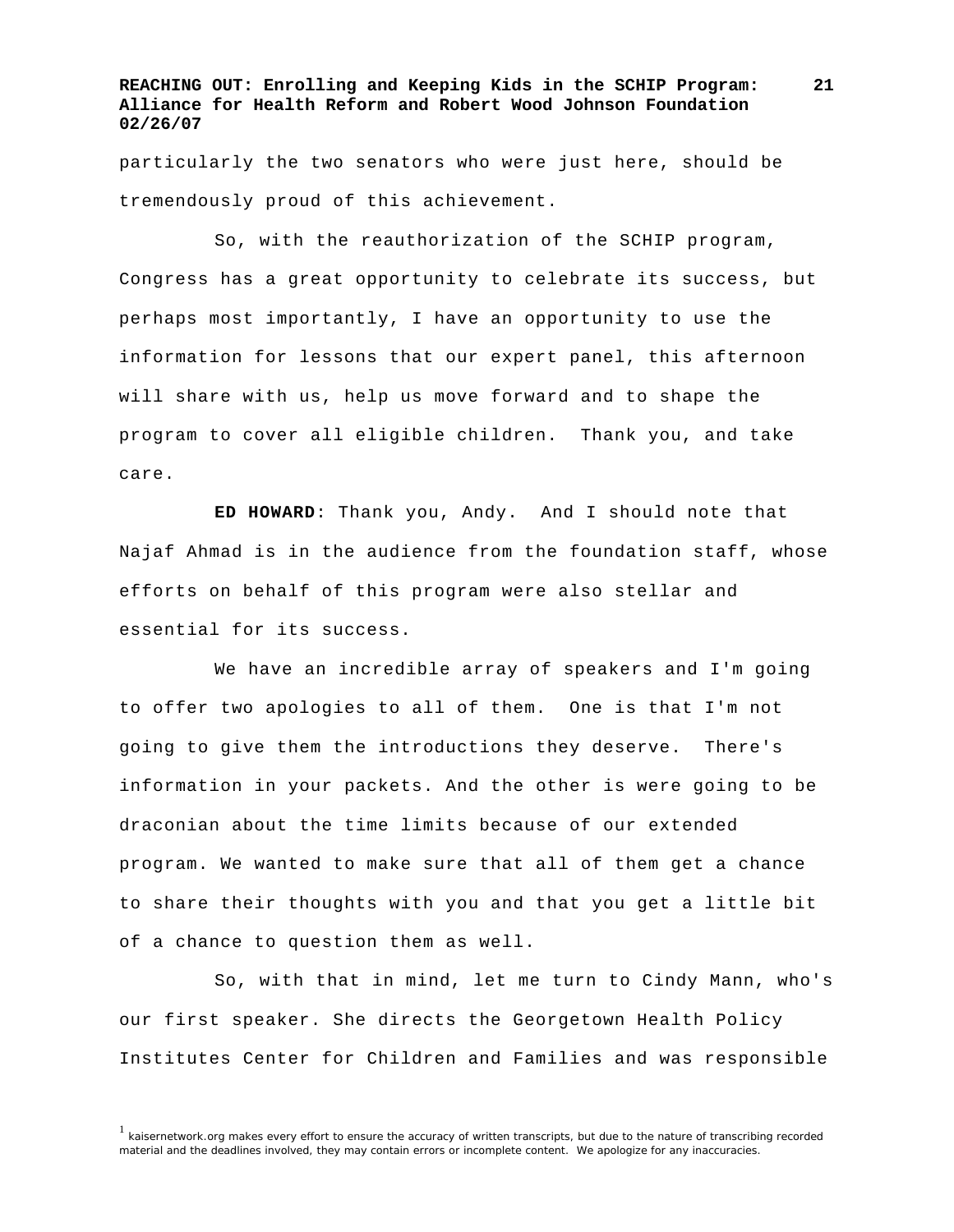particularly the two senators who were just here, should be tremendously proud of this achievement.

So, with the reauthorization of the SCHIP program, Congress has a great opportunity to celebrate its success, but perhaps most importantly, I have an opportunity to use the information for lessons that our expert panel, this afternoon will share with us, help us move forward and to shape the program to cover all eligible children. Thank you, and take care.

**ED HOWARD**: Thank you, Andy. And I should note that Najaf Ahmad is in the audience from the foundation staff, whose efforts on behalf of this program were also stellar and essential for its success.

We have an incredible array of speakers and I'm going to offer two apologies to all of them. One is that I'm not going to give them the introductions they deserve. There's information in your packets. And the other is were going to be draconian about the time limits because of our extended program. We wanted to make sure that all of them get a chance to share their thoughts with you and that you get a little bit of a chance to question them as well.

So, with that in mind, let me turn to Cindy Mann, who's our first speaker. She directs the Georgetown Health Policy Institutes Center for Children and Families and was responsible

[1] kaisernetwork.org makes every effort to ensure the accuracy of written transcripts, but due to the nature of transcribing recorded material and the deadlines involved, they may contain errors or incomplete content. We apologize for any inaccuracies.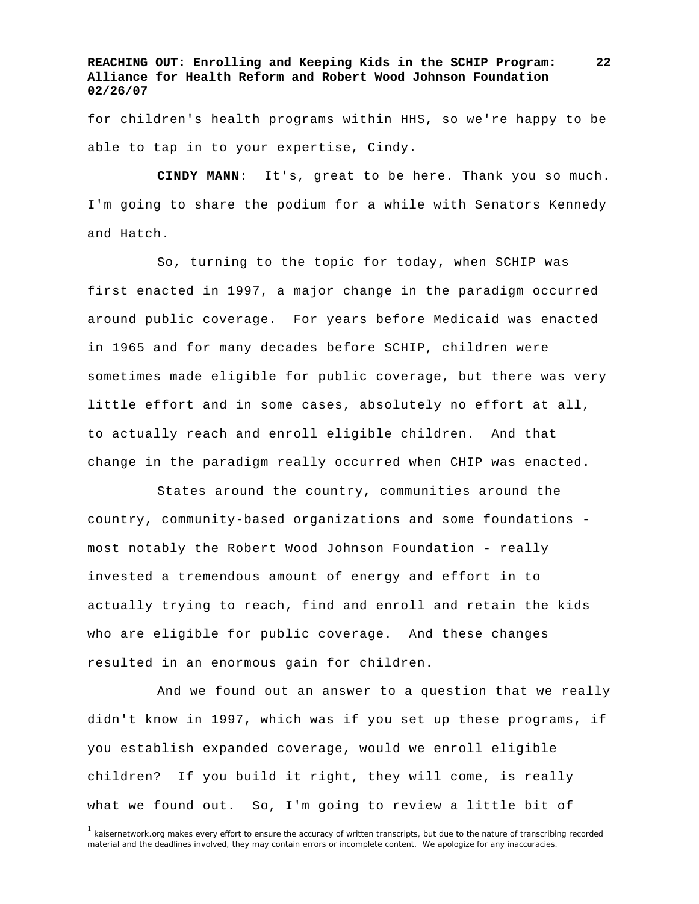for children's health programs within HHS, so we're happy to be able to tap in to your expertise, Cindy.

**CINDY MANN**: It's, great to be here. Thank you so much. I'm going to share the podium for a while with Senators Kennedy and Hatch.

So, turning to the topic for today, when SCHIP was first enacted in 1997, a major change in the paradigm occurred around public coverage. For years before Medicaid was enacted in 1965 and for many decades before SCHIP, children were sometimes made eligible for public coverage, but there was very little effort and in some cases, absolutely no effort at all, to actually reach and enroll eligible children. And that change in the paradigm really occurred when CHIP was enacted.

States around the country, communities around the country, community-based organizations and some foundations - most notably the Robert Wood Johnson Foundation - really invested a tremendous amount of energy and effort in to actually trying to reach, find and enroll and retain the kids who are eligible for public coverage. And these changes resulted in an enormous gain for children.

And we found out an answer to a question that we really didn't know in 1997, which was if you set up these programs, if you establish expanded coverage, would we enroll eligible children? If you build it right, they will come, is really what we found out. So, I'm going to review a little bit of

[1] kaisernetwork.org makes every effort to ensure the accuracy of written transcripts, but due to the nature of transcribing recorded material and the deadlines involved, they may contain errors or incomplete content. We apologize for any inaccuracies.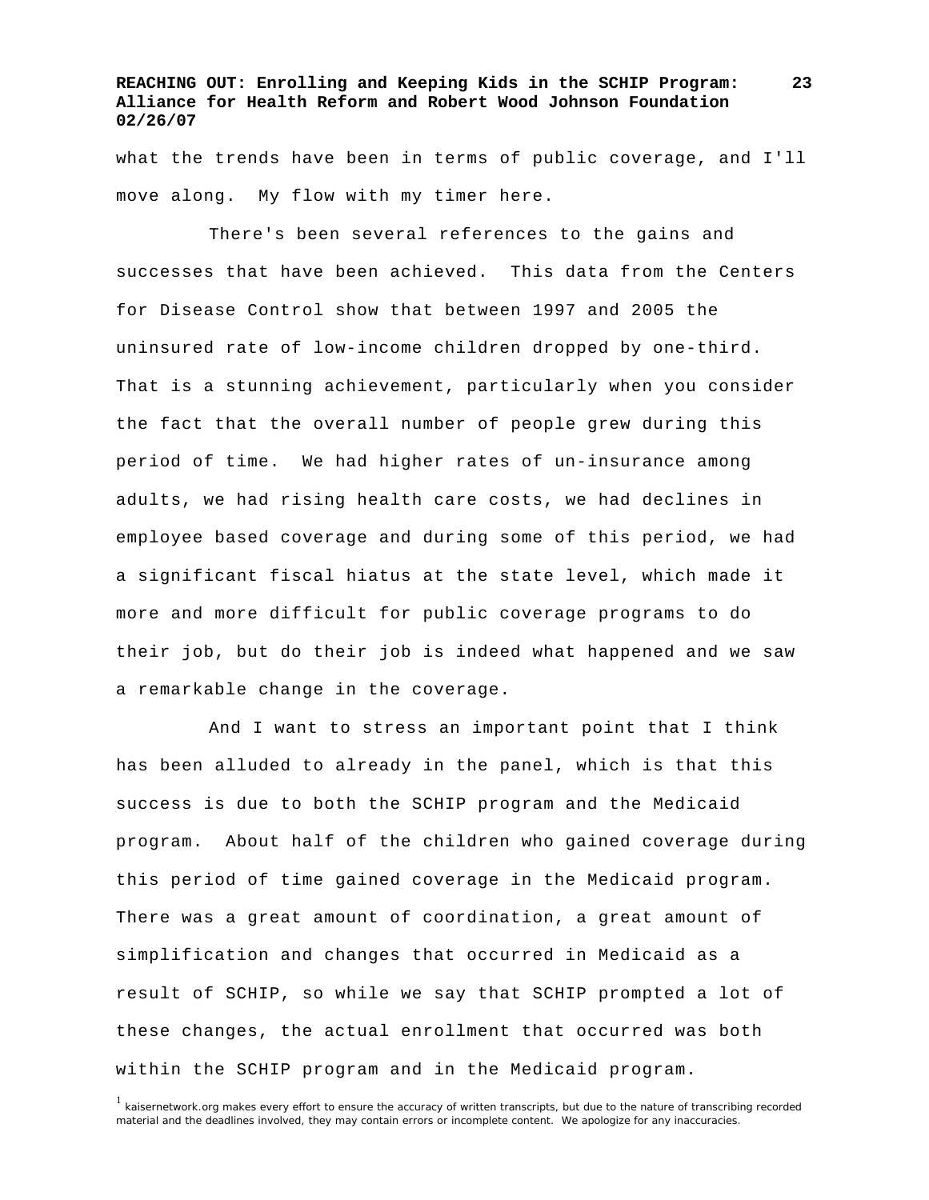what the trends have been in terms of public coverage, and I'll move along. My flow with my timer here.

There's been several references to the gains and successes that have been achieved. This data from the Centers for Disease Control show that between 1997 and 2005 the uninsured rate of low-income children dropped by one-third. That is a stunning achievement, particularly when you consider the fact that the overall number of people grew during this period of time. We had higher rates of un-insurance among adults, we had rising health care costs, we had declines in employee based coverage and during some of this period, we had a significant fiscal hiatus at the state level, which made it more and more difficult for public coverage programs to do their job, but do their job is indeed what happened and we saw a remarkable change in the coverage.

And I want to stress an important point that I think has been alluded to already in the panel, which is that this success is due to both the SCHIP program and the Medicaid program. About half of the children who gained coverage during this period of time gained coverage in the Medicaid program. There was a great amount of coordination, a great amount of simplification and changes that occurred in Medicaid as a result of SCHIP, so while we say that SCHIP prompted a lot of these changes, the actual enrollment that occurred was both within the SCHIP program and in the Medicaid program.

[1] kaisernetwork.org makes every effort to ensure the accuracy of written transcripts, but due to the nature of transcribing recorded material and the deadlines involved, they may contain errors or incomplete content. We apologize for any inaccuracies.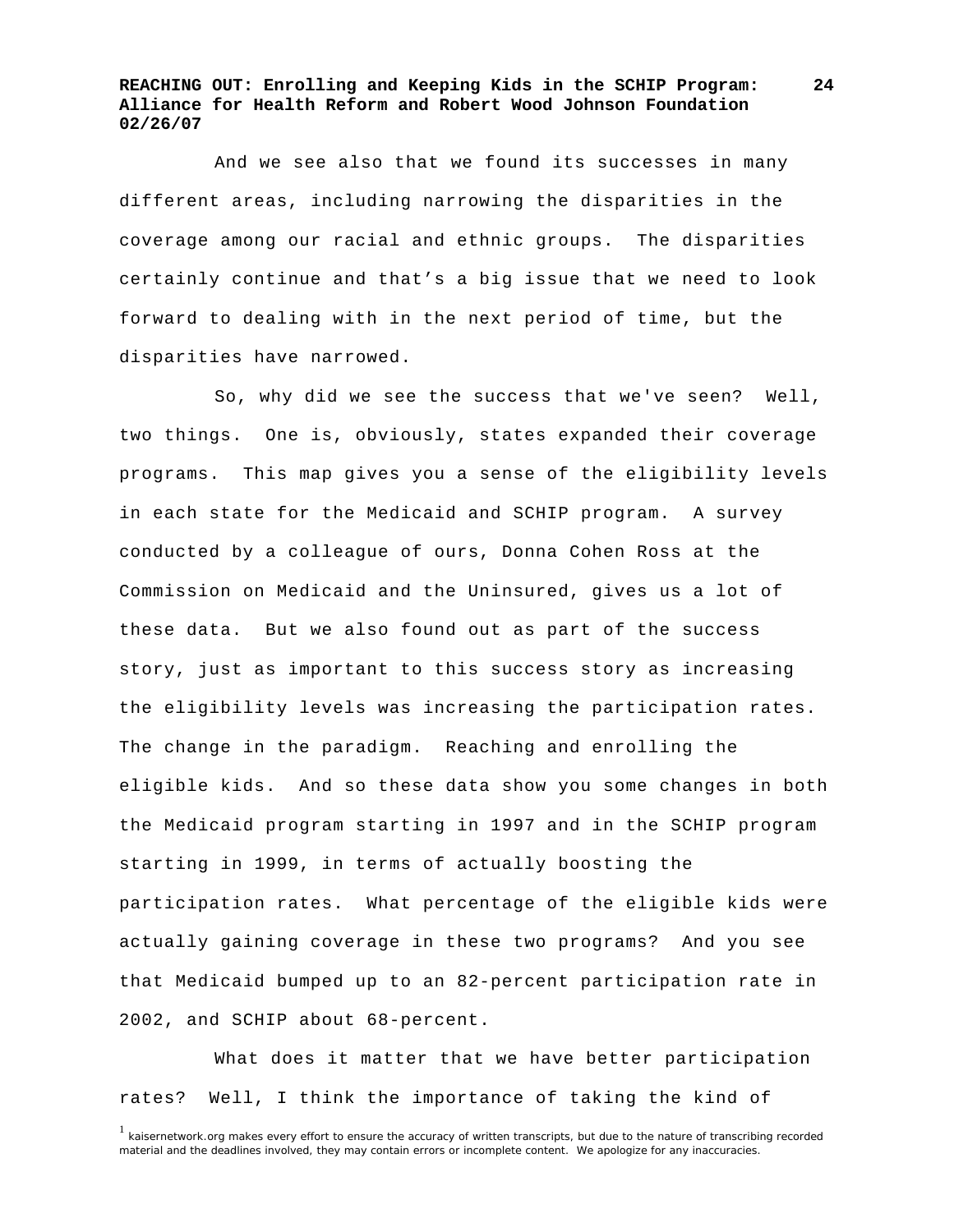And we see also that we found its successes in many different areas, including narrowing the disparities in the coverage among our racial and ethnic groups. The disparities certainly continue and that's a big issue that we need to look forward to dealing with in the next period of time, but the disparities have narrowed.

So, why did we see the success that we've seen? Well, two things. One is, obviously, states expanded their coverage programs. This map gives you a sense of the eligibility levels in each state for the Medicaid and SCHIP program. A survey conducted by a colleague of ours, Donna Cohen Ross at the Commission on Medicaid and the Uninsured, gives us a lot of these data. But we also found out as part of the success story, just as important to this success story as increasing the eligibility levels was increasing the participation rates. The change in the paradigm. Reaching and enrolling the eligible kids. And so these data show you some changes in both the Medicaid program starting in 1997 and in the SCHIP program starting in 1999, in terms of actually boosting the participation rates. What percentage of the eligible kids were actually gaining coverage in these two programs? And you see that Medicaid bumped up to an 82-percent participation rate in 2002, and SCHIP about 68-percent.

What does it matter that we have better participation rates? Well, I think the importance of taking the kind of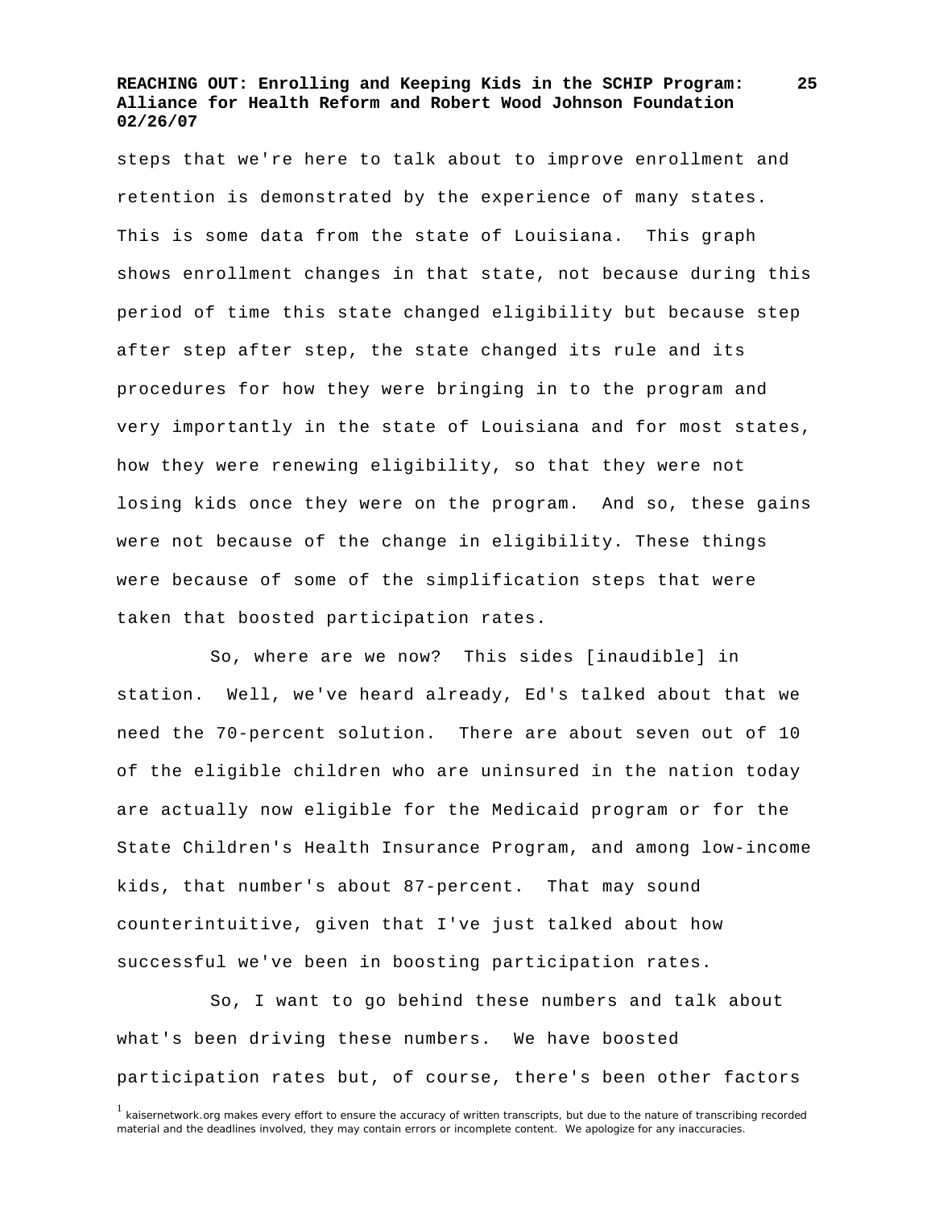steps that we're here to talk about to improve enrollment and retention is demonstrated by the experience of many states. This is some data from the state of Louisiana. This graph shows enrollment changes in that state, not because during this period of time this state changed eligibility but because step after step after step, the state changed its rule and its procedures for how they were bringing in to the program and very importantly in the state of Louisiana and for most states, how they were renewing eligibility, so that they were not losing kids once they were on the program. And so, these gains were not because of the change in eligibility. These things were because of some of the simplification steps that were taken that boosted participation rates.

So, where are we now? This sides [inaudible] in station. Well, we've heard already, Ed's talked about that we need the 70-percent solution. There are about seven out of 10 of the eligible children who are uninsured in the nation today are actually now eligible for the Medicaid program or for the State Children's Health Insurance Program, and among low-income kids, that number's about 87-percent. That may sound counterintuitive, given that I've just talked about how successful we've been in boosting participation rates.

So, I want to go behind these numbers and talk about what's been driving these numbers. We have boosted participation rates but, of course, there's been other factors

[1] kaisernetwork.org makes every effort to ensure the accuracy of written transcripts, but due to the nature of transcribing recorded material and the deadlines involved, they may contain errors or incomplete content. We apologize for any inaccuracies.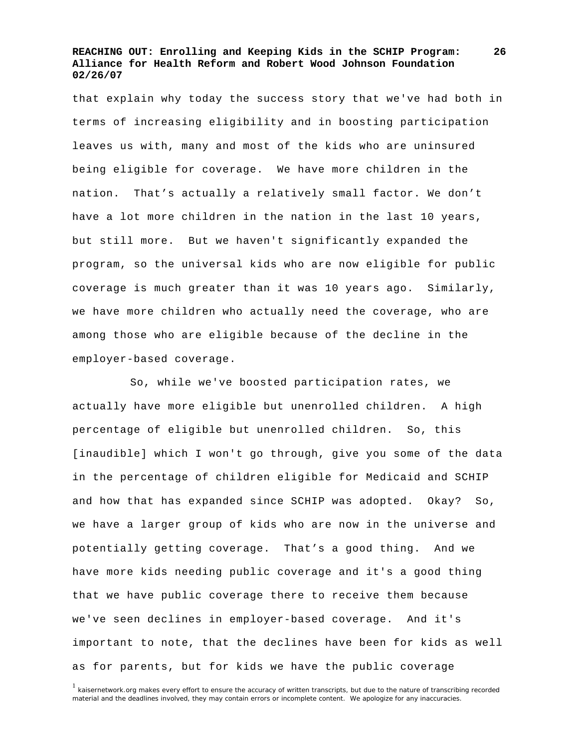that explain why today the success story that we've had both in terms of increasing eligibility and in boosting participation leaves us with, many and most of the kids who are uninsured being eligible for coverage. We have more children in the nation. That's actually a relatively small factor. We don't have a lot more children in the nation in the last 10 years, but still more. But we haven't significantly expanded the program, so the universal kids who are now eligible for public coverage is much greater than it was 10 years ago. Similarly, we have more children who actually need the coverage, who are among those who are eligible because of the decline in the employer-based coverage.

So, while we've boosted participation rates, we actually have more eligible but unenrolled children. A high percentage of eligible but unenrolled children. So, this [inaudible] which I won't go through, give you some of the data in the percentage of children eligible for Medicaid and SCHIP and how that has expanded since SCHIP was adopted. Okay? So, we have a larger group of kids who are now in the universe and potentially getting coverage. That's a good thing. And we have more kids needing public coverage and it's a good thing that we have public coverage there to receive them because we've seen declines in employer-based coverage. And it's important to note, that the declines have been for kids as well as for parents, but for kids we have the public coverage

[1] kaisernetwork.org makes every effort to ensure the accuracy of written transcripts, but due to the nature of transcribing recorded material and the deadlines involved, they may contain errors or incomplete content. We apologize for any inaccuracies.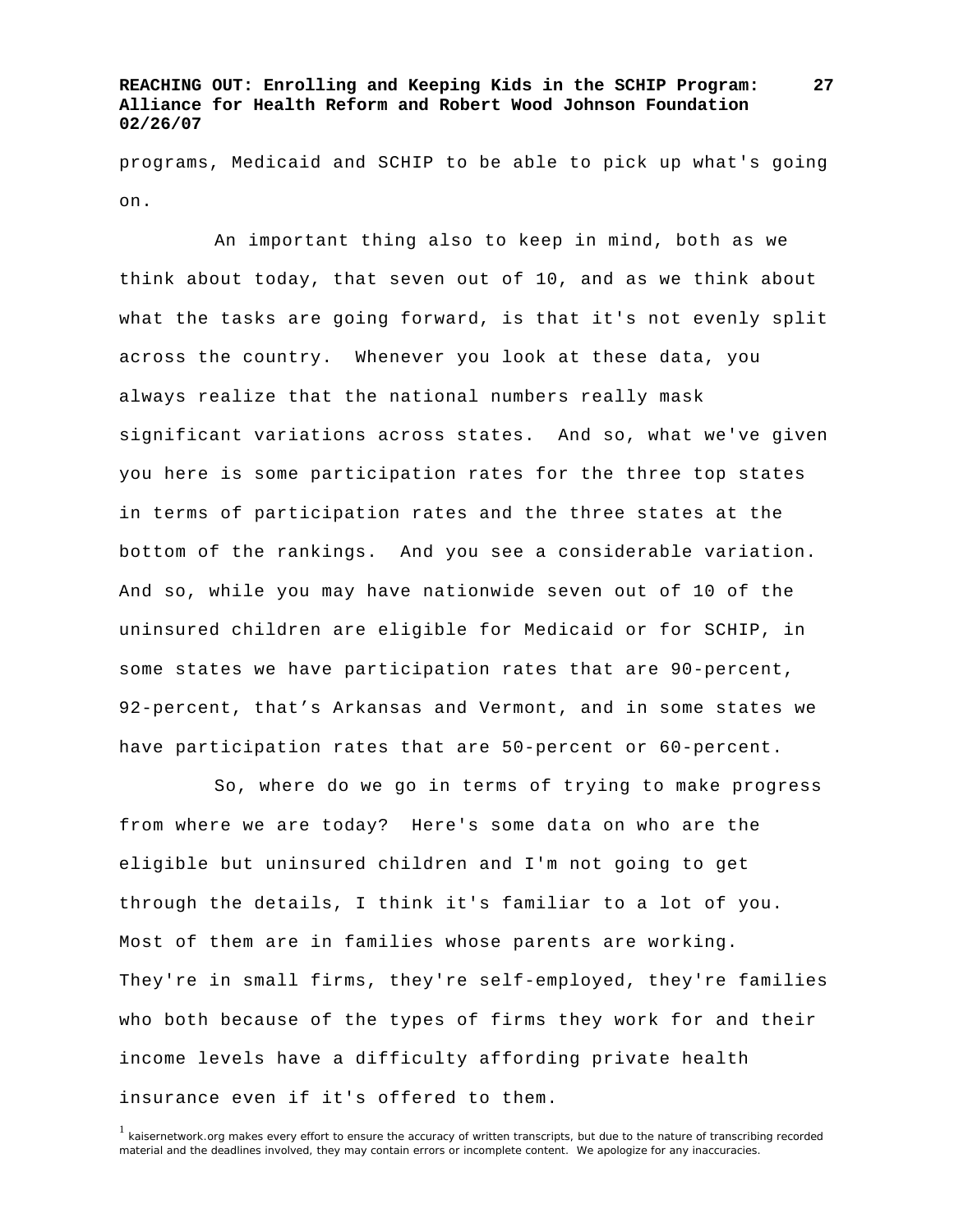programs, Medicaid and SCHIP to be able to pick up what's going on.

An important thing also to keep in mind, both as we think about today, that seven out of 10, and as we think about what the tasks are going forward, is that it's not evenly split across the country. Whenever you look at these data, you always realize that the national numbers really mask significant variations across states. And so, what we've given you here is some participation rates for the three top states in terms of participation rates and the three states at the bottom of the rankings. And you see a considerable variation. And so, while you may have nationwide seven out of 10 of the uninsured children are eligible for Medicaid or for SCHIP, in some states we have participation rates that are 90-percent, 92-percent, that's Arkansas and Vermont, and in some states we have participation rates that are 50-percent or 60-percent.

So, where do we go in terms of trying to make progress from where we are today? Here's some data on who are the eligible but uninsured children and I'm not going to get through the details, I think it's familiar to a lot of you. Most of them are in families whose parents are working. They're in small firms, they're self-employed, they're families who both because of the types of firms they work for and their income levels have a difficulty affording private health insurance even if it's offered to them.

[1] kaisernetwork.org makes every effort to ensure the accuracy of written transcripts, but due to the nature of transcribing recorded material and the deadlines involved, they may contain errors or incomplete content. We apologize for any inaccuracies.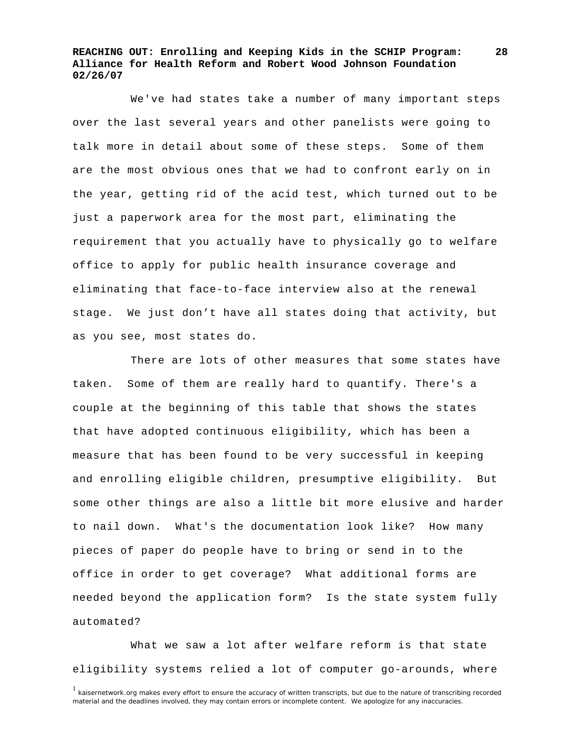We've had states take a number of many important steps over the last several years and other panelists were going to talk more in detail about some of these steps. Some of them are the most obvious ones that we had to confront early on in the year, getting rid of the acid test, which turned out to be just a paperwork area for the most part, eliminating the requirement that you actually have to physically go to welfare office to apply for public health insurance coverage and eliminating that face-to-face interview also at the renewal stage. We just don't have all states doing that activity, but as you see, most states do.

There are lots of other measures that some states have taken. Some of them are really hard to quantify. There's a couple at the beginning of this table that shows the states that have adopted continuous eligibility, which has been a measure that has been found to be very successful in keeping and enrolling eligible children, presumptive eligibility. But some other things are also a little bit more elusive and harder to nail down. What's the documentation look like? How many pieces of paper do people have to bring or send in to the office in order to get coverage? What additional forms are needed beyond the application form? Is the state system fully automated?

What we saw a lot after welfare reform is that state eligibility systems relied a lot of computer go-arounds, where

[1] kaisernetwork.org makes every effort to ensure the accuracy of written transcripts, but due to the nature of transcribing recorded material and the deadlines involved, they may contain errors or incomplete content. We apologize for any inaccuracies.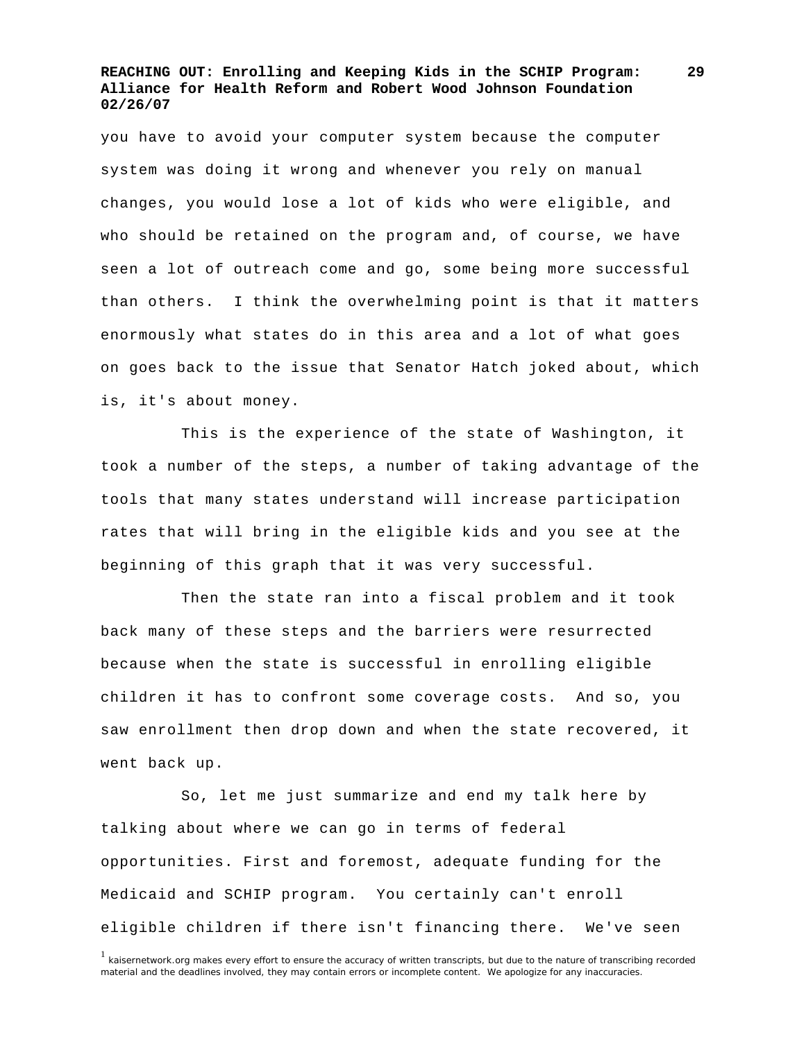you have to avoid your computer system because the computer system was doing it wrong and whenever you rely on manual changes, you would lose a lot of kids who were eligible, and who should be retained on the program and, of course, we have seen a lot of outreach come and go, some being more successful than others. I think the overwhelming point is that it matters enormously what states do in this area and a lot of what goes on goes back to the issue that Senator Hatch joked about, which is, it's about money.

This is the experience of the state of Washington, it took a number of the steps, a number of taking advantage of the tools that many states understand will increase participation rates that will bring in the eligible kids and you see at the beginning of this graph that it was very successful.

Then the state ran into a fiscal problem and it took back many of these steps and the barriers were resurrected because when the state is successful in enrolling eligible children it has to confront some coverage costs. And so, you saw enrollment then drop down and when the state recovered, it went back up.

So, let me just summarize and end my talk here by talking about where we can go in terms of federal opportunities. First and foremost, adequate funding for the Medicaid and SCHIP program. You certainly can't enroll eligible children if there isn't financing there. We've seen

[1] kaisernetwork.org makes every effort to ensure the accuracy of written transcripts, but due to the nature of transcribing recorded material and the deadlines involved, they may contain errors or incomplete content. We apologize for any inaccuracies.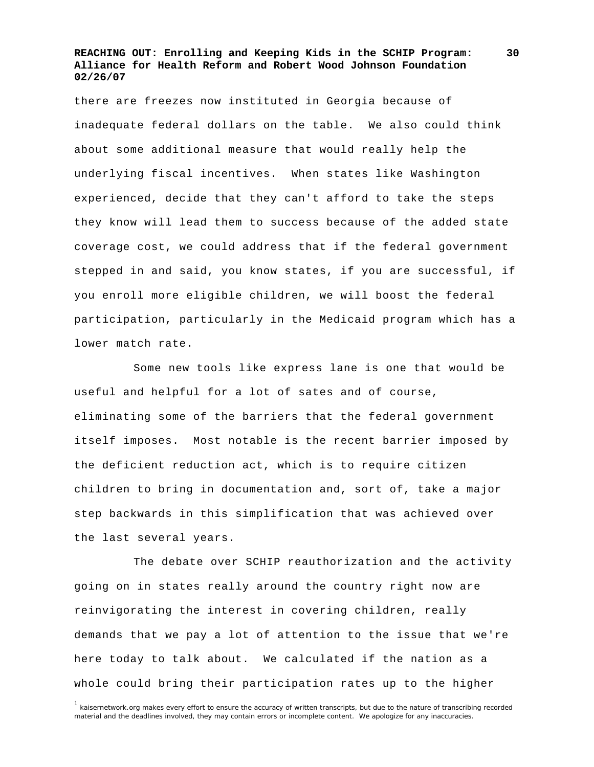there are freezes now instituted in Georgia because of inadequate federal dollars on the table. We also could think about some additional measure that would really help the underlying fiscal incentives. When states like Washington experienced, decide that they can't afford to take the steps they know will lead them to success because of the added state coverage cost, we could address that if the federal government stepped in and said, you know states, if you are successful, if you enroll more eligible children, we will boost the federal participation, particularly in the Medicaid program which has a lower match rate.

Some new tools like express lane is one that would be useful and helpful for a lot of sates and of course, eliminating some of the barriers that the federal government itself imposes. Most notable is the recent barrier imposed by the deficient reduction act, which is to require citizen children to bring in documentation and, sort of, take a major step backwards in this simplification that was achieved over the last several years.

The debate over SCHIP reauthorization and the activity going on in states really around the country right now are reinvigorating the interest in covering children, really demands that we pay a lot of attention to the issue that we're here today to talk about. We calculated if the nation as a whole could bring their participation rates up to the higher

[1] kaisernetwork.org makes every effort to ensure the accuracy of written transcripts, but due to the nature of transcribing recorded material and the deadlines involved, they may contain errors or incomplete content. We apologize for any inaccuracies.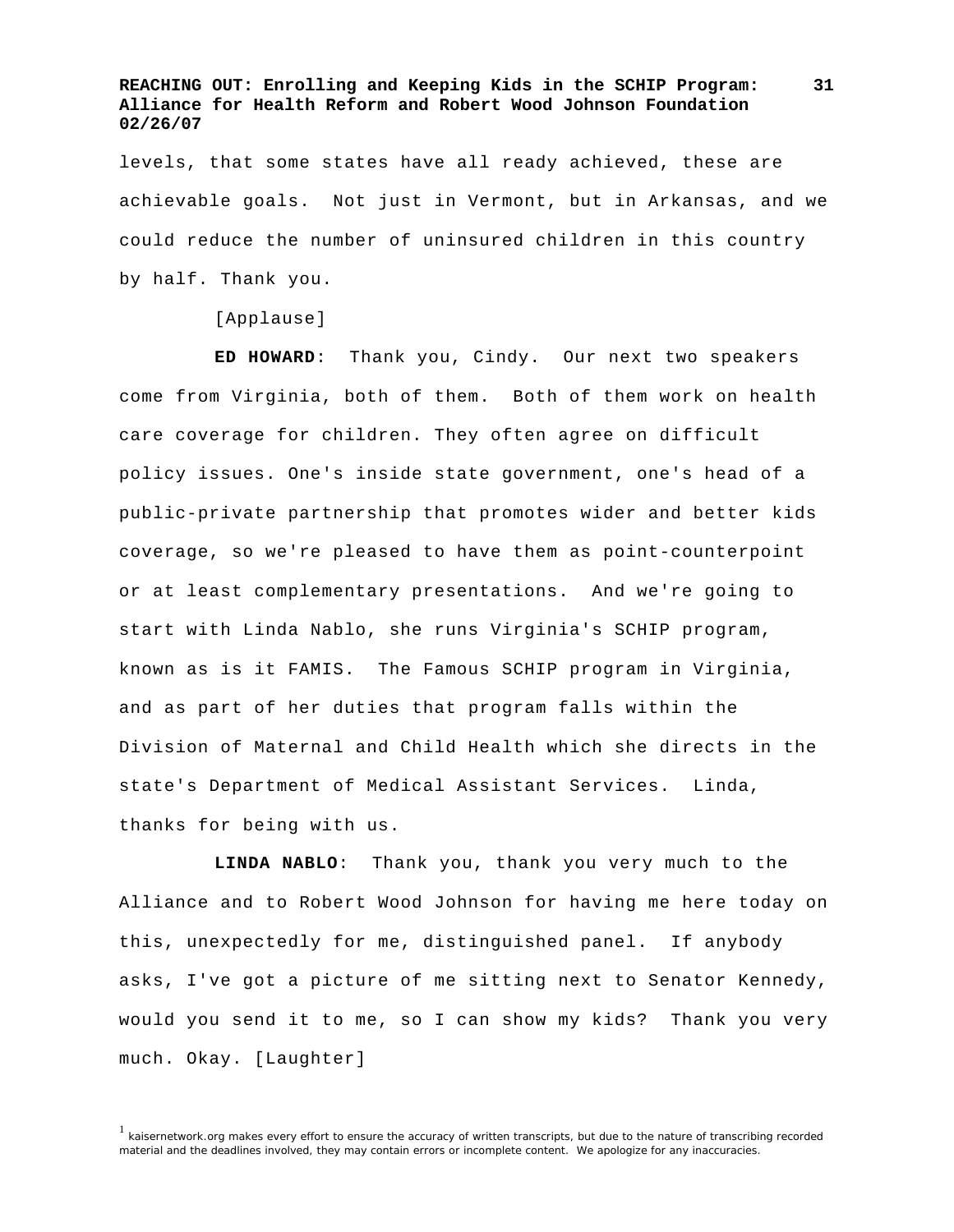levels, that some states have all ready achieved, these are achievable goals. Not just in Vermont, but in Arkansas, and we could reduce the number of uninsured children in this country by half. Thank you.

[Applause]

**ED HOWARD**: Thank you, Cindy. Our next two speakers come from Virginia, both of them. Both of them work on health care coverage for children. They often agree on difficult policy issues. One's inside state government, one's head of a public-private partnership that promotes wider and better kids coverage, so we're pleased to have them as point-counterpoint or at least complementary presentations. And we're going to start with Linda Nablo, she runs Virginia's SCHIP program, known as is it FAMIS. The Famous SCHIP program in Virginia, and as part of her duties that program falls within the Division of Maternal and Child Health which she directs in the state's Department of Medical Assistant Services. Linda, thanks for being with us.

**LINDA NABLO**: Thank you, thank you very much to the Alliance and to Robert Wood Johnson for having me here today on this, unexpectedly for me, distinguished panel. If anybody asks, I've got a picture of me sitting next to Senator Kennedy, would you send it to me, so I can show my kids? Thank you very much. Okay. [Laughter]

[1] kaisernetwork.org makes every effort to ensure the accuracy of written transcripts, but due to the nature of transcribing recorded material and the deadlines involved, they may contain errors or incomplete content. We apologize for any inaccuracies.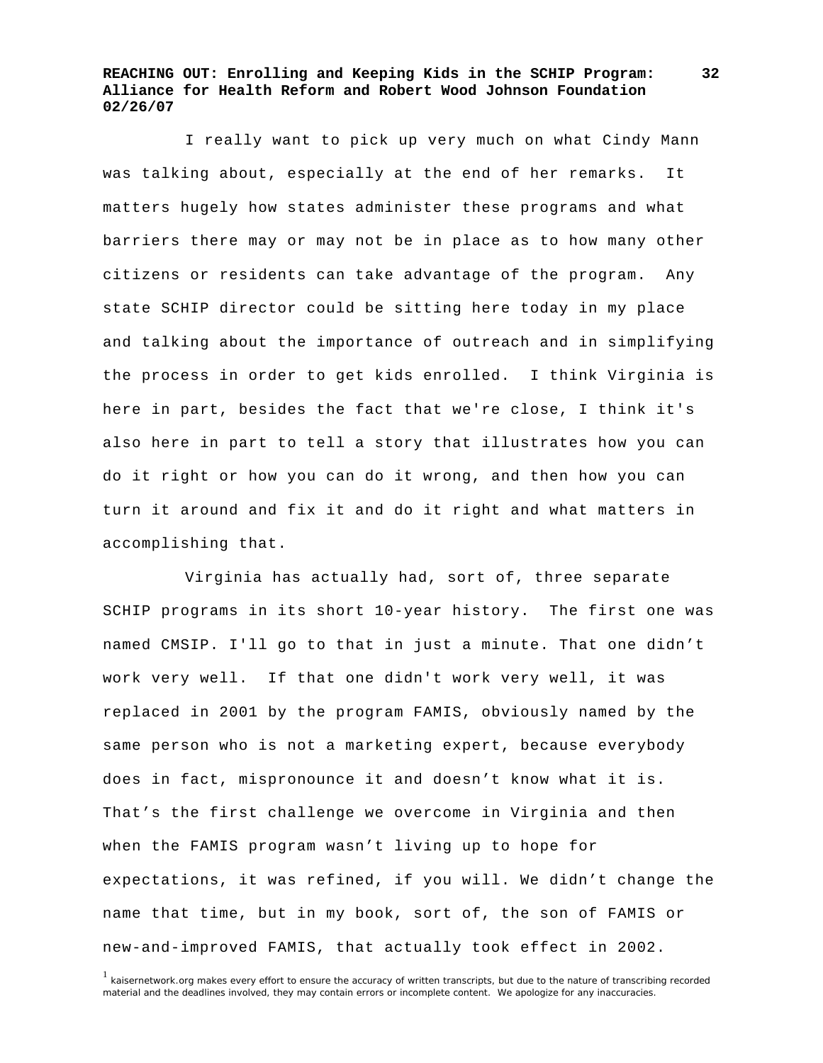I really want to pick up very much on what Cindy Mann was talking about, especially at the end of her remarks. It matters hugely how states administer these programs and what barriers there may or may not be in place as to how many other citizens or residents can take advantage of the program. Any state SCHIP director could be sitting here today in my place and talking about the importance of outreach and in simplifying the process in order to get kids enrolled. I think Virginia is here in part, besides the fact that we're close, I think it's also here in part to tell a story that illustrates how you can do it right or how you can do it wrong, and then how you can turn it around and fix it and do it right and what matters in accomplishing that.

Virginia has actually had, sort of, three separate SCHIP programs in its short 10-year history. The first one was named CMSIP. I'll go to that in just a minute. That one didn't work very well. If that one didn't work very well, it was replaced in 2001 by the program FAMIS, obviously named by the same person who is not a marketing expert, because everybody does in fact, mispronounce it and doesn't know what it is. That's the first challenge we overcome in Virginia and then when the FAMIS program wasn't living up to hope for expectations, it was refined, if you will. We didn't change the name that time, but in my book, sort of, the son of FAMIS or new-and-improved FAMIS, that actually took effect in 2002.

[1] kaisernetwork.org makes every effort to ensure the accuracy of written transcripts, but due to the nature of transcribing recorded material and the deadlines involved, they may contain errors or incomplete content. We apologize for any inaccuracies.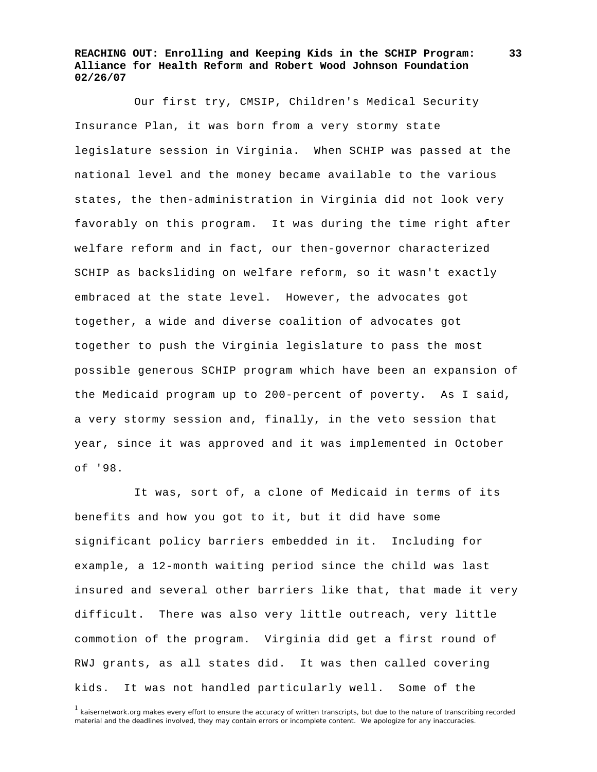Our first try, CMSIP, Children's Medical Security Insurance Plan, it was born from a very stormy state legislature session in Virginia. When SCHIP was passed at the national level and the money became available to the various states, the then-administration in Virginia did not look very favorably on this program. It was during the time right after welfare reform and in fact, our then-governor characterized SCHIP as backsliding on welfare reform, so it wasn't exactly embraced at the state level. However, the advocates got together, a wide and diverse coalition of advocates got together to push the Virginia legislature to pass the most possible generous SCHIP program which have been an expansion of the Medicaid program up to 200-percent of poverty. As I said, a very stormy session and, finally, in the veto session that year, since it was approved and it was implemented in October of '98.

It was, sort of, a clone of Medicaid in terms of its benefits and how you got to it, but it did have some significant policy barriers embedded in it. Including for example, a 12-month waiting period since the child was last insured and several other barriers like that, that made it very difficult. There was also very little outreach, very little commotion of the program. Virginia did get a first round of RWJ grants, as all states did. It was then called covering kids. It was not handled particularly well. Some of the

[1] kaisernetwork.org makes every effort to ensure the accuracy of written transcripts, but due to the nature of transcribing recorded material and the deadlines involved, they may contain errors or incomplete content. We apologize for any inaccuracies.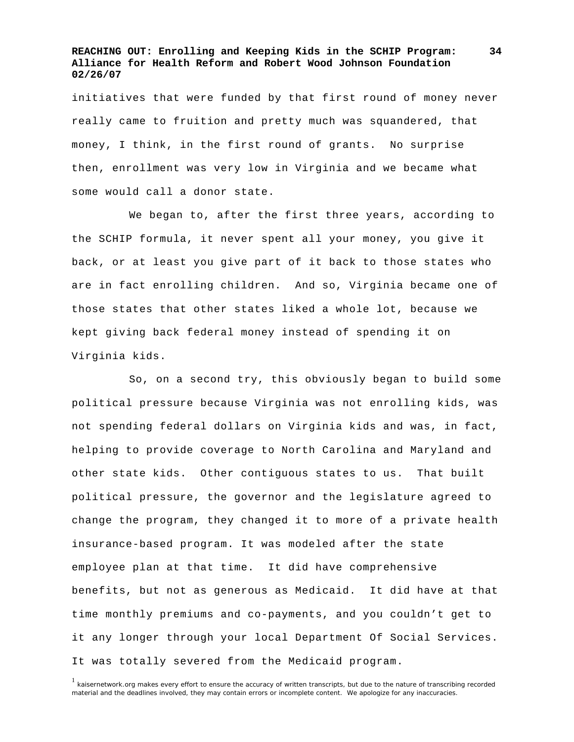initiatives that were funded by that first round of money never really came to fruition and pretty much was squandered, that money, I think, in the first round of grants. No surprise then, enrollment was very low in Virginia and we became what some would call a donor state.

We began to, after the first three years, according to the SCHIP formula, it never spent all your money, you give it back, or at least you give part of it back to those states who are in fact enrolling children. And so, Virginia became one of those states that other states liked a whole lot, because we kept giving back federal money instead of spending it on Virginia kids.

So, on a second try, this obviously began to build some political pressure because Virginia was not enrolling kids, was not spending federal dollars on Virginia kids and was, in fact, helping to provide coverage to North Carolina and Maryland and other state kids. Other contiguous states to us. That built political pressure, the governor and the legislature agreed to change the program, they changed it to more of a private health insurance-based program. It was modeled after the state employee plan at that time. It did have comprehensive benefits, but not as generous as Medicaid. It did have at that time monthly premiums and co-payments, and you couldn't get to it any longer through your local Department Of Social Services. It was totally severed from the Medicaid program.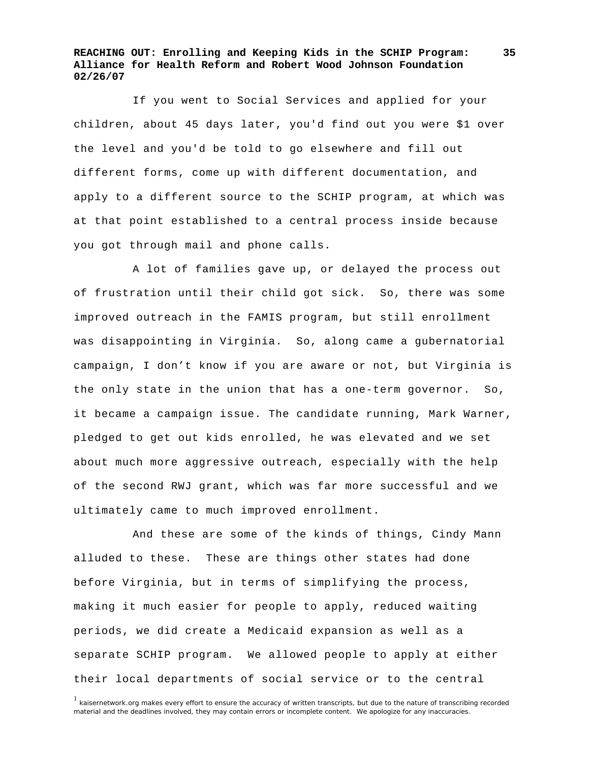If you went to Social Services and applied for your children, about 45 days later, you'd find out you were $1 over the level and you'd be told to go elsewhere and fill out different forms, come up with different documentation, and apply to a different source to the SCHIP program, at which was at that point established to a central process inside because you got through mail and phone calls.

A lot of families gave up, or delayed the process out of frustration until their child got sick. So, there was some improved outreach in the FAMIS program, but still enrollment was disappointing in Virginia. So, along came a gubernatorial campaign, I don't know if you are aware or not, but Virginia is the only state in the union that has a one-term governor. So, it became a campaign issue. The candidate running, Mark Warner, pledged to get out kids enrolled, he was elevated and we set about much more aggressive outreach, especially with the help of the second RWJ grant, which was far more successful and we ultimately came to much improved enrollment.

And these are some of the kinds of things, Cindy Mann alluded to these. These are things other states had done before Virginia, but in terms of simplifying the process, making it much easier for people to apply, reduced waiting periods, we did create a Medicaid expansion as well as a separate SCHIP program. We allowed people to apply at either their local departments of social service or to the central

[1] kaisernetwork.org makes every effort to ensure the accuracy of written transcripts, but due to the nature of transcribing recorded material and the deadlines involved, they may contain errors or incomplete content. We apologize for any inaccuracies.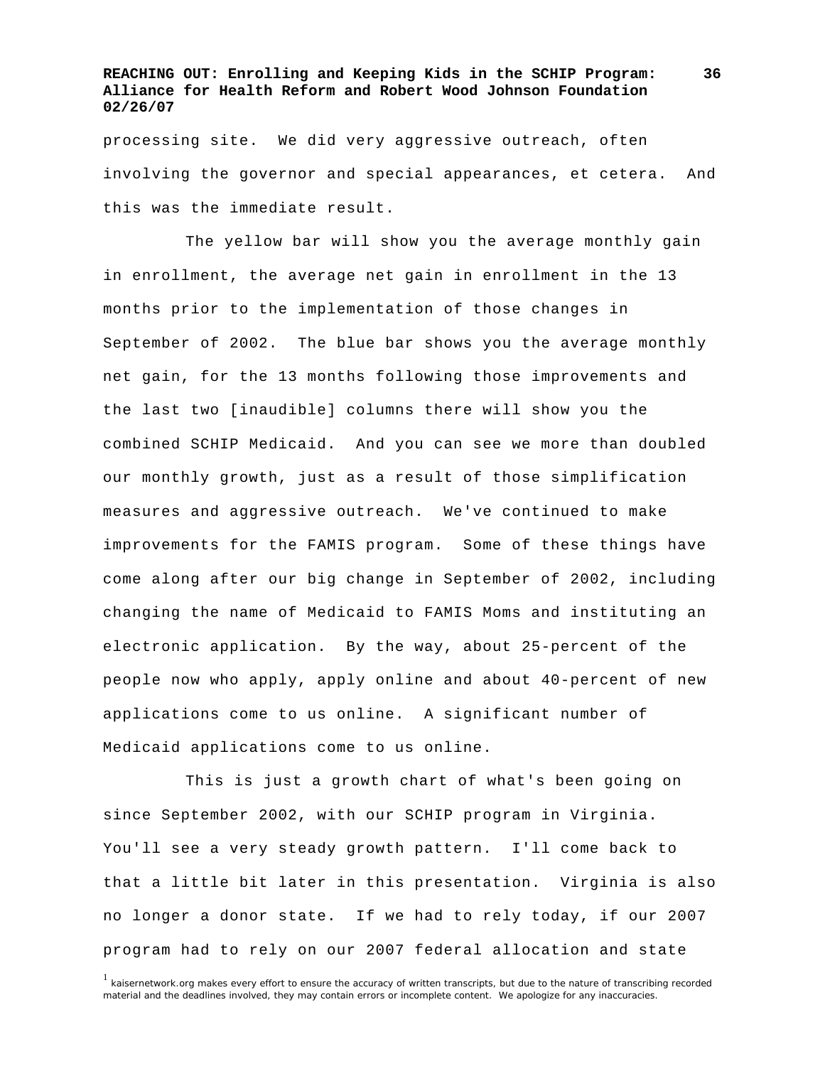processing site. We did very aggressive outreach, often involving the governor and special appearances, et cetera. And this was the immediate result.

The yellow bar will show you the average monthly gain in enrollment, the average net gain in enrollment in the 13 months prior to the implementation of those changes in September of 2002. The blue bar shows you the average monthly net gain, for the 13 months following those improvements and the last two [inaudible] columns there will show you the combined SCHIP Medicaid. And you can see we more than doubled our monthly growth, just as a result of those simplification measures and aggressive outreach. We've continued to make improvements for the FAMIS program. Some of these things have come along after our big change in September of 2002, including changing the name of Medicaid to FAMIS Moms and instituting an electronic application. By the way, about 25-percent of the people now who apply, apply online and about 40-percent of new applications come to us online. A significant number of Medicaid applications come to us online.

This is just a growth chart of what's been going on since September 2002, with our SCHIP program in Virginia. You'll see a very steady growth pattern. I'll come back to that a little bit later in this presentation. Virginia is also no longer a donor state. If we had to rely today, if our 2007 program had to rely on our 2007 federal allocation and state

[1] kaisernetwork.org makes every effort to ensure the accuracy of written transcripts, but due to the nature of transcribing recorded material and the deadlines involved, they may contain errors or incomplete content. We apologize for any inaccuracies.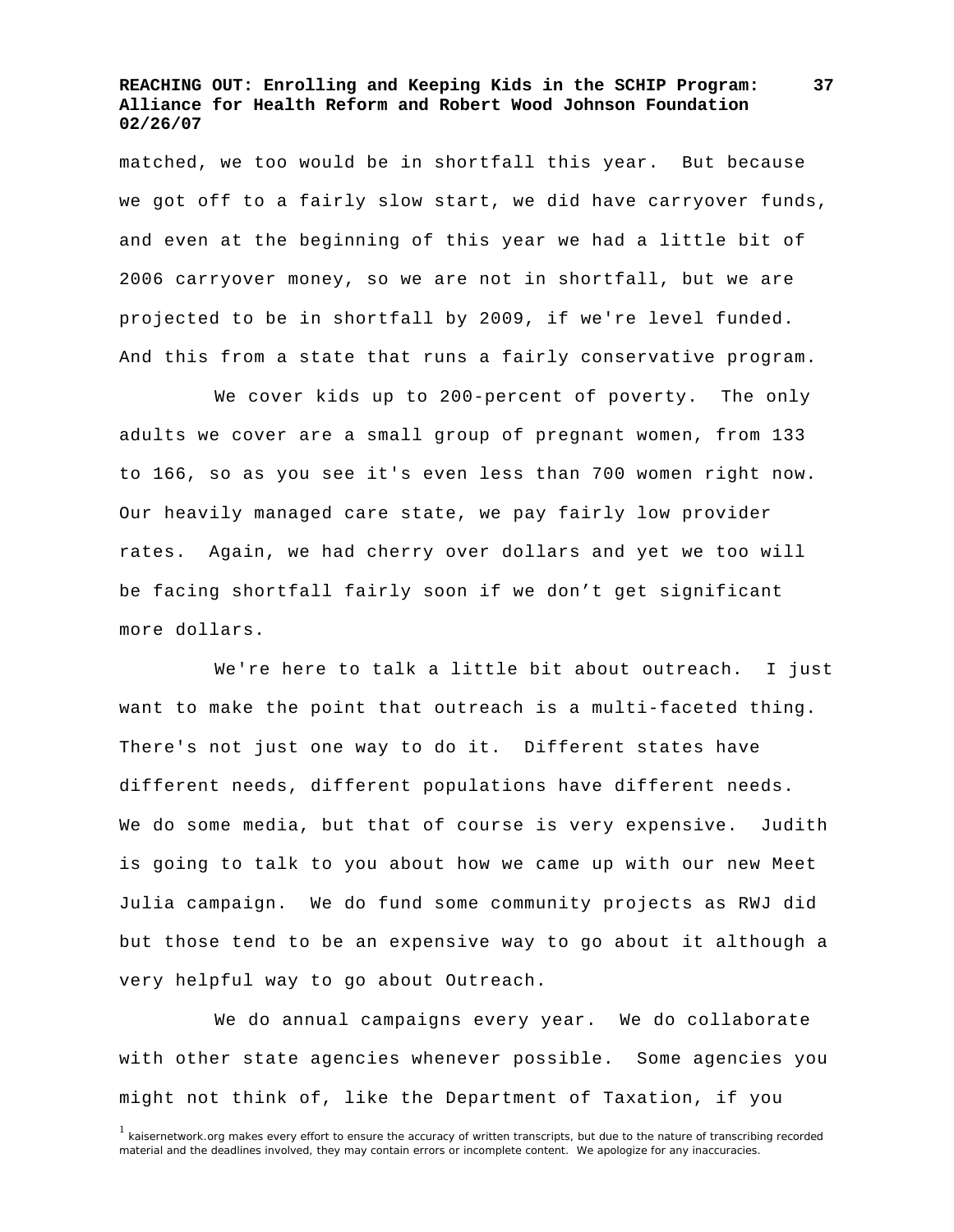matched, we too would be in shortfall this year. But because we got off to a fairly slow start, we did have carryover funds, and even at the beginning of this year we had a little bit of 2006 carryover money, so we are not in shortfall, but we are projected to be in shortfall by 2009, if we're level funded. And this from a state that runs a fairly conservative program.

We cover kids up to 200-percent of poverty. The only adults we cover are a small group of pregnant women, from 133 to 166, so as you see it's even less than 700 women right now. Our heavily managed care state, we pay fairly low provider rates. Again, we had cherry over dollars and yet we too will be facing shortfall fairly soon if we don't get significant more dollars.

We're here to talk a little bit about outreach. I just want to make the point that outreach is a multi-faceted thing. There's not just one way to do it. Different states have different needs, different populations have different needs. We do some media, but that of course is very expensive. Judith is going to talk to you about how we came up with our new Meet Julia campaign. We do fund some community projects as RWJ did but those tend to be an expensive way to go about it although a very helpful way to go about Outreach.

We do annual campaigns every year. We do collaborate with other state agencies whenever possible. Some agencies you might not think of, like the Department of Taxation, if you

[1] kaisernetwork.org makes every effort to ensure the accuracy of written transcripts, but due to the nature of transcribing recorded material and the deadlines involved, they may contain errors or incomplete content. We apologize for any inaccuracies.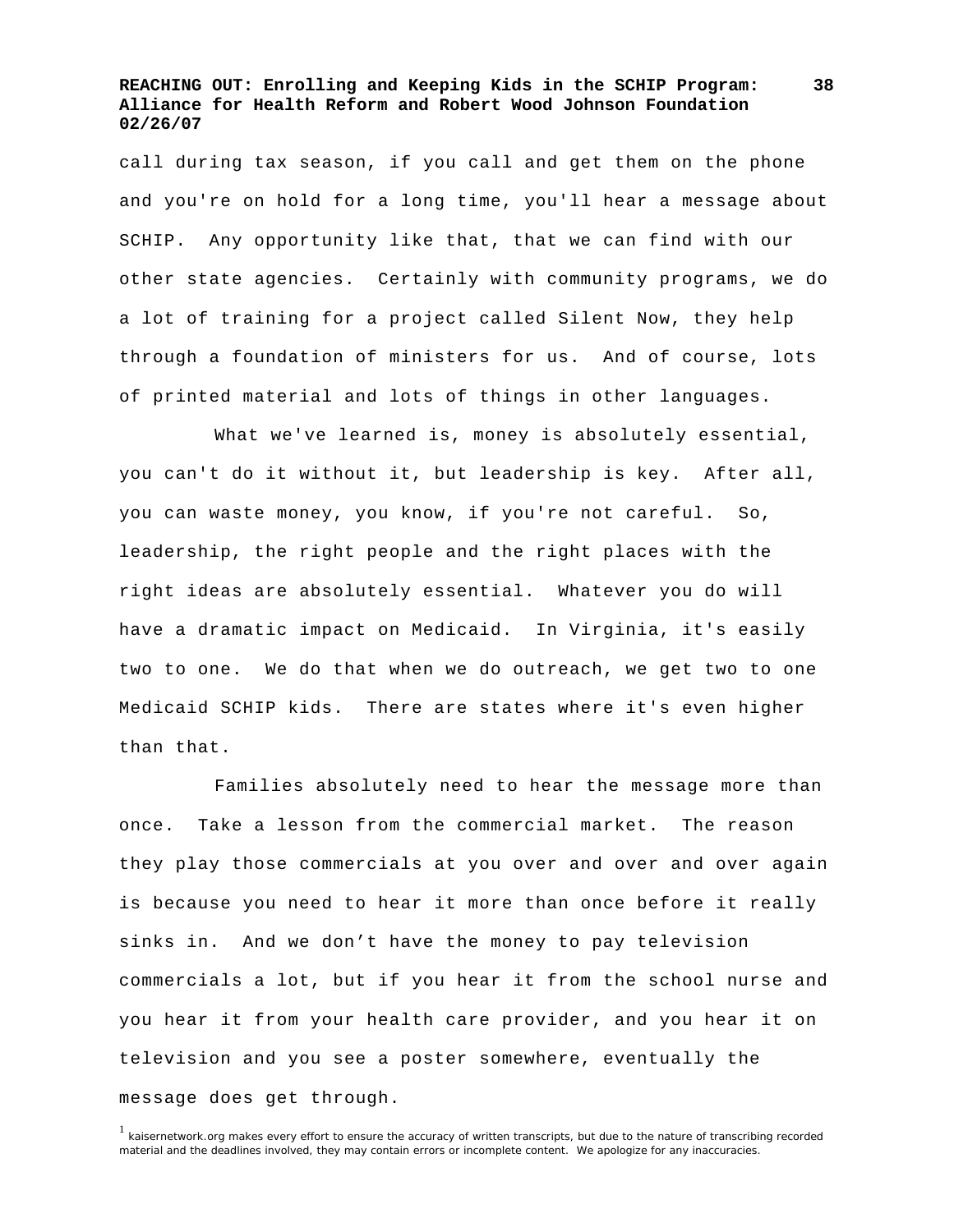call during tax season, if you call and get them on the phone and you're on hold for a long time, you'll hear a message about SCHIP. Any opportunity like that, that we can find with our other state agencies. Certainly with community programs, we do a lot of training for a project called Silent Now, they help through a foundation of ministers for us. And of course, lots of printed material and lots of things in other languages.

What we've learned is, money is absolutely essential, you can't do it without it, but leadership is key. After all, you can waste money, you know, if you're not careful. So, leadership, the right people and the right places with the right ideas are absolutely essential. Whatever you do will have a dramatic impact on Medicaid. In Virginia, it's easily two to one. We do that when we do outreach, we get two to one Medicaid SCHIP kids. There are states where it's even higher than that.

Families absolutely need to hear the message more than once. Take a lesson from the commercial market. The reason they play those commercials at you over and over and over again is because you need to hear it more than once before it really sinks in. And we don't have the money to pay television commercials a lot, but if you hear it from the school nurse and you hear it from your health care provider, and you hear it on television and you see a poster somewhere, eventually the message does get through.

[1] kaisernetwork.org makes every effort to ensure the accuracy of written transcripts, but due to the nature of transcribing recorded material and the deadlines involved, they may contain errors or incomplete content. We apologize for any inaccuracies.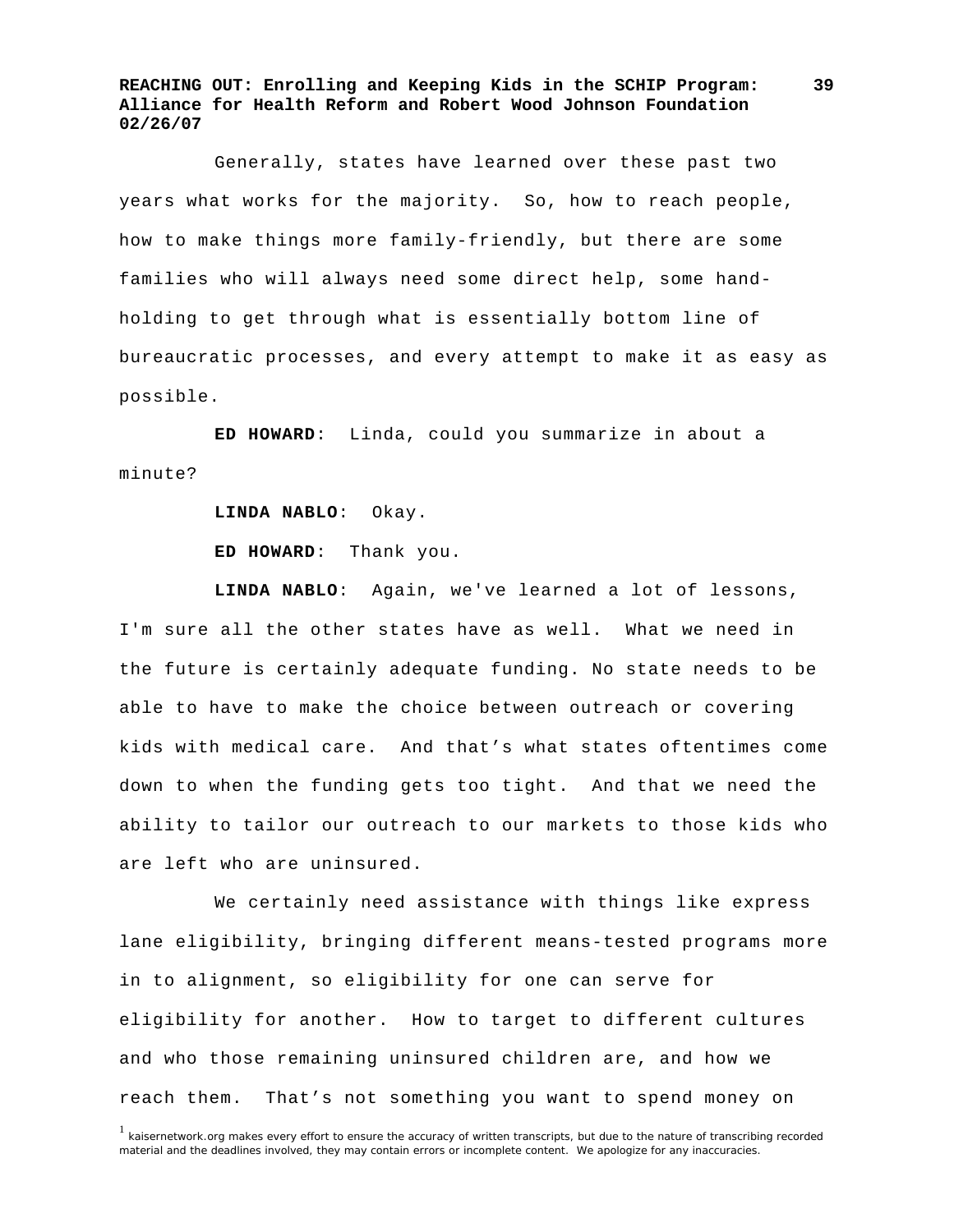Generally, states have learned over these past two years what works for the majority. So, how to reach people, how to make things more family-friendly, but there are some families who will always need some direct help, some hand-holding to get through what is essentially bottom line of bureaucratic processes, and every attempt to make it as easy as possible.

**ED HOWARD**: Linda, could you summarize in about a minute?

**LINDA NABLO**: Okay.

**ED HOWARD**: Thank you.

**LINDA NABLO**: Again, we've learned a lot of lessons, I'm sure all the other states have as well. What we need in the future is certainly adequate funding. No state needs to be able to have to make the choice between outreach or covering kids with medical care. And that's what states oftentimes come down to when the funding gets too tight. And that we need the ability to tailor our outreach to our markets to those kids who are left who are uninsured.

We certainly need assistance with things like express lane eligibility, bringing different means-tested programs more in to alignment, so eligibility for one can serve for eligibility for another. How to target to different cultures and who those remaining uninsured children are, and how we reach them. That's not something you want to spend money on

[1] kaisernetwork.org makes every effort to ensure the accuracy of written transcripts, but due to the nature of transcribing recorded material and the deadlines involved, they may contain errors or incomplete content. We apologize for any inaccuracies.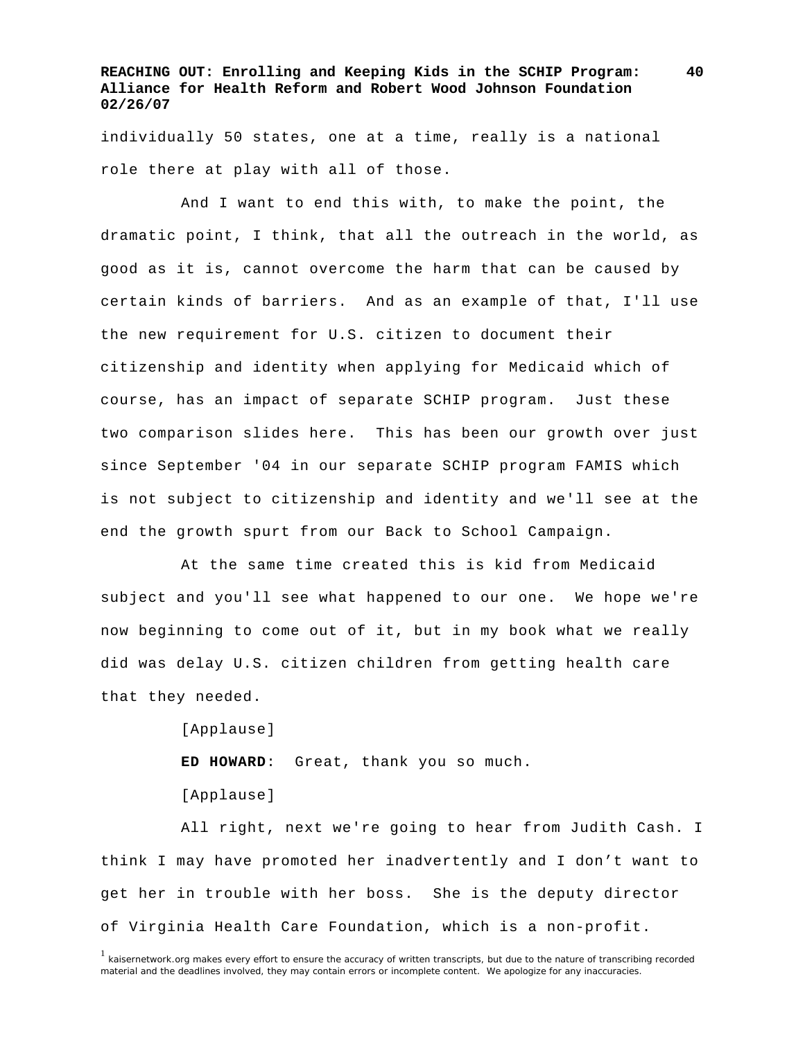individually 50 states, one at a time, really is a national role there at play with all of those.

And I want to end this with, to make the point, the dramatic point, I think, that all the outreach in the world, as good as it is, cannot overcome the harm that can be caused by certain kinds of barriers. And as an example of that, I'll use the new requirement for U.S. citizen to document their citizenship and identity when applying for Medicaid which of course, has an impact of separate SCHIP program. Just these two comparison slides here. This has been our growth over just since September '04 in our separate SCHIP program FAMIS which is not subject to citizenship and identity and we'll see at the end the growth spurt from our Back to School Campaign.

At the same time created this is kid from Medicaid subject and you'll see what happened to our one. We hope we're now beginning to come out of it, but in my book what we really did was delay U.S. citizen children from getting health care that they needed.

[Applause]

**ED HOWARD**: Great, thank you so much.

[Applause]

All right, next we're going to hear from Judith Cash. I think I may have promoted her inadvertently and I don't want to get her in trouble with her boss. She is the deputy director of Virginia Health Care Foundation, which is a non-profit.

[1] kaisernetwork.org makes every effort to ensure the accuracy of written transcripts, but due to the nature of transcribing recorded material and the deadlines involved, they may contain errors or incomplete content. We apologize for any inaccuracies.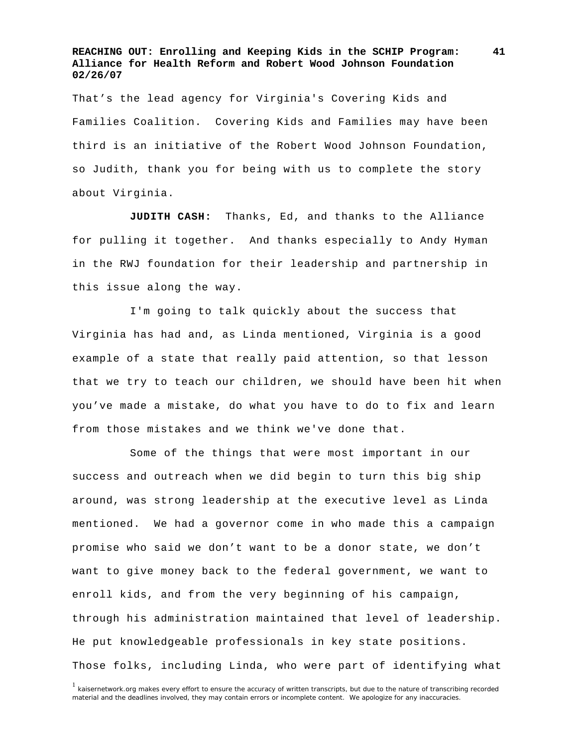That's the lead agency for Virginia's Covering Kids and Families Coalition. Covering Kids and Families may have been third is an initiative of the Robert Wood Johnson Foundation, so Judith, thank you for being with us to complete the story about Virginia.

**JUDITH CASH:** Thanks, Ed, and thanks to the Alliance for pulling it together. And thanks especially to Andy Hyman in the RWJ foundation for their leadership and partnership in this issue along the way.

I'm going to talk quickly about the success that Virginia has had and, as Linda mentioned, Virginia is a good example of a state that really paid attention, so that lesson that we try to teach our children, we should have been hit when you've made a mistake, do what you have to do to fix and learn from those mistakes and we think we've done that.

Some of the things that were most important in our success and outreach when we did begin to turn this big ship around, was strong leadership at the executive level as Linda mentioned. We had a governor come in who made this a campaign promise who said we don't want to be a donor state, we don't want to give money back to the federal government, we want to enroll kids, and from the very beginning of his campaign, through his administration maintained that level of leadership. He put knowledgeable professionals in key state positions. Those folks, including Linda, who were part of identifying what

[1] kaisernetwork.org makes every effort to ensure the accuracy of written transcripts, but due to the nature of transcribing recorded material and the deadlines involved, they may contain errors or incomplete content. We apologize for any inaccuracies.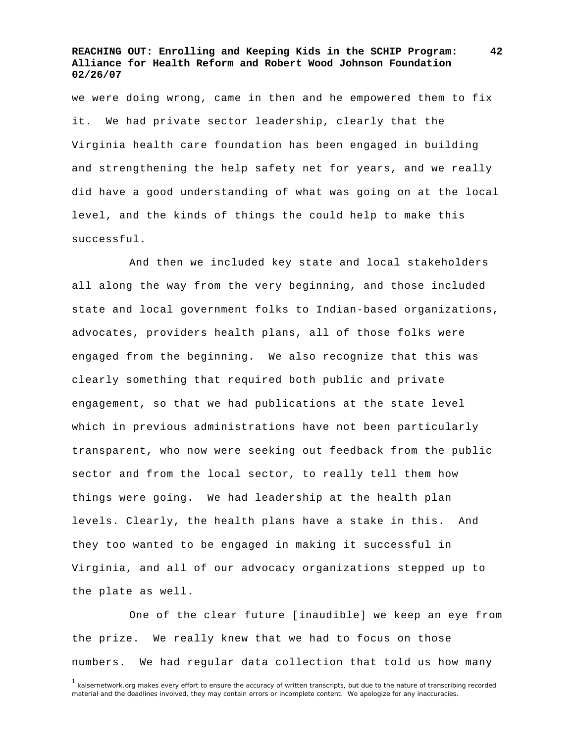we were doing wrong, came in then and he empowered them to fix it. We had private sector leadership, clearly that the Virginia health care foundation has been engaged in building and strengthening the help safety net for years, and we really did have a good understanding of what was going on at the local level, and the kinds of things the could help to make this successful.

And then we included key state and local stakeholders all along the way from the very beginning, and those included state and local government folks to Indian-based organizations, advocates, providers health plans, all of those folks were engaged from the beginning. We also recognize that this was clearly something that required both public and private engagement, so that we had publications at the state level which in previous administrations have not been particularly transparent, who now were seeking out feedback from the public sector and from the local sector, to really tell them how things were going. We had leadership at the health plan levels. Clearly, the health plans have a stake in this. And they too wanted to be engaged in making it successful in Virginia, and all of our advocacy organizations stepped up to the plate as well.

One of the clear future [inaudible] we keep an eye from the prize. We really knew that we had to focus on those numbers. We had regular data collection that told us how many

[1] kaisernetwork.org makes every effort to ensure the accuracy of written transcripts, but due to the nature of transcribing recorded material and the deadlines involved, they may contain errors or incomplete content. We apologize for any inaccuracies.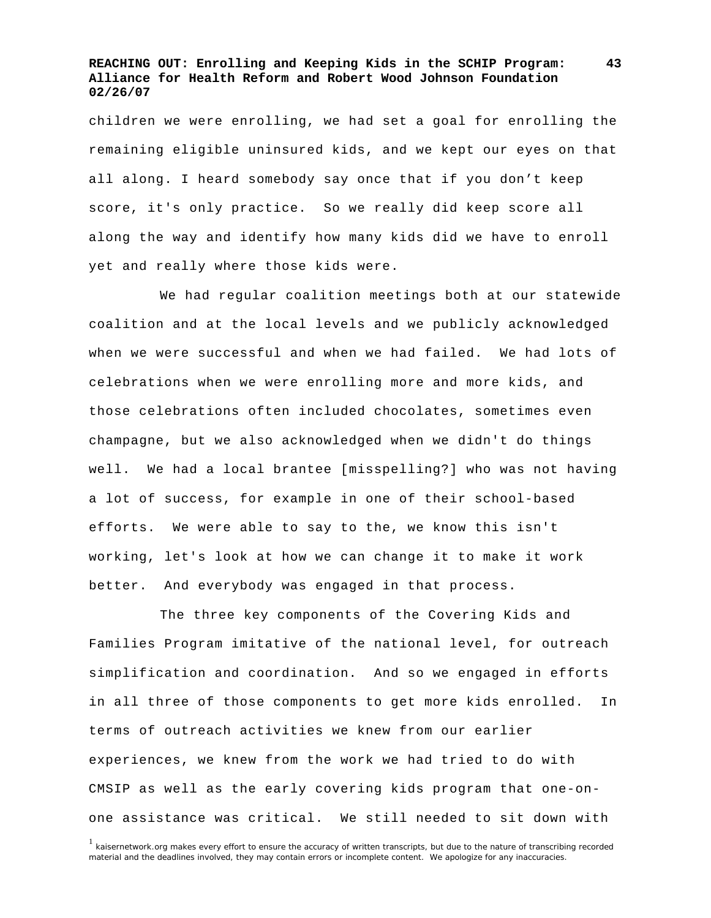children we were enrolling, we had set a goal for enrolling the remaining eligible uninsured kids, and we kept our eyes on that all along. I heard somebody say once that if you don't keep score, it's only practice. So we really did keep score all along the way and identify how many kids did we have to enroll yet and really where those kids were.

We had regular coalition meetings both at our statewide coalition and at the local levels and we publicly acknowledged when we were successful and when we had failed. We had lots of celebrations when we were enrolling more and more kids, and those celebrations often included chocolates, sometimes even champagne, but we also acknowledged when we didn't do things well. We had a local brantee [misspelling?] who was not having a lot of success, for example in one of their school-based efforts. We were able to say to the, we know this isn't working, let's look at how we can change it to make it work better. And everybody was engaged in that process.

The three key components of the Covering Kids and Families Program imitative of the national level, for outreach simplification and coordination. And so we engaged in efforts in all three of those components to get more kids enrolled. In terms of outreach activities we knew from our earlier experiences, we knew from the work we had tried to do with CMSIP as well as the early covering kids program that one-on-one assistance was critical. We still needed to sit down with

[1] kaisernetwork.org makes every effort to ensure the accuracy of written transcripts, but due to the nature of transcribing recorded material and the deadlines involved, they may contain errors or incomplete content. We apologize for any inaccuracies.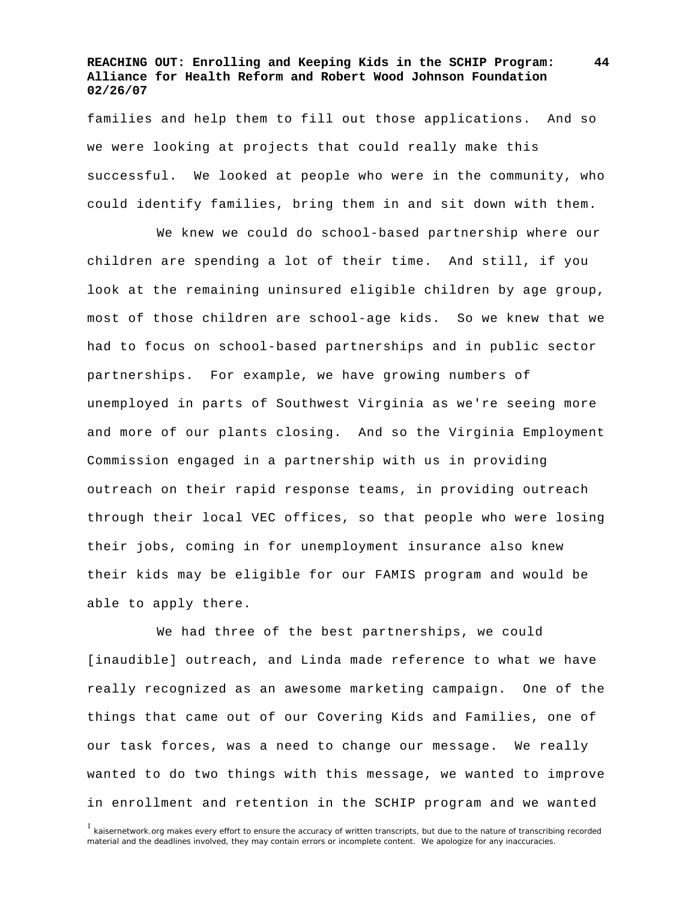families and help them to fill out those applications. And so we were looking at projects that could really make this successful. We looked at people who were in the community, who could identify families, bring them in and sit down with them.

We knew we could do school-based partnership where our children are spending a lot of their time. And still, if you look at the remaining uninsured eligible children by age group, most of those children are school-age kids. So we knew that we had to focus on school-based partnerships and in public sector partnerships. For example, we have growing numbers of unemployed in parts of Southwest Virginia as we're seeing more and more of our plants closing. And so the Virginia Employment Commission engaged in a partnership with us in providing outreach on their rapid response teams, in providing outreach through their local VEC offices, so that people who were losing their jobs, coming in for unemployment insurance also knew their kids may be eligible for our FAMIS program and would be able to apply there.

We had three of the best partnerships, we could [inaudible] outreach, and Linda made reference to what we have really recognized as an awesome marketing campaign. One of the things that came out of our Covering Kids and Families, one of our task forces, was a need to change our message. We really wanted to do two things with this message, we wanted to improve in enrollment and retention in the SCHIP program and we wanted

[1] kaisernetwork.org makes every effort to ensure the accuracy of written transcripts, but due to the nature of transcribing recorded material and the deadlines involved, they may contain errors or incomplete content. We apologize for any inaccuracies.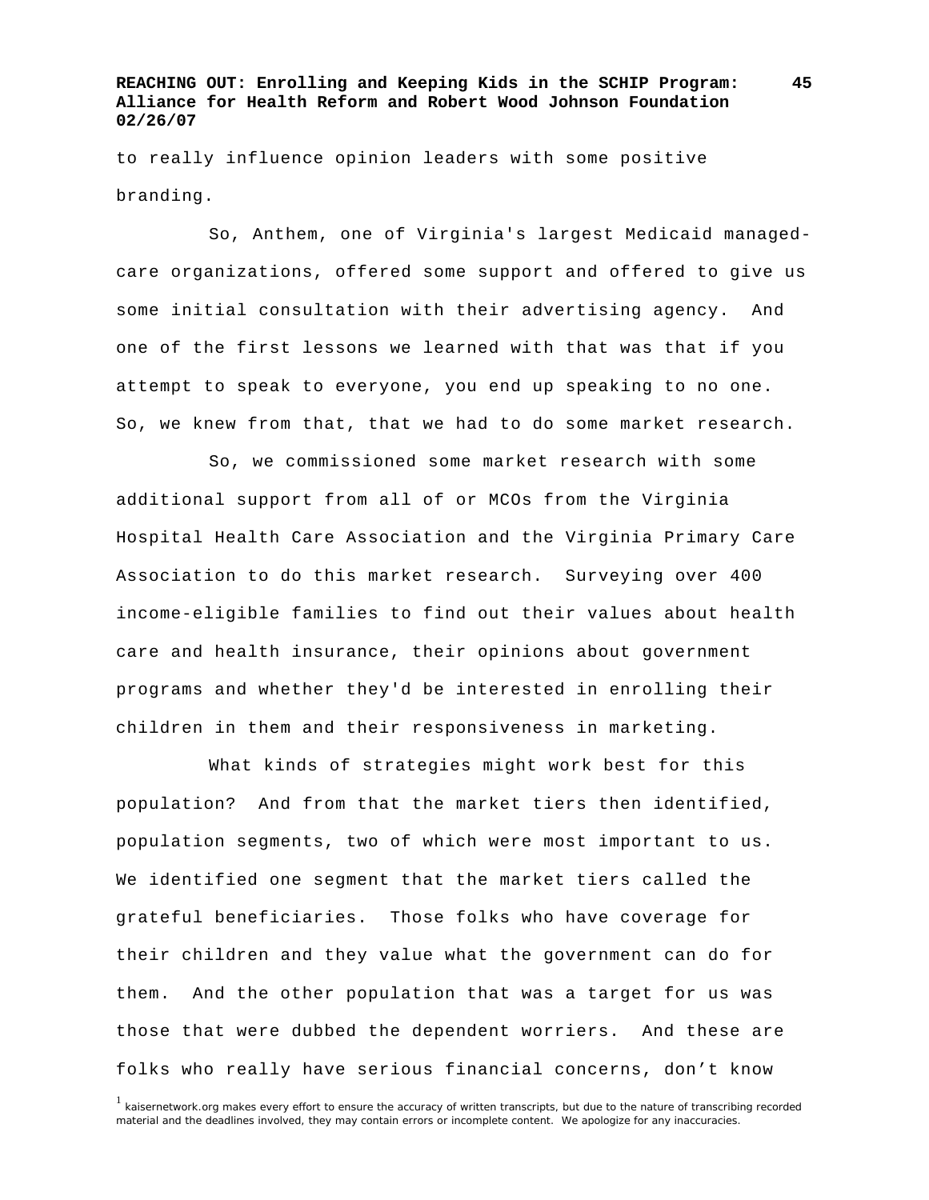to really influence opinion leaders with some positive branding.

So, Anthem, one of Virginia's largest Medicaid managed-care organizations, offered some support and offered to give us some initial consultation with their advertising agency. And one of the first lessons we learned with that was that if you attempt to speak to everyone, you end up speaking to no one. So, we knew from that, that we had to do some market research.

So, we commissioned some market research with some additional support from all of or MCOs from the Virginia Hospital Health Care Association and the Virginia Primary Care Association to do this market research. Surveying over 400 income-eligible families to find out their values about health care and health insurance, their opinions about government programs and whether they'd be interested in enrolling their children in them and their responsiveness in marketing.

What kinds of strategies might work best for this population? And from that the market tiers then identified, population segments, two of which were most important to us. We identified one segment that the market tiers called the grateful beneficiaries. Those folks who have coverage for their children and they value what the government can do for them. And the other population that was a target for us was those that were dubbed the dependent worriers. And these are folks who really have serious financial concerns, don't know

[1] kaisernetwork.org makes every effort to ensure the accuracy of written transcripts, but due to the nature of transcribing recorded material and the deadlines involved, they may contain errors or incomplete content. We apologize for any inaccuracies.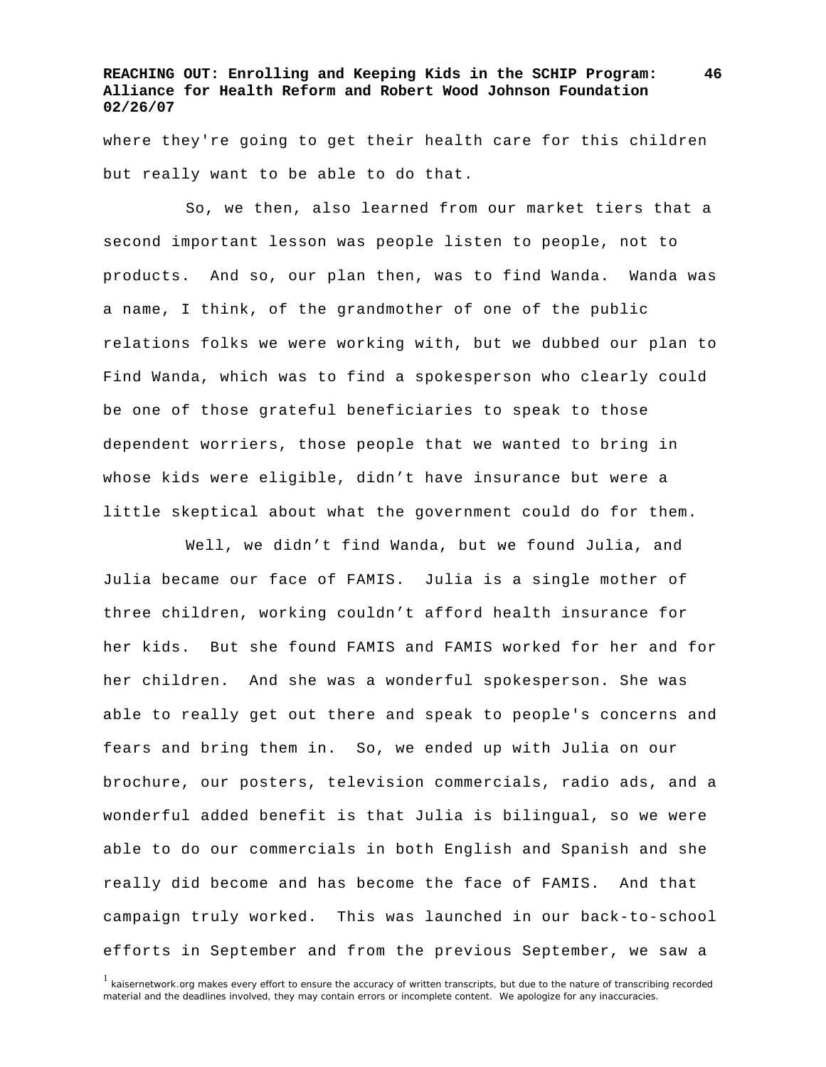where they're going to get their health care for this children but really want to be able to do that.

So, we then, also learned from our market tiers that a second important lesson was people listen to people, not to products. And so, our plan then, was to find Wanda. Wanda was a name, I think, of the grandmother of one of the public relations folks we were working with, but we dubbed our plan to Find Wanda, which was to find a spokesperson who clearly could be one of those grateful beneficiaries to speak to those dependent worriers, those people that we wanted to bring in whose kids were eligible, didn't have insurance but were a little skeptical about what the government could do for them.

Well, we didn't find Wanda, but we found Julia, and Julia became our face of FAMIS. Julia is a single mother of three children, working couldn't afford health insurance for her kids. But she found FAMIS and FAMIS worked for her and for her children. And she was a wonderful spokesperson. She was able to really get out there and speak to people's concerns and fears and bring them in. So, we ended up with Julia on our brochure, our posters, television commercials, radio ads, and a wonderful added benefit is that Julia is bilingual, so we were able to do our commercials in both English and Spanish and she really did become and has become the face of FAMIS. And that campaign truly worked. This was launched in our back-to-school efforts in September and from the previous September, we saw a

[1] kaisernetwork.org makes every effort to ensure the accuracy of written transcripts, but due to the nature of transcribing recorded material and the deadlines involved, they may contain errors or incomplete content. We apologize for any inaccuracies.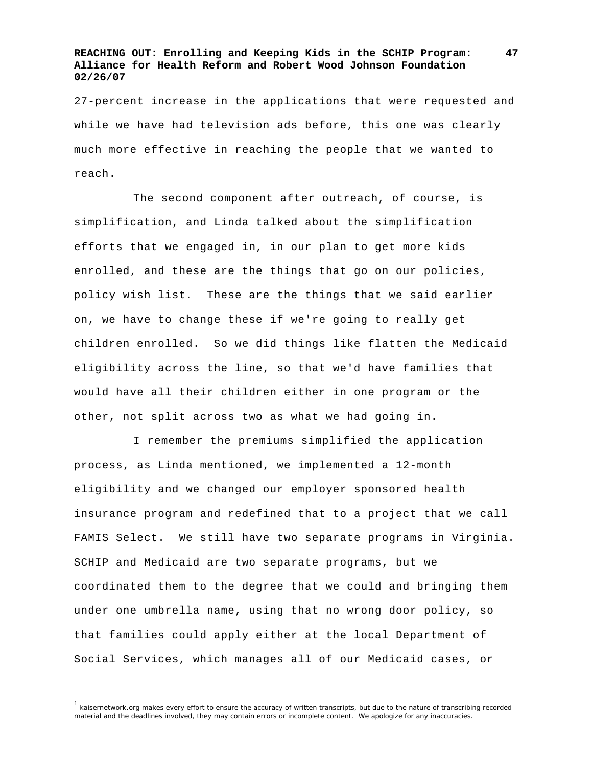27-percent increase in the applications that were requested and while we have had television ads before, this one was clearly much more effective in reaching the people that we wanted to reach.

The second component after outreach, of course, is simplification, and Linda talked about the simplification efforts that we engaged in, in our plan to get more kids enrolled, and these are the things that go on our policies, policy wish list. These are the things that we said earlier on, we have to change these if we're going to really get children enrolled. So we did things like flatten the Medicaid eligibility across the line, so that we'd have families that would have all their children either in one program or the other, not split across two as what we had going in.

I remember the premiums simplified the application process, as Linda mentioned, we implemented a 12-month eligibility and we changed our employer sponsored health insurance program and redefined that to a project that we call FAMIS Select. We still have two separate programs in Virginia. SCHIP and Medicaid are two separate programs, but we coordinated them to the degree that we could and bringing them under one umbrella name, using that no wrong door policy, so that families could apply either at the local Department of Social Services, which manages all of our Medicaid cases, or

[1] kaisernetwork.org makes every effort to ensure the accuracy of written transcripts, but due to the nature of transcribing recorded material and the deadlines involved, they may contain errors or incomplete content. We apologize for any inaccuracies.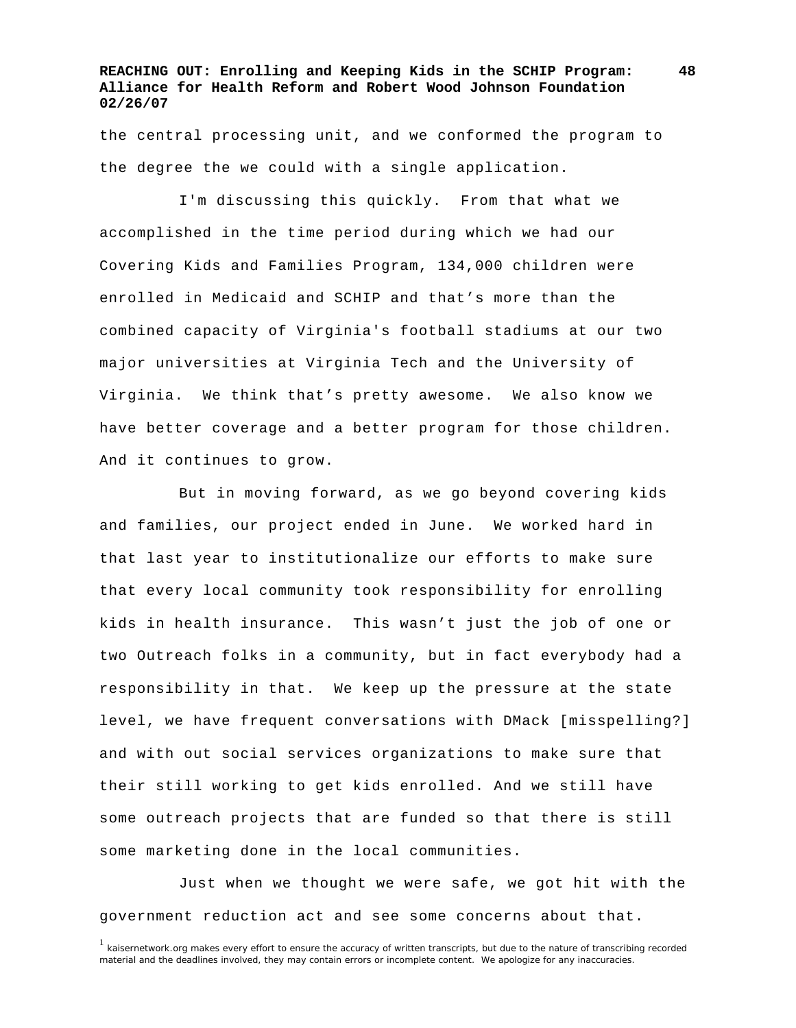the central processing unit, and we conformed the program to the degree the we could with a single application.

I'm discussing this quickly. From that what we accomplished in the time period during which we had our Covering Kids and Families Program, 134,000 children were enrolled in Medicaid and SCHIP and that’s more than the combined capacity of Virginia's football stadiums at our two major universities at Virginia Tech and the University of Virginia. We think that’s pretty awesome. We also know we have better coverage and a better program for those children. And it continues to grow.

But in moving forward, as we go beyond covering kids and families, our project ended in June. We worked hard in that last year to institutionalize our efforts to make sure that every local community took responsibility for enrolling kids in health insurance. This wasn’t just the job of one or two Outreach folks in a community, but in fact everybody had a responsibility in that. We keep up the pressure at the state level, we have frequent conversations with DMack [misspelling?] and with out social services organizations to make sure that their still working to get kids enrolled. And we still have some outreach projects that are funded so that there is still some marketing done in the local communities.

Just when we thought we were safe, we got hit with the government reduction act and see some concerns about that.

[1] kaisernetwork.org makes every effort to ensure the accuracy of written transcripts, but due to the nature of transcribing recorded material and the deadlines involved, they may contain errors or incomplete content. We apologize for any inaccuracies.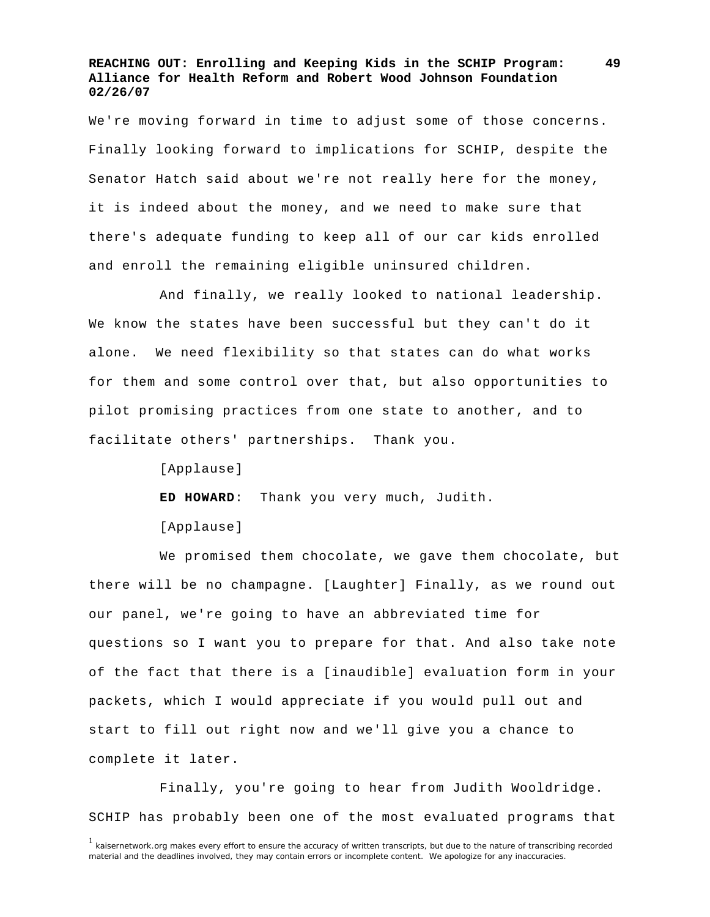We're moving forward in time to adjust some of those concerns. Finally looking forward to implications for SCHIP, despite the Senator Hatch said about we're not really here for the money, it is indeed about the money, and we need to make sure that there's adequate funding to keep all of our car kids enrolled and enroll the remaining eligible uninsured children.

And finally, we really looked to national leadership. We know the states have been successful but they can't do it alone. We need flexibility so that states can do what works for them and some control over that, but also opportunities to pilot promising practices from one state to another, and to facilitate others' partnerships. Thank you.

[Applause]

**ED HOWARD**: Thank you very much, Judith.

[Applause]

We promised them chocolate, we gave them chocolate, but there will be no champagne. [Laughter] Finally, as we round out our panel, we're going to have an abbreviated time for questions so I want you to prepare for that. And also take note of the fact that there is a [inaudible] evaluation form in your packets, which I would appreciate if you would pull out and start to fill out right now and we'll give you a chance to complete it later.

Finally, you're going to hear from Judith Wooldridge. SCHIP has probably been one of the most evaluated programs that

[1] kaisernetwork.org makes every effort to ensure the accuracy of written transcripts, but due to the nature of transcribing recorded material and the deadlines involved, they may contain errors or incomplete content. We apologize for any inaccuracies.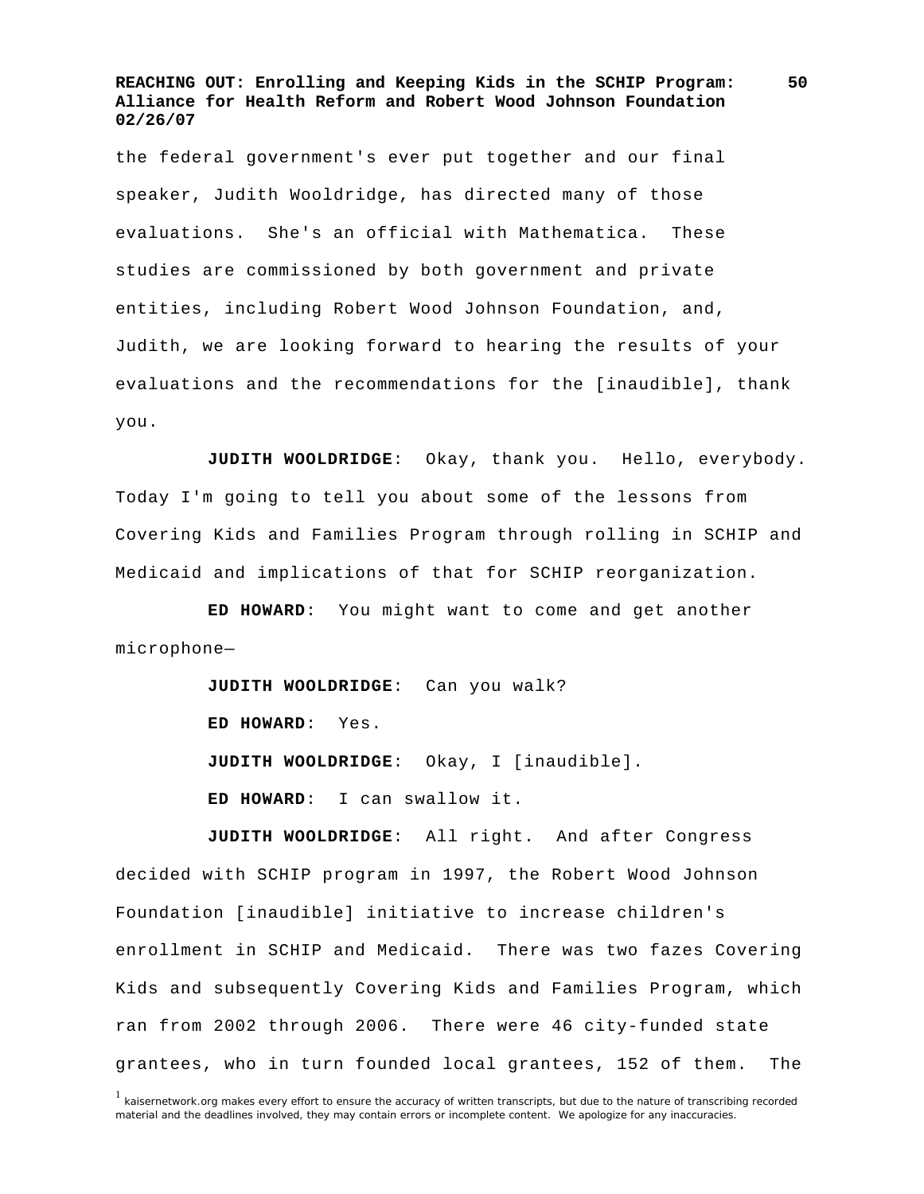the federal government's ever put together and our final speaker, Judith Wooldridge, has directed many of those evaluations. She's an official with Mathematica. These studies are commissioned by both government and private entities, including Robert Wood Johnson Foundation, and, Judith, we are looking forward to hearing the results of your evaluations and the recommendations for the [inaudible], thank you.

**JUDITH WOOLDRIDGE**: Okay, thank you. Hello, everybody. Today I'm going to tell you about some of the lessons from Covering Kids and Families Program through rolling in SCHIP and Medicaid and implications of that for SCHIP reorganization.

**ED HOWARD**: You might want to come and get another microphone—

**JUDITH WOOLDRIDGE**: Can you walk?

**ED HOWARD**: Yes.

**JUDITH WOOLDRIDGE**: Okay, I [inaudible].

**ED HOWARD**: I can swallow it.

**JUDITH WOOLDRIDGE**: All right. And after Congress decided with SCHIP program in 1997, the Robert Wood Johnson Foundation [inaudible] initiative to increase children's enrollment in SCHIP and Medicaid. There was two fazes Covering Kids and subsequently Covering Kids and Families Program, which ran from 2002 through 2006. There were 46 city-funded state grantees, who in turn founded local grantees, 152 of them. The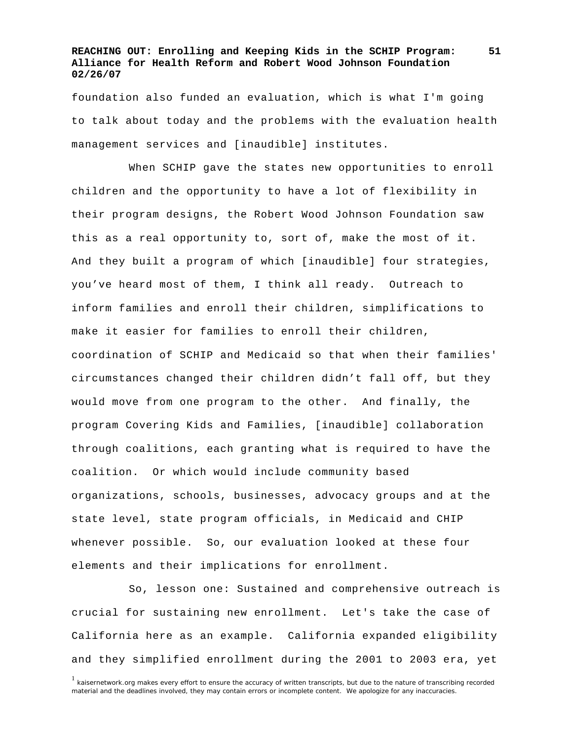foundation also funded an evaluation, which is what I'm going to talk about today and the problems with the evaluation health management services and [inaudible] institutes.

When SCHIP gave the states new opportunities to enroll children and the opportunity to have a lot of flexibility in their program designs, the Robert Wood Johnson Foundation saw this as a real opportunity to, sort of, make the most of it. And they built a program of which [inaudible] four strategies, you've heard most of them, I think all ready. Outreach to inform families and enroll their children, simplifications to make it easier for families to enroll their children, coordination of SCHIP and Medicaid so that when their families' circumstances changed their children didn't fall off, but they would move from one program to the other. And finally, the program Covering Kids and Families, [inaudible] collaboration through coalitions, each granting what is required to have the coalition. Or which would include community based organizations, schools, businesses, advocacy groups and at the state level, state program officials, in Medicaid and CHIP whenever possible. So, our evaluation looked at these four elements and their implications for enrollment.

So, lesson one: Sustained and comprehensive outreach is crucial for sustaining new enrollment. Let's take the case of California here as an example. California expanded eligibility and they simplified enrollment during the 2001 to 2003 era, yet

[1] kaisernetwork.org makes every effort to ensure the accuracy of written transcripts, but due to the nature of transcribing recorded material and the deadlines involved, they may contain errors or incomplete content. We apologize for any inaccuracies.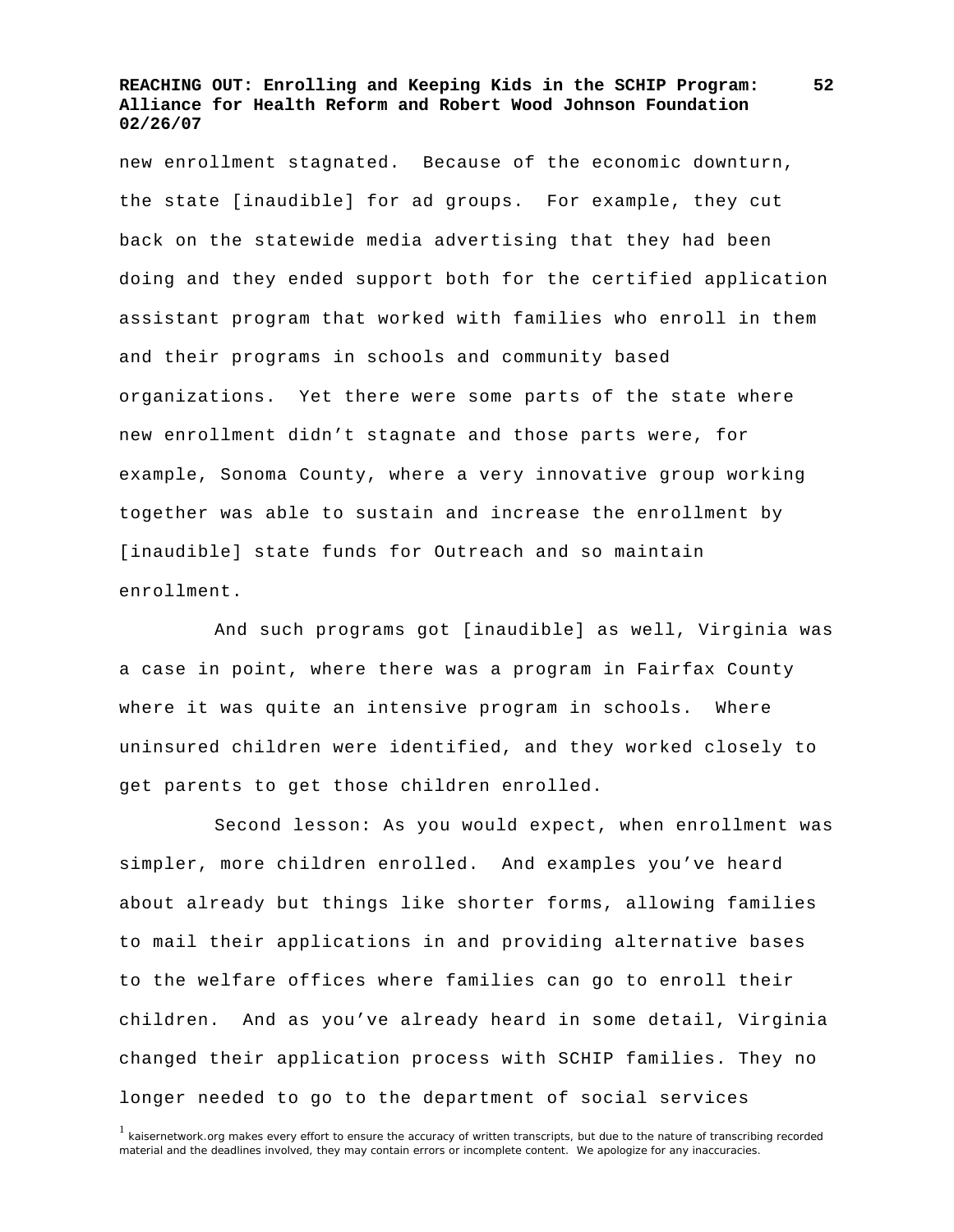new enrollment stagnated. Because of the economic downturn, the state [inaudible] for ad groups. For example, they cut back on the statewide media advertising that they had been doing and they ended support both for the certified application assistant program that worked with families who enroll in them and their programs in schools and community based organizations. Yet there were some parts of the state where new enrollment didn't stagnate and those parts were, for example, Sonoma County, where a very innovative group working together was able to sustain and increase the enrollment by [inaudible] state funds for Outreach and so maintain enrollment.

And such programs got [inaudible] as well, Virginia was a case in point, where there was a program in Fairfax County where it was quite an intensive program in schools. Where uninsured children were identified, and they worked closely to get parents to get those children enrolled.

Second lesson: As you would expect, when enrollment was simpler, more children enrolled. And examples you've heard about already but things like shorter forms, allowing families to mail their applications in and providing alternative bases to the welfare offices where families can go to enroll their children. And as you've already heard in some detail, Virginia changed their application process with SCHIP families. They no longer needed to go to the department of social services

[1] kaisernetwork.org makes every effort to ensure the accuracy of written transcripts, but due to the nature of transcribing recorded material and the deadlines involved, they may contain errors or incomplete content. We apologize for any inaccuracies.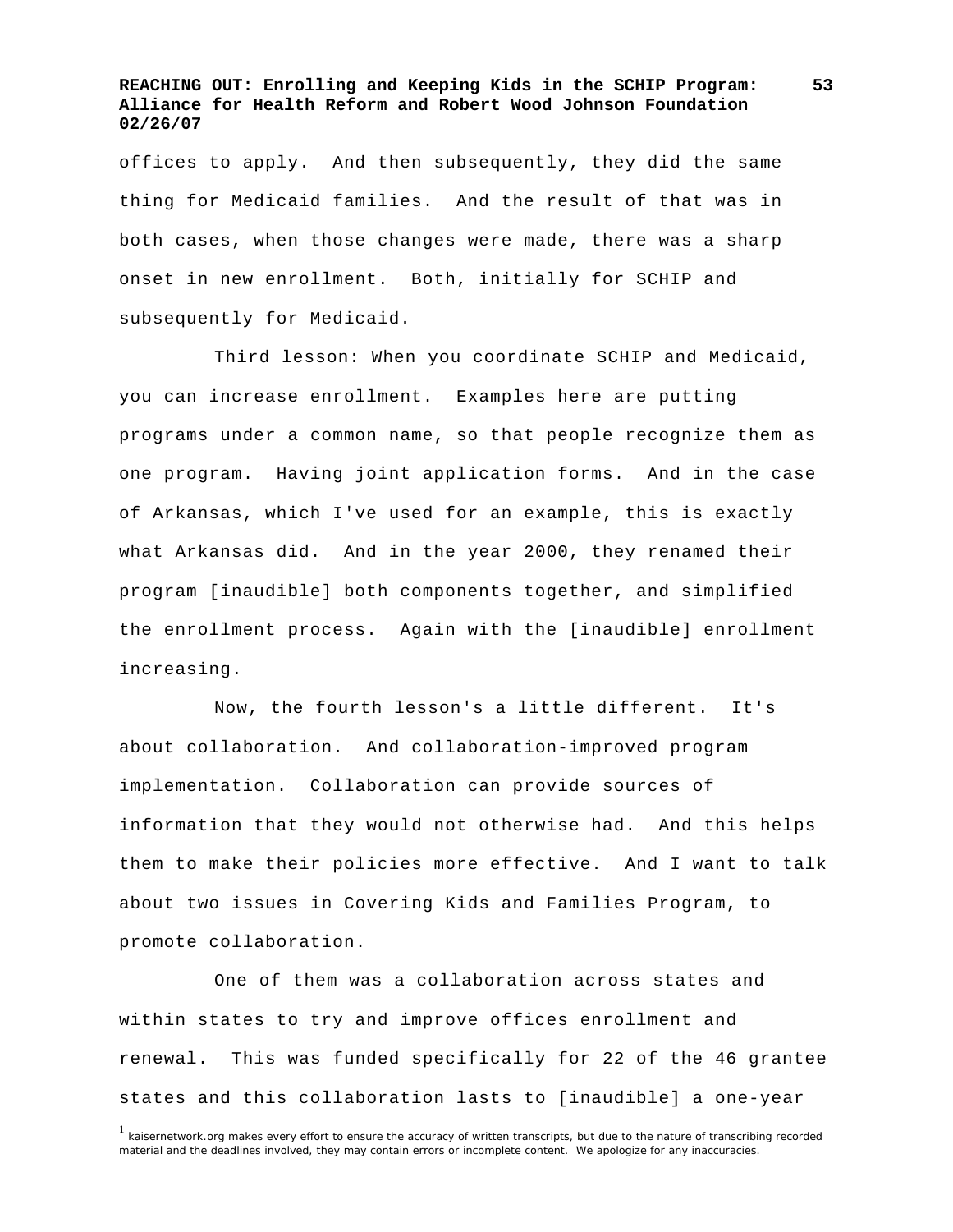offices to apply. And then subsequently, they did the same thing for Medicaid families. And the result of that was in both cases, when those changes were made, there was a sharp onset in new enrollment. Both, initially for SCHIP and subsequently for Medicaid.

Third lesson: When you coordinate SCHIP and Medicaid, you can increase enrollment. Examples here are putting programs under a common name, so that people recognize them as one program. Having joint application forms. And in the case of Arkansas, which I've used for an example, this is exactly what Arkansas did. And in the year 2000, they renamed their program [inaudible] both components together, and simplified the enrollment process. Again with the [inaudible] enrollment increasing.

Now, the fourth lesson's a little different. It's about collaboration. And collaboration-improved program implementation. Collaboration can provide sources of information that they would not otherwise had. And this helps them to make their policies more effective. And I want to talk about two issues in Covering Kids and Families Program, to promote collaboration.

One of them was a collaboration across states and within states to try and improve offices enrollment and renewal. This was funded specifically for 22 of the 46 grantee states and this collaboration lasts to [inaudible] a one-year

[1] kaisernetwork.org makes every effort to ensure the accuracy of written transcripts, but due to the nature of transcribing recorded material and the deadlines involved, they may contain errors or incomplete content. We apologize for any inaccuracies.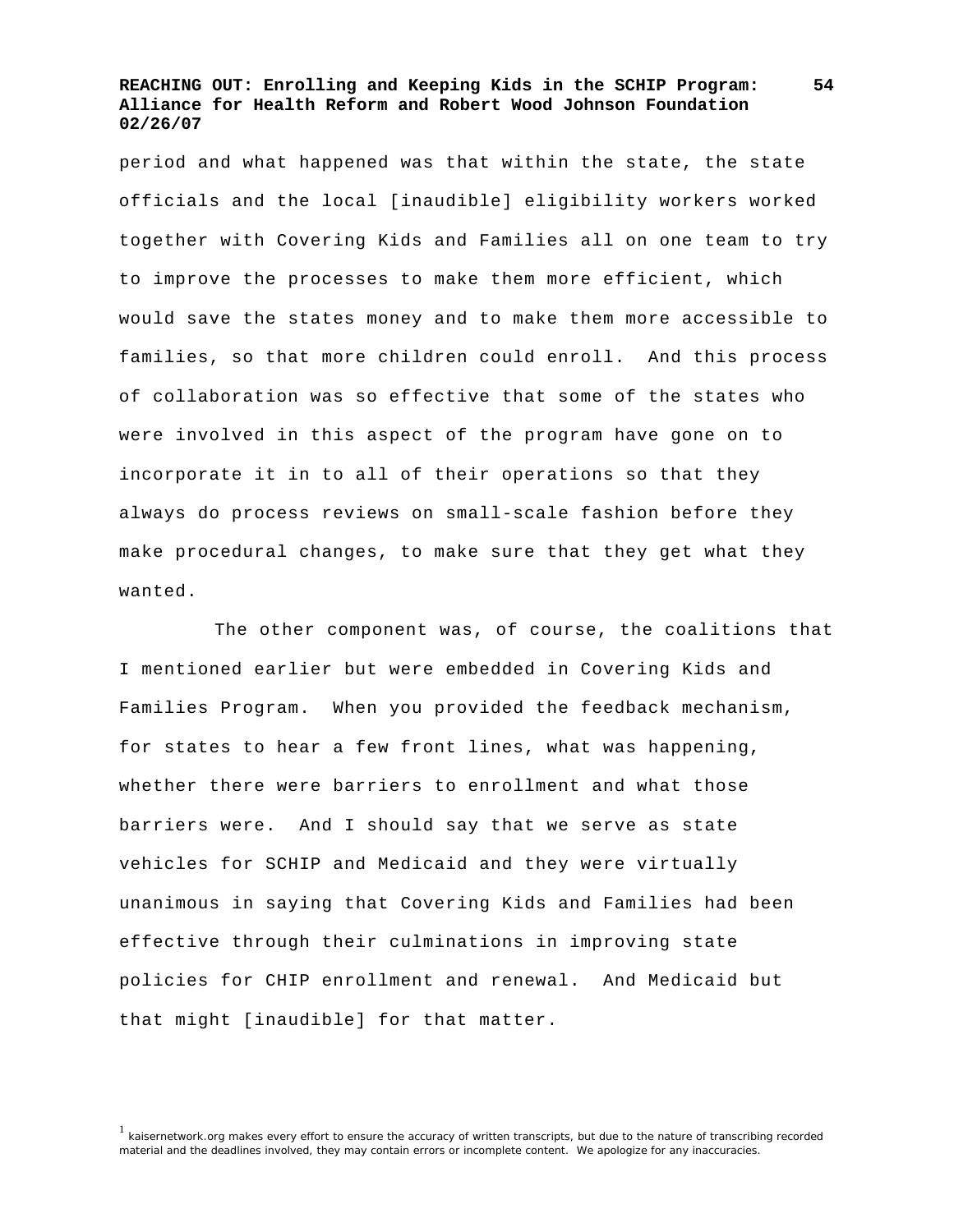period and what happened was that within the state, the state officials and the local [inaudible] eligibility workers worked together with Covering Kids and Families all on one team to try to improve the processes to make them more efficient, which would save the states money and to make them more accessible to families, so that more children could enroll. And this process of collaboration was so effective that some of the states who were involved in this aspect of the program have gone on to incorporate it in to all of their operations so that they always do process reviews on small-scale fashion before they make procedural changes, to make sure that they get what they wanted.

The other component was, of course, the coalitions that I mentioned earlier but were embedded in Covering Kids and Families Program. When you provided the feedback mechanism, for states to hear a few front lines, what was happening, whether there were barriers to enrollment and what those barriers were. And I should say that we serve as state vehicles for SCHIP and Medicaid and they were virtually unanimous in saying that Covering Kids and Families had been effective through their culminations in improving state policies for CHIP enrollment and renewal. And Medicaid but that might [inaudible] for that matter.

[1] kaisernetwork.org makes every effort to ensure the accuracy of written transcripts, but due to the nature of transcribing recorded material and the deadlines involved, they may contain errors or incomplete content. We apologize for any inaccuracies.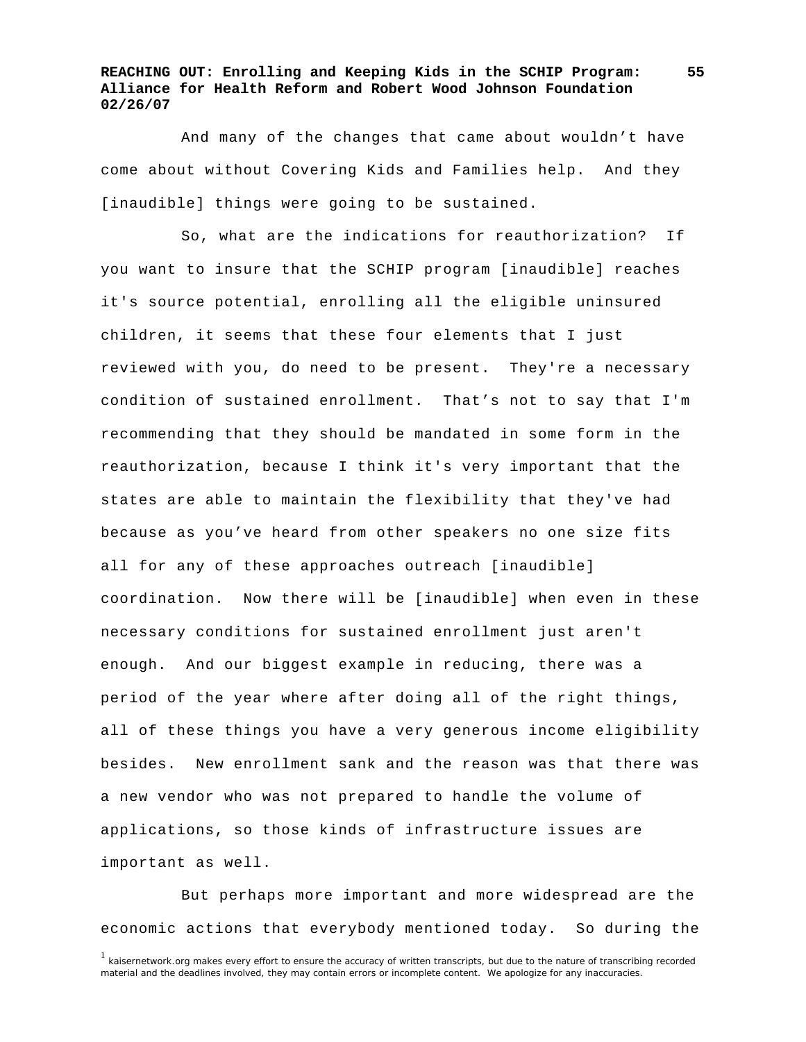And many of the changes that came about wouldn't have come about without Covering Kids and Families help. And they [inaudible] things were going to be sustained.

So, what are the indications for reauthorization? If you want to insure that the SCHIP program [inaudible] reaches it's source potential, enrolling all the eligible uninsured children, it seems that these four elements that I just reviewed with you, do need to be present. They're a necessary condition of sustained enrollment. That's not to say that I'm recommending that they should be mandated in some form in the reauthorization, because I think it's very important that the states are able to maintain the flexibility that they've had because as you've heard from other speakers no one size fits all for any of these approaches outreach [inaudible] coordination. Now there will be [inaudible] when even in these necessary conditions for sustained enrollment just aren't enough. And our biggest example in reducing, there was a period of the year where after doing all of the right things, all of these things you have a very generous income eligibility besides. New enrollment sank and the reason was that there was a new vendor who was not prepared to handle the volume of applications, so those kinds of infrastructure issues are important as well.

But perhaps more important and more widespread are the economic actions that everybody mentioned today. So during the

[1] kaisernetwork.org makes every effort to ensure the accuracy of written transcripts, but due to the nature of transcribing recorded material and the deadlines involved, they may contain errors or incomplete content. We apologize for any inaccuracies.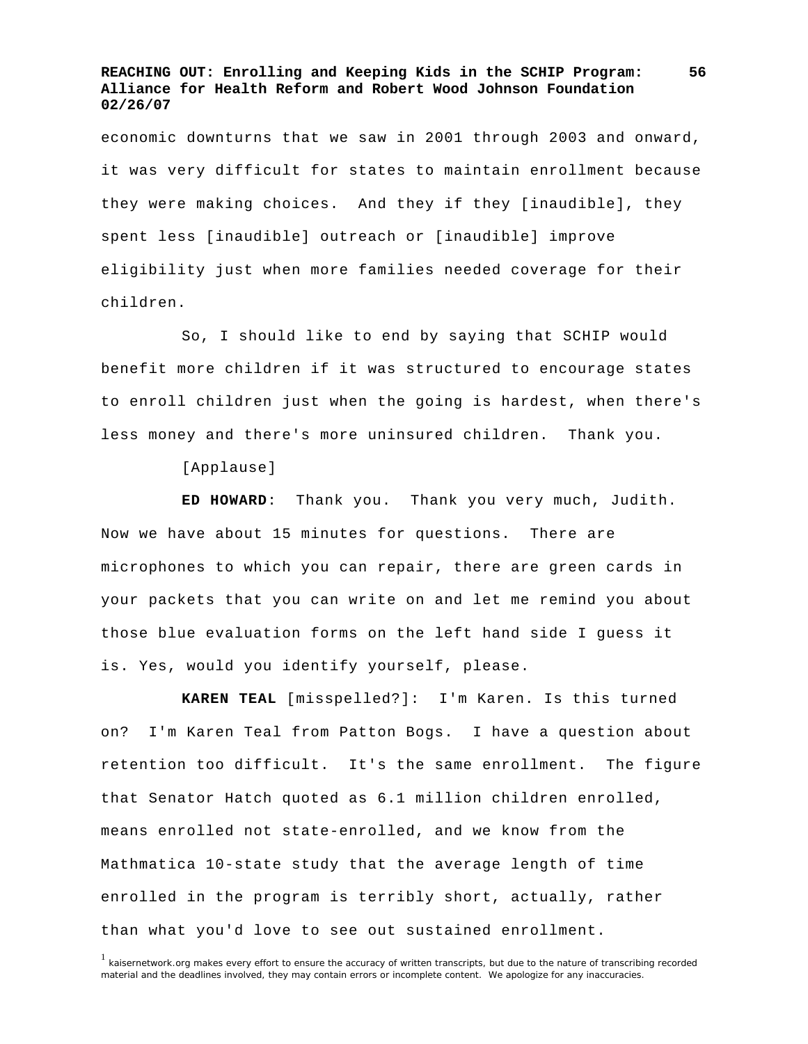economic downturns that we saw in 2001 through 2003 and onward, it was very difficult for states to maintain enrollment because they were making choices. And they if they [inaudible], they spent less [inaudible] outreach or [inaudible] improve eligibility just when more families needed coverage for their children.

So, I should like to end by saying that SCHIP would benefit more children if it was structured to encourage states to enroll children just when the going is hardest, when there's less money and there's more uninsured children. Thank you.

[Applause]

**ED HOWARD**: Thank you. Thank you very much, Judith. Now we have about 15 minutes for questions. There are microphones to which you can repair, there are green cards in your packets that you can write on and let me remind you about those blue evaluation forms on the left hand side I guess it is. Yes, would you identify yourself, please.

**KAREN TEAL** [misspelled?]: I'm Karen. Is this turned on? I'm Karen Teal from Patton Bogs. I have a question about retention too difficult. It's the same enrollment. The figure that Senator Hatch quoted as 6.1 million children enrolled, means enrolled not state-enrolled, and we know from the Mathmatica 10-state study that the average length of time enrolled in the program is terribly short, actually, rather than what you'd love to see out sustained enrollment.

[1] kaisernetwork.org makes every effort to ensure the accuracy of written transcripts, but due to the nature of transcribing recorded material and the deadlines involved, they may contain errors or incomplete content. We apologize for any inaccuracies.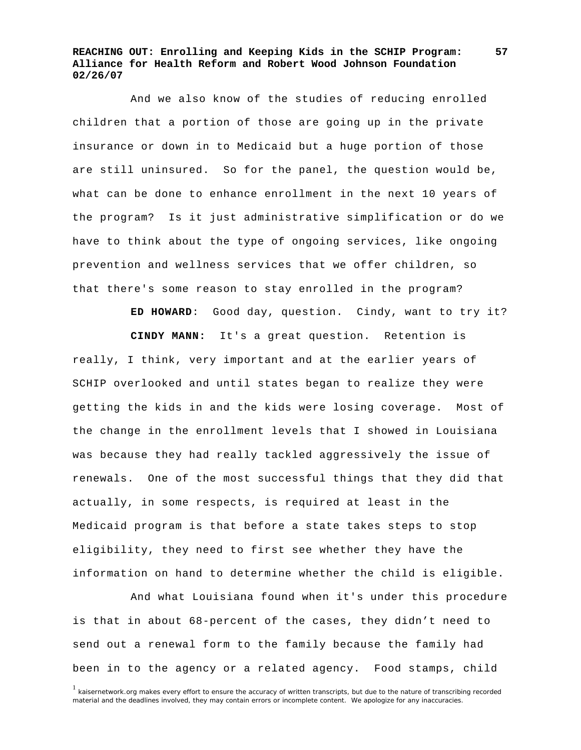And we also know of the studies of reducing enrolled children that a portion of those are going up in the private insurance or down in to Medicaid but a huge portion of those are still uninsured. So for the panel, the question would be, what can be done to enhance enrollment in the next 10 years of the program? Is it just administrative simplification or do we have to think about the type of ongoing services, like ongoing prevention and wellness services that we offer children, so that there's some reason to stay enrolled in the program?

**ED HOWARD**: Good day, question. Cindy, want to try it?

**CINDY MANN:** It's a great question. Retention is really, I think, very important and at the earlier years of SCHIP overlooked and until states began to realize they were getting the kids in and the kids were losing coverage. Most of the change in the enrollment levels that I showed in Louisiana was because they had really tackled aggressively the issue of renewals. One of the most successful things that they did that actually, in some respects, is required at least in the Medicaid program is that before a state takes steps to stop eligibility, they need to first see whether they have the information on hand to determine whether the child is eligible.

And what Louisiana found when it's under this procedure is that in about 68-percent of the cases, they didn't need to send out a renewal form to the family because the family had been in to the agency or a related agency. Food stamps, child

[1] kaisernetwork.org makes every effort to ensure the accuracy of written transcripts, but due to the nature of transcribing recorded material and the deadlines involved, they may contain errors or incomplete content. We apologize for any inaccuracies.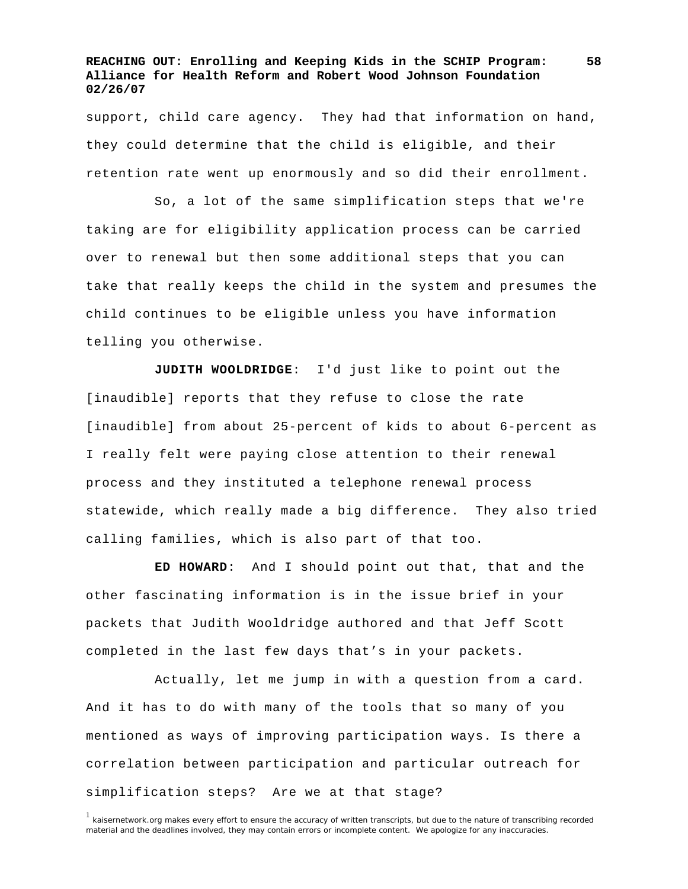support, child care agency. They had that information on hand, they could determine that the child is eligible, and their retention rate went up enormously and so did their enrollment.

So, a lot of the same simplification steps that we're taking are for eligibility application process can be carried over to renewal but then some additional steps that you can take that really keeps the child in the system and presumes the child continues to be eligible unless you have information telling you otherwise.

**JUDITH WOOLDRIDGE**: I'd just like to point out the [inaudible] reports that they refuse to close the rate [inaudible] from about 25-percent of kids to about 6-percent as I really felt were paying close attention to their renewal process and they instituted a telephone renewal process statewide, which really made a big difference. They also tried calling families, which is also part of that too.

**ED HOWARD**: And I should point out that, that and the other fascinating information is in the issue brief in your packets that Judith Wooldridge authored and that Jeff Scott completed in the last few days that's in your packets.

Actually, let me jump in with a question from a card. And it has to do with many of the tools that so many of you mentioned as ways of improving participation ways. Is there a correlation between participation and particular outreach for simplification steps? Are we at that stage?

[1] kaisernetwork.org makes every effort to ensure the accuracy of written transcripts, but due to the nature of transcribing recorded material and the deadlines involved, they may contain errors or incomplete content. We apologize for any inaccuracies.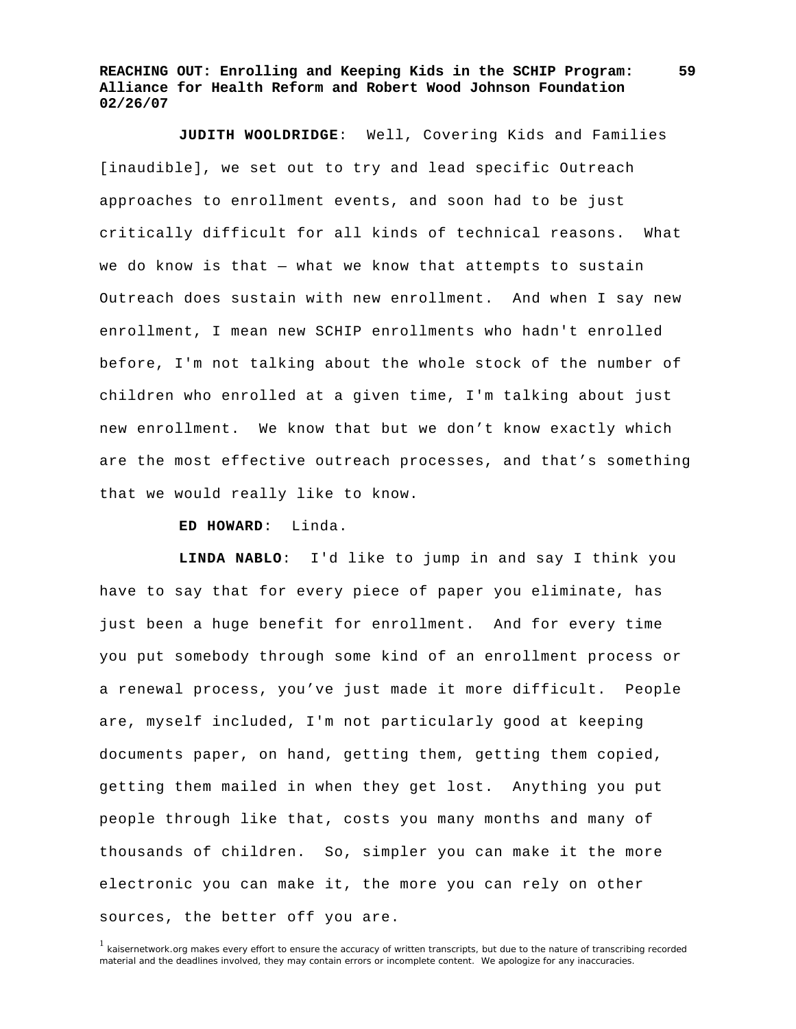**JUDITH WOOLDRIDGE**: Well, Covering Kids and Families [inaudible], we set out to try and lead specific Outreach approaches to enrollment events, and soon had to be just critically difficult for all kinds of technical reasons. What we do know is that — what we know that attempts to sustain Outreach does sustain with new enrollment. And when I say new enrollment, I mean new SCHIP enrollments who hadn't enrolled before, I'm not talking about the whole stock of the number of children who enrolled at a given time, I'm talking about just new enrollment. We know that but we don’t know exactly which are the most effective outreach processes, and that’s something that we would really like to know.

**ED HOWARD**: Linda.

**LINDA NABLO**: I'd like to jump in and say I think you have to say that for every piece of paper you eliminate, has just been a huge benefit for enrollment. And for every time you put somebody through some kind of an enrollment process or a renewal process, you’ve just made it more difficult. People are, myself included, I'm not particularly good at keeping documents paper, on hand, getting them, getting them copied, getting them mailed in when they get lost. Anything you put people through like that, costs you many months and many of thousands of children. So, simpler you can make it the more electronic you can make it, the more you can rely on other sources, the better off you are.

[1] kaisernetwork.org makes every effort to ensure the accuracy of written transcripts, but due to the nature of transcribing recorded material and the deadlines involved, they may contain errors or incomplete content. We apologize for any inaccuracies.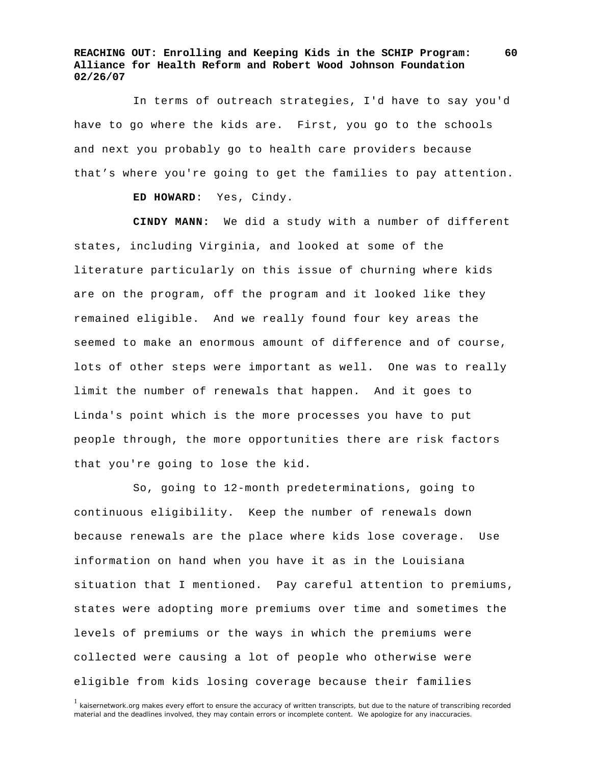In terms of outreach strategies, I'd have to say you'd have to go where the kids are. First, you go to the schools and next you probably go to health care providers because that's where you're going to get the families to pay attention.

**ED HOWARD**: Yes, Cindy.

**CINDY MANN:** We did a study with a number of different states, including Virginia, and looked at some of the literature particularly on this issue of churning where kids are on the program, off the program and it looked like they remained eligible. And we really found four key areas the seemed to make an enormous amount of difference and of course, lots of other steps were important as well. One was to really limit the number of renewals that happen. And it goes to Linda's point which is the more processes you have to put people through, the more opportunities there are risk factors that you're going to lose the kid.

So, going to 12-month predeterminations, going to continuous eligibility. Keep the number of renewals down because renewals are the place where kids lose coverage. Use information on hand when you have it as in the Louisiana situation that I mentioned. Pay careful attention to premiums, states were adopting more premiums over time and sometimes the levels of premiums or the ways in which the premiums were collected were causing a lot of people who otherwise were eligible from kids losing coverage because their families

[1] kaisernetwork.org makes every effort to ensure the accuracy of written transcripts, but due to the nature of transcribing recorded material and the deadlines involved, they may contain errors or incomplete content. We apologize for any inaccuracies.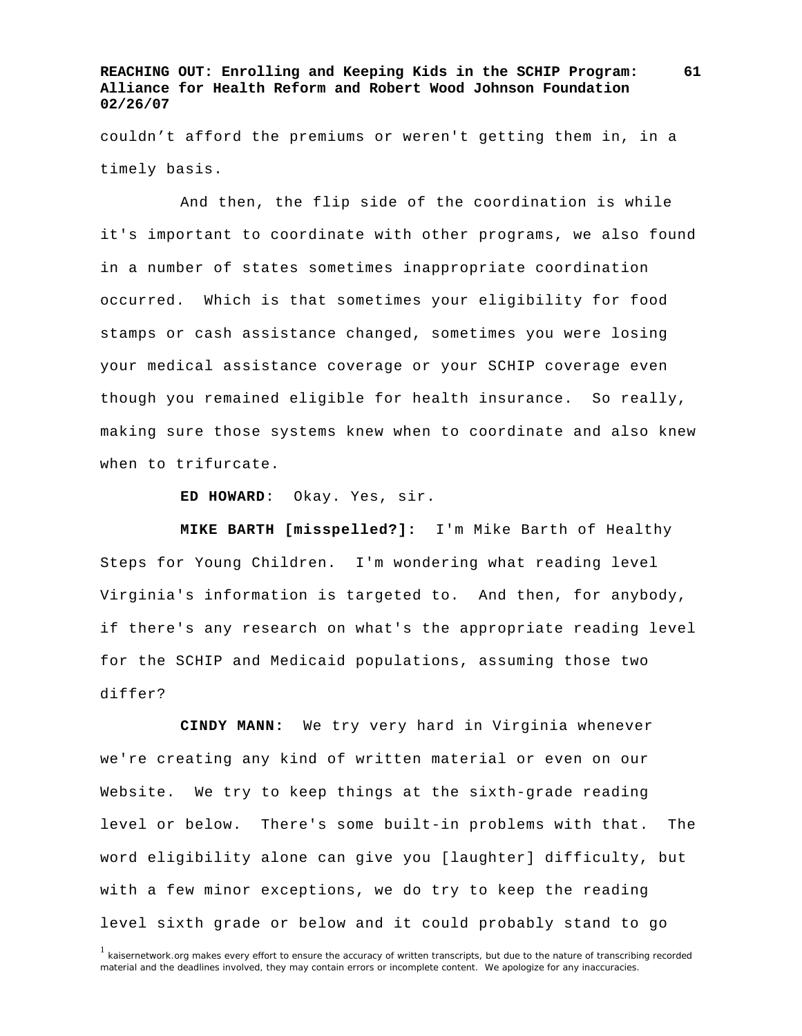couldn’t afford the premiums or weren't getting them in, in a timely basis.

And then, the flip side of the coordination is while it's important to coordinate with other programs, we also found in a number of states sometimes inappropriate coordination occurred. Which is that sometimes your eligibility for food stamps or cash assistance changed, sometimes you were losing your medical assistance coverage or your SCHIP coverage even though you remained eligible for health insurance. So really, making sure those systems knew when to coordinate and also knew when to trifurcate.

**ED HOWARD**: Okay. Yes, sir.

**MIKE BARTH [misspelled?]:** I'm Mike Barth of Healthy Steps for Young Children. I'm wondering what reading level Virginia's information is targeted to. And then, for anybody, if there's any research on what's the appropriate reading level for the SCHIP and Medicaid populations, assuming those two differ?

**CINDY MANN:** We try very hard in Virginia whenever we're creating any kind of written material or even on our Website. We try to keep things at the sixth-grade reading level or below. There's some built-in problems with that. The word eligibility alone can give you [laughter] difficulty, but with a few minor exceptions, we do try to keep the reading level sixth grade or below and it could probably stand to go

[1] kaisernetwork.org makes every effort to ensure the accuracy of written transcripts, but due to the nature of transcribing recorded material and the deadlines involved, they may contain errors or incomplete content. We apologize for any inaccuracies.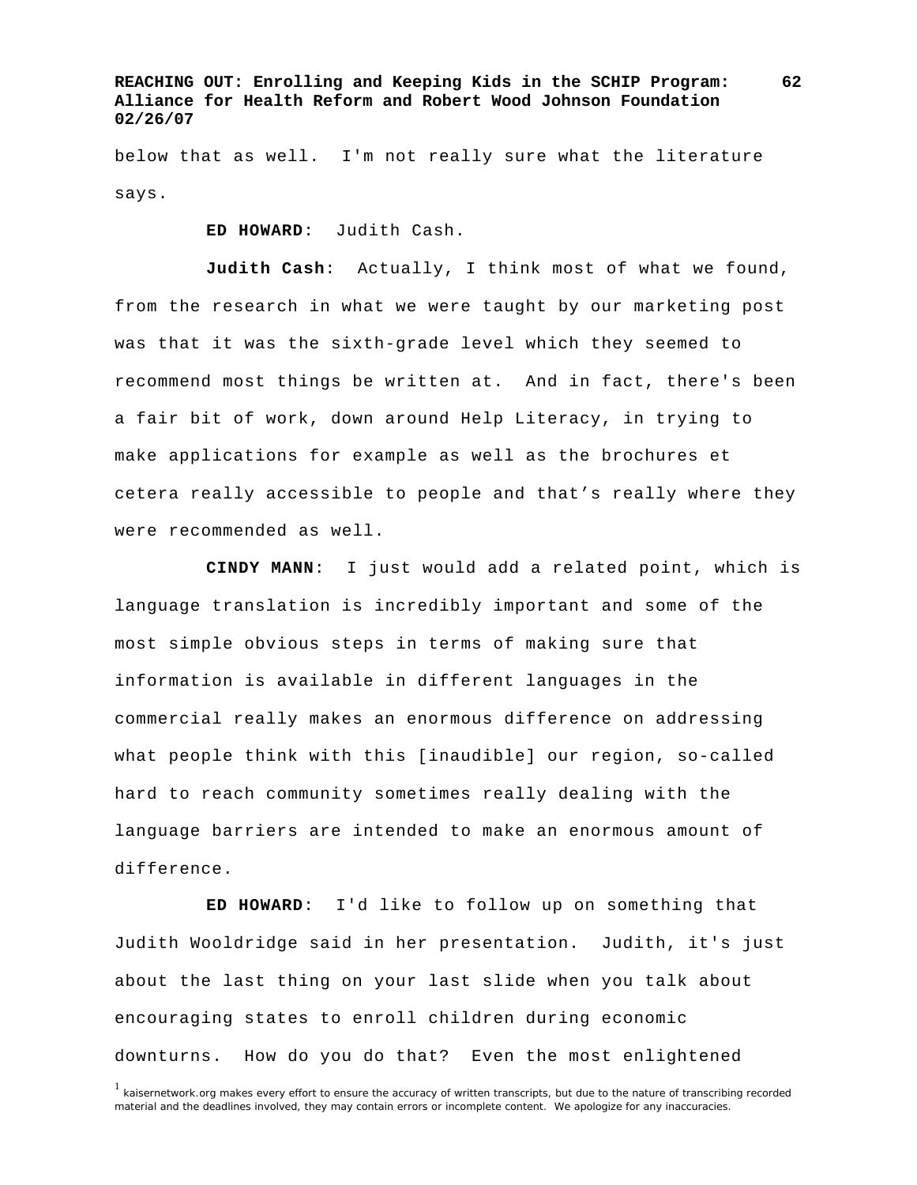below that as well. I'm not really sure what the literature says.

**ED HOWARD**: Judith Cash.

**Judith Cash**: Actually, I think most of what we found, from the research in what we were taught by our marketing post was that it was the sixth-grade level which they seemed to recommend most things be written at. And in fact, there's been a fair bit of work, down around Help Literacy, in trying to make applications for example as well as the brochures et cetera really accessible to people and that's really where they were recommended as well.

**CINDY MANN**: I just would add a related point, which is language translation is incredibly important and some of the most simple obvious steps in terms of making sure that information is available in different languages in the commercial really makes an enormous difference on addressing what people think with this [inaudible] our region, so-called hard to reach community sometimes really dealing with the language barriers are intended to make an enormous amount of difference.

**ED HOWARD**: I'd like to follow up on something that Judith Wooldridge said in her presentation. Judith, it's just about the last thing on your last slide when you talk about encouraging states to enroll children during economic downturns. How do you do that? Even the most enlightened

[1] kaisernetwork.org makes every effort to ensure the accuracy of written transcripts, but due to the nature of transcribing recorded material and the deadlines involved, they may contain errors or incomplete content. We apologize for any inaccuracies.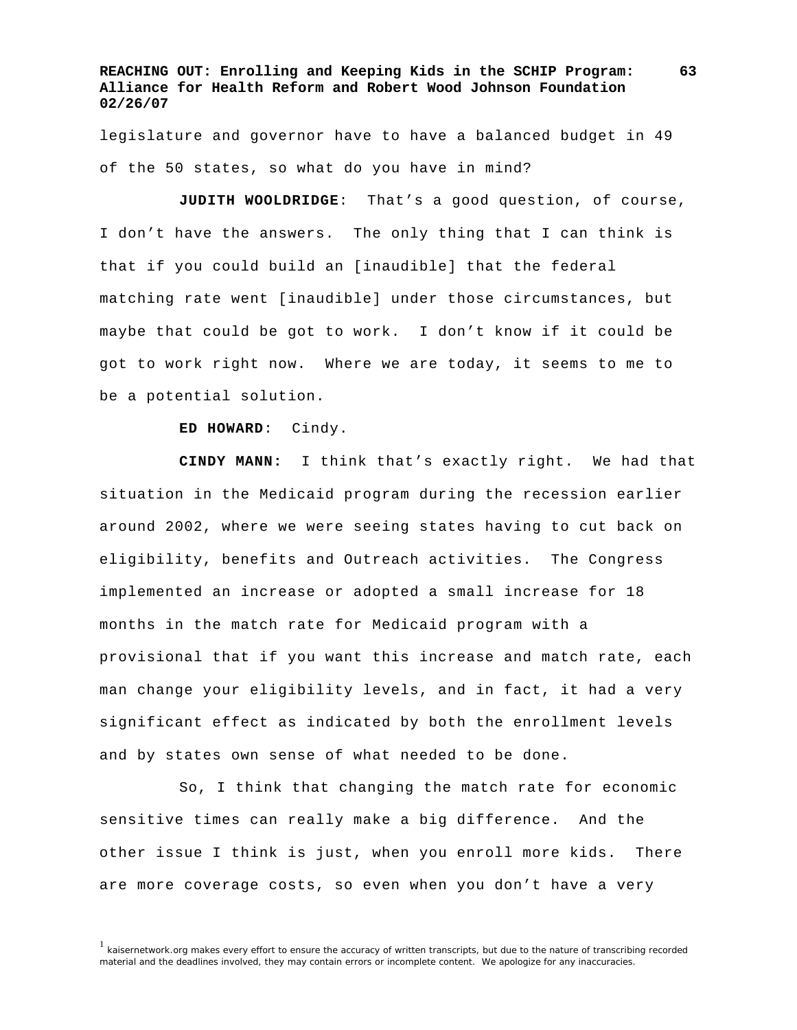legislature and governor have to have a balanced budget in 49 of the 50 states, so what do you have in mind?

**JUDITH WOOLDRIDGE**: That's a good question, of course, I don't have the answers. The only thing that I can think is that if you could build an [inaudible] that the federal matching rate went [inaudible] under those circumstances, but maybe that could be got to work. I don't know if it could be got to work right now. Where we are today, it seems to me to be a potential solution.

**ED HOWARD**: Cindy.

**CINDY MANN**: I think that's exactly right. We had that situation in the Medicaid program during the recession earlier around 2002, where we were seeing states having to cut back on eligibility, benefits and Outreach activities. The Congress implemented an increase or adopted a small increase for 18 months in the match rate for Medicaid program with a provisional that if you want this increase and match rate, each man change your eligibility levels, and in fact, it had a very significant effect as indicated by both the enrollment levels and by states own sense of what needed to be done.

So, I think that changing the match rate for economic sensitive times can really make a big difference. And the other issue I think is just, when you enroll more kids. There are more coverage costs, so even when you don't have a very

[1] kaisernetwork.org makes every effort to ensure the accuracy of written transcripts, but due to the nature of transcribing recorded material and the deadlines involved, they may contain errors or incomplete content. We apologize for any inaccuracies.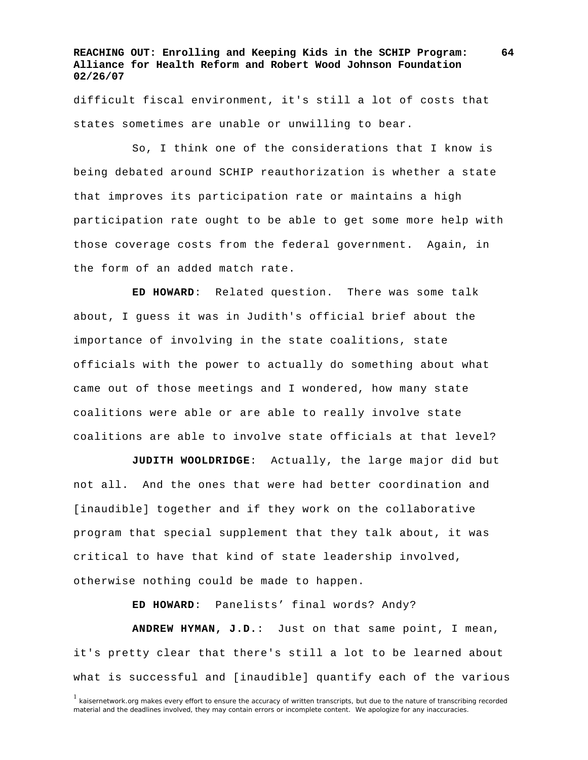difficult fiscal environment, it's still a lot of costs that states sometimes are unable or unwilling to bear.

So, I think one of the considerations that I know is being debated around SCHIP reauthorization is whether a state that improves its participation rate or maintains a high participation rate ought to be able to get some more help with those coverage costs from the federal government. Again, in the form of an added match rate.

**ED HOWARD**: Related question. There was some talk about, I guess it was in Judith's official brief about the importance of involving in the state coalitions, state officials with the power to actually do something about what came out of those meetings and I wondered, how many state coalitions were able or are able to really involve state coalitions are able to involve state officials at that level?

**JUDITH WOOLDRIDGE**: Actually, the large major did but not all. And the ones that were had better coordination and [inaudible] together and if they work on the collaborative program that special supplement that they talk about, it was critical to have that kind of state leadership involved, otherwise nothing could be made to happen.

**ED HOWARD**: Panelists' final words? Andy?

**ANDREW HYMAN, J.D.**: Just on that same point, I mean, it's pretty clear that there's still a lot to be learned about what is successful and [inaudible] quantify each of the various

[1] kaisernetwork.org makes every effort to ensure the accuracy of written transcripts, but due to the nature of transcribing recorded material and the deadlines involved, they may contain errors or incomplete content. We apologize for any inaccuracies.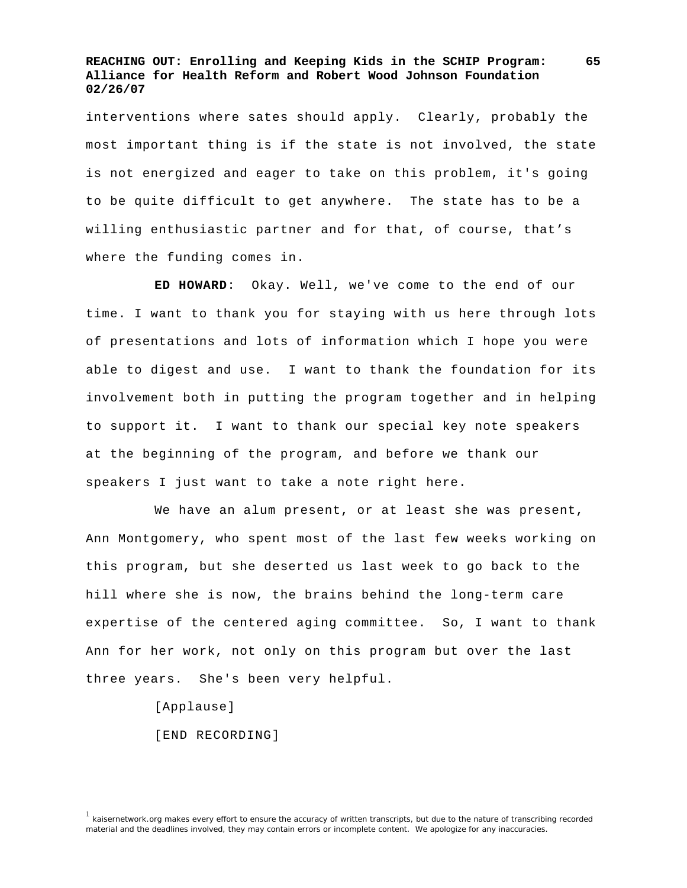interventions where sates should apply. Clearly, probably the most important thing is if the state is not involved, the state is not energized and eager to take on this problem, it's going to be quite difficult to get anywhere. The state has to be a willing enthusiastic partner and for that, of course, that's where the funding comes in.

**ED HOWARD**: Okay. Well, we've come to the end of our time. I want to thank you for staying with us here through lots of presentations and lots of information which I hope you were able to digest and use. I want to thank the foundation for its involvement both in putting the program together and in helping to support it. I want to thank our special key note speakers at the beginning of the program, and before we thank our speakers I just want to take a note right here.

We have an alum present, or at least she was present, Ann Montgomery, who spent most of the last few weeks working on this program, but she deserted us last week to go back to the hill where she is now, the brains behind the long-term care expertise of the centered aging committee. So, I want to thank Ann for her work, not only on this program but over the last three years. She's been very helpful.

[Applause]

[END RECORDING]

[1] kaisernetwork.org makes every effort to ensure the accuracy of written transcripts, but due to the nature of transcribing recorded material and the deadlines involved, they may contain errors or incomplete content. We apologize for any inaccuracies.